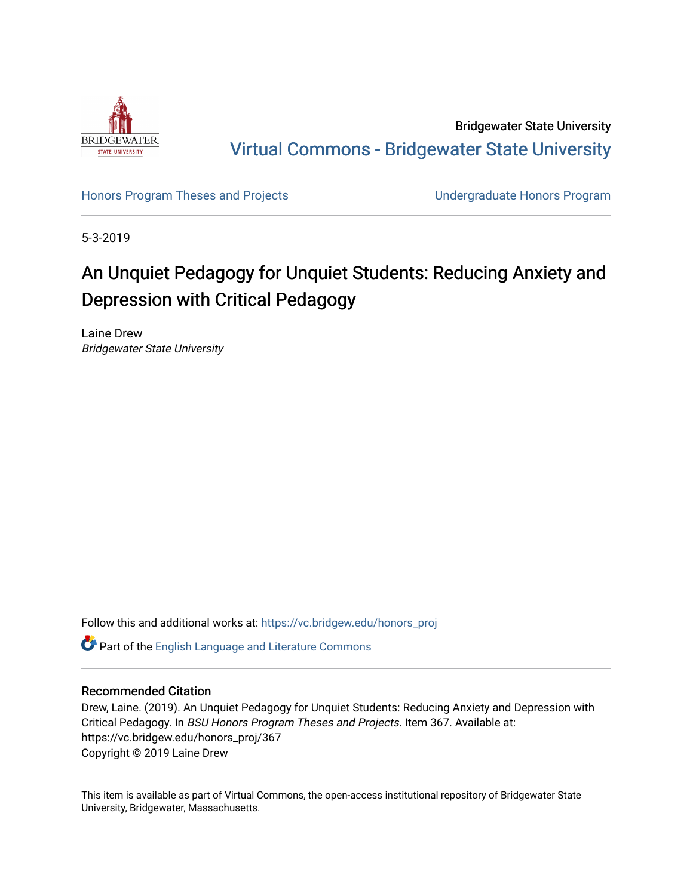Bridgewater State University

Virtual Commons - Bridgewater State University

Honors Program Theses and Projects | Undergraduate Honors Program

5-3-2019

# An Unquiet Pedagogy for Unquiet Students: Reducing Anxiety and Depression with Critical Pedagogy

Laine Drew
*Bridgewater State University*

Follow this and additional works at: https://vc.bridgew.edu/honors_proj

Part of the English Language and Literature Commons

## Recommended Citation

Drew, Laine. (2019). An Unquiet Pedagogy for Unquiet Students: Reducing Anxiety and Depression with Critical Pedagogy. In *BSU Honors Program Theses and Projects*. Item 367. Available at: https://vc.bridgew.edu/honors_proj/367
Copyright © 2019 Laine Drew

This item is available as part of Virtual Commons, the open-access institutional repository of Bridgewater State University, Bridgewater, Massachusetts.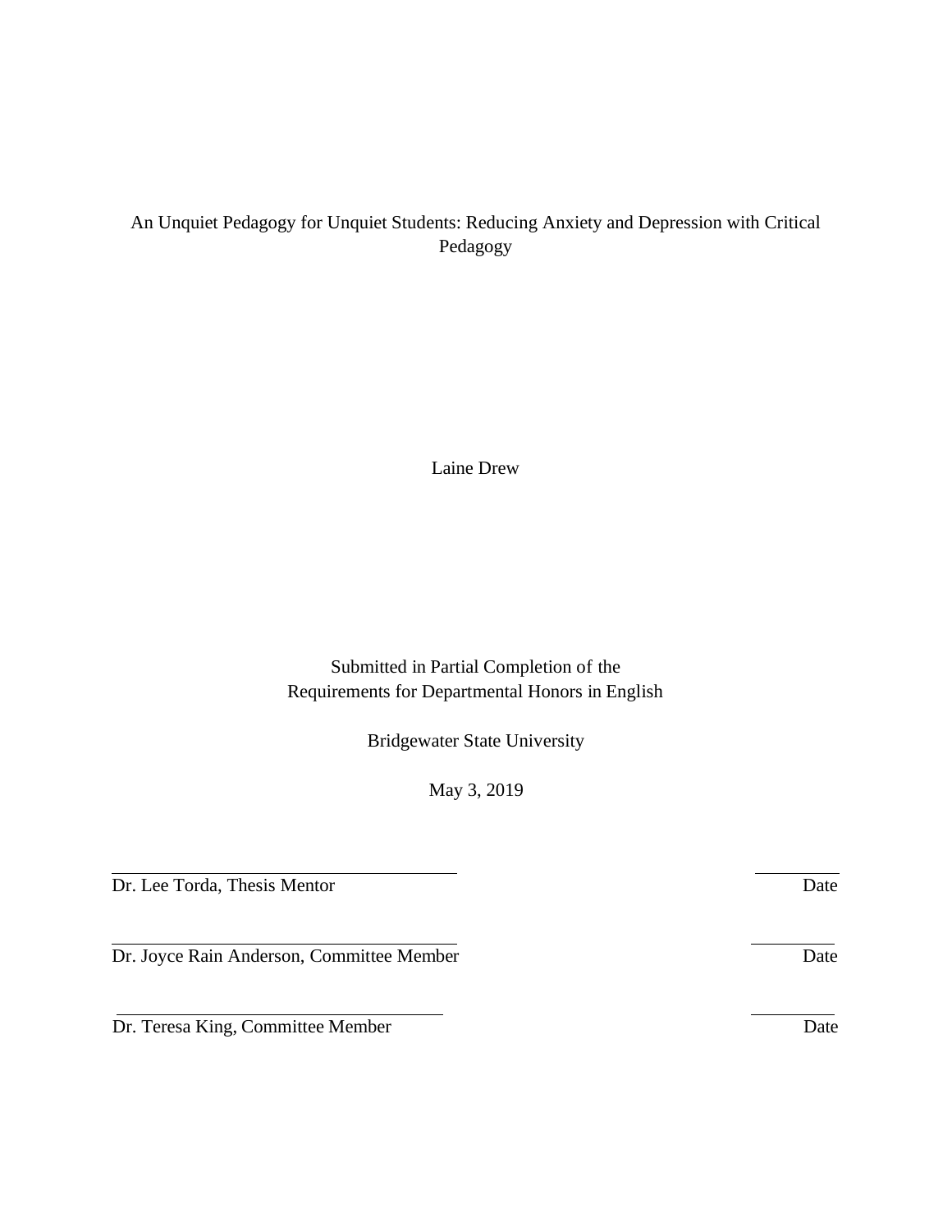An Unquiet Pedagogy for Unquiet Students: Reducing Anxiety and Depression with Critical Pedagogy

Laine Drew

Submitted in Partial Completion of the
Requirements for Departmental Honors in English

Bridgewater State University

May 3, 2019

Dr. Lee Torda, Thesis Mentor — Date

Dr. Joyce Rain Anderson, Committee Member — Date

Dr. Teresa King, Committee Member — Date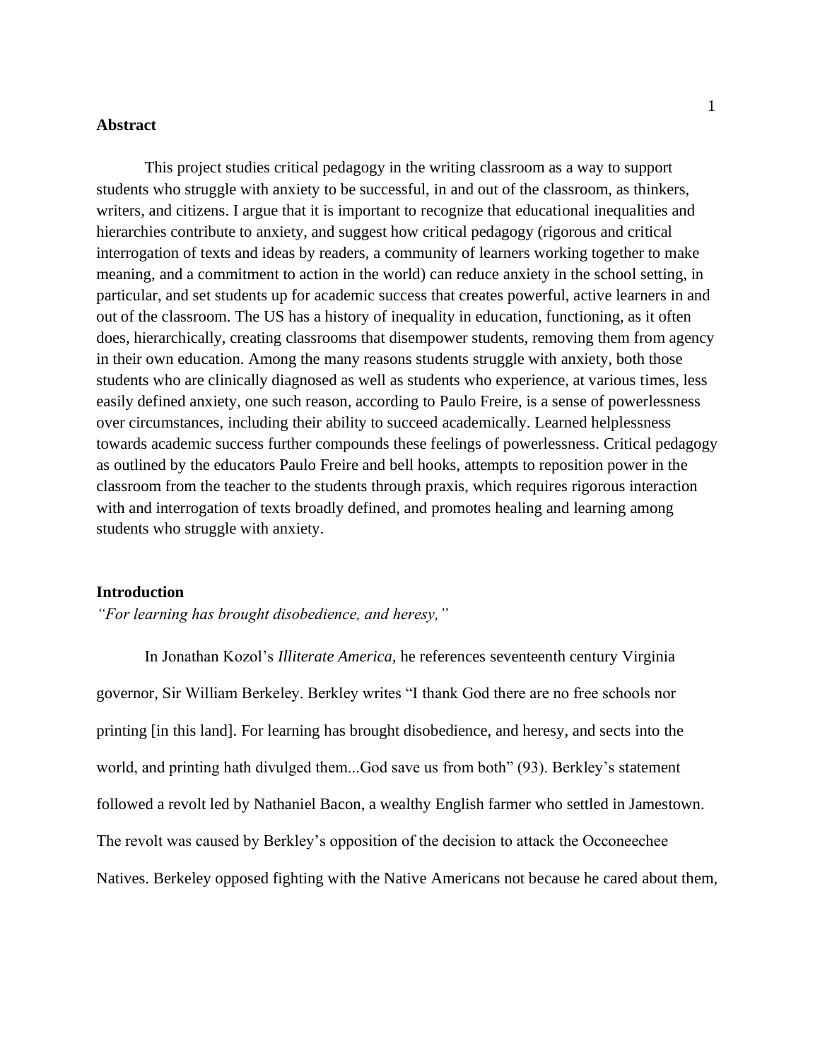## Abstract

This project studies critical pedagogy in the writing classroom as a way to support students who struggle with anxiety to be successful, in and out of the classroom, as thinkers, writers, and citizens. I argue that it is important to recognize that educational inequalities and hierarchies contribute to anxiety, and suggest how critical pedagogy (rigorous and critical interrogation of texts and ideas by readers, a community of learners working together to make meaning, and a commitment to action in the world) can reduce anxiety in the school setting, in particular, and set students up for academic success that creates powerful, active learners in and out of the classroom. The US has a history of inequality in education, functioning, as it often does, hierarchically, creating classrooms that disempower students, removing them from agency in their own education. Among the many reasons students struggle with anxiety, both those students who are clinically diagnosed as well as students who experience, at various times, less easily defined anxiety, one such reason, according to Paulo Freire, is a sense of powerlessness over circumstances, including their ability to succeed academically. Learned helplessness towards academic success further compounds these feelings of powerlessness. Critical pedagogy as outlined by the educators Paulo Freire and bell hooks, attempts to reposition power in the classroom from the teacher to the students through praxis, which requires rigorous interaction with and interrogation of texts broadly defined, and promotes healing and learning among students who struggle with anxiety.

## Introduction

*"For learning has brought disobedience, and heresy,"*

In Jonathan Kozol's *Illiterate America,* he references seventeenth century Virginia governor, Sir William Berkeley. Berkley writes "I thank God there are no free schools nor printing [in this land]. For learning has brought disobedience, and heresy, and sects into the world, and printing hath divulged them...God save us from both" (93). Berkley's statement followed a revolt led by Nathaniel Bacon, a wealthy English farmer who settled in Jamestown. The revolt was caused by Berkley's opposition of the decision to attack the Occoneechee Natives. Berkeley opposed fighting with the Native Americans not because he cared about them,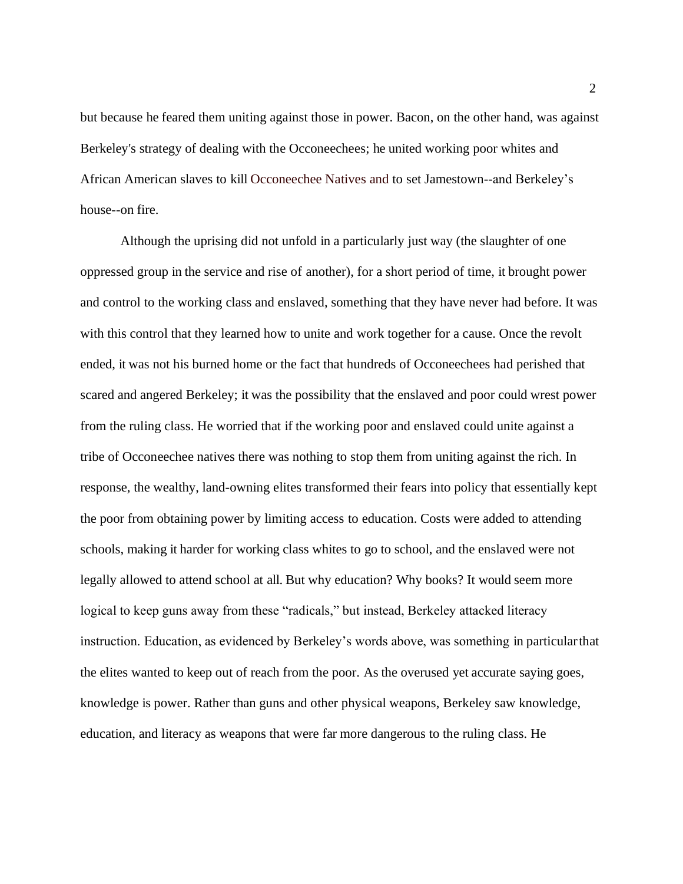but because he feared them uniting against those in power. Bacon, on the other hand, was against Berkeley's strategy of dealing with the Occoneechees; he united working poor whites and African American slaves to kill Occoneechee Natives and to set Jamestown--and Berkeley's house--on fire.

Although the uprising did not unfold in a particularly just way (the slaughter of one oppressed group in the service and rise of another), for a short period of time, it brought power and control to the working class and enslaved, something that they have never had before. It was with this control that they learned how to unite and work together for a cause. Once the revolt ended, it was not his burned home or the fact that hundreds of Occoneechees had perished that scared and angered Berkeley; it was the possibility that the enslaved and poor could wrest power from the ruling class. He worried that if the working poor and enslaved could unite against a tribe of Occoneechee natives there was nothing to stop them from uniting against the rich. In response, the wealthy, land-owning elites transformed their fears into policy that essentially kept the poor from obtaining power by limiting access to education. Costs were added to attending schools, making it harder for working class whites to go to school, and the enslaved were not legally allowed to attend school at all. But why education? Why books? It would seem more logical to keep guns away from these "radicals," but instead, Berkeley attacked literacy instruction. Education, as evidenced by Berkeley's words above, was something in particular that the elites wanted to keep out of reach from the poor. As the overused yet accurate saying goes, knowledge is power. Rather than guns and other physical weapons, Berkeley saw knowledge, education, and literacy as weapons that were far more dangerous to the ruling class. He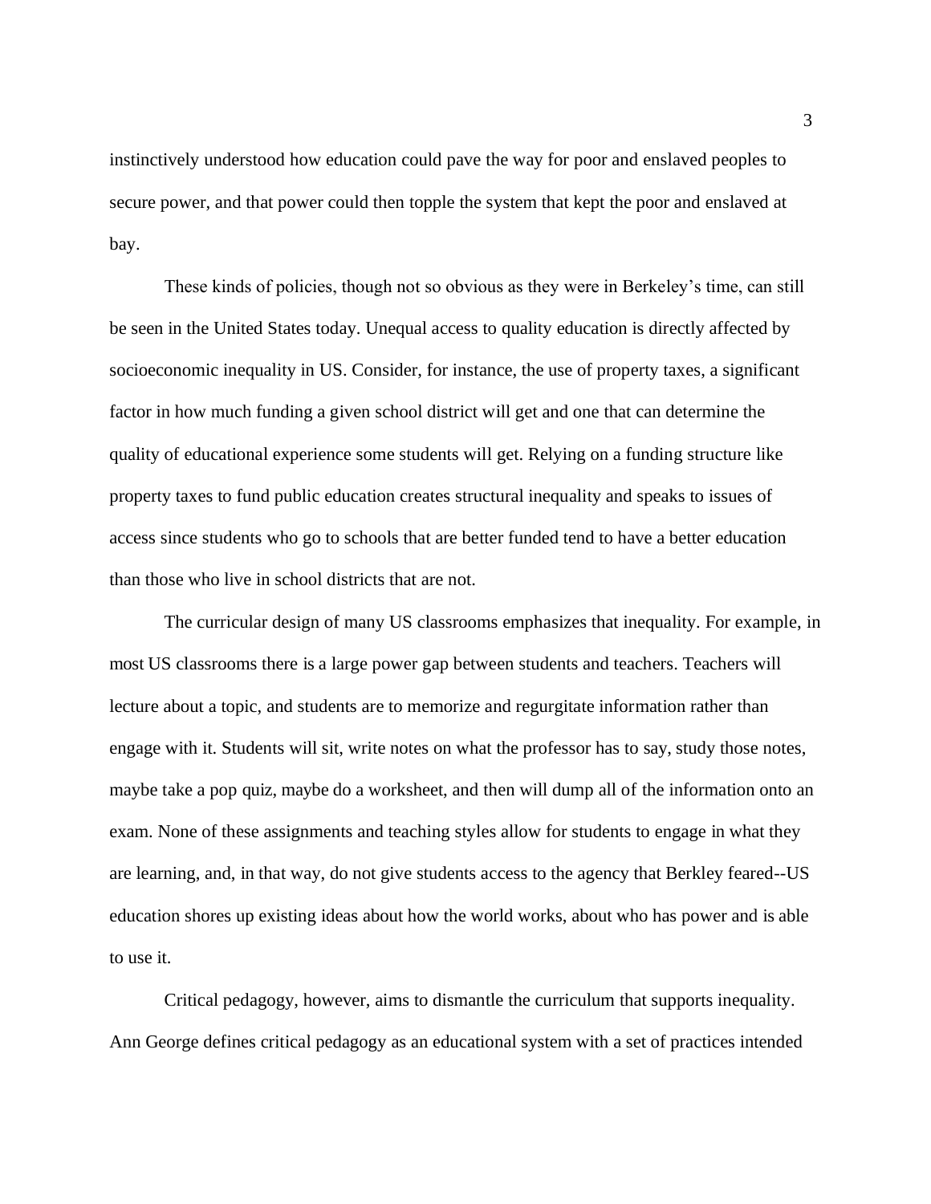instinctively understood how education could pave the way for poor and enslaved peoples to secure power, and that power could then topple the system that kept the poor and enslaved at bay.

These kinds of policies, though not so obvious as they were in Berkeley's time, can still be seen in the United States today. Unequal access to quality education is directly affected by socioeconomic inequality in US. Consider, for instance, the use of property taxes, a significant factor in how much funding a given school district will get and one that can determine the quality of educational experience some students will get. Relying on a funding structure like property taxes to fund public education creates structural inequality and speaks to issues of access since students who go to schools that are better funded tend to have a better education than those who live in school districts that are not.

The curricular design of many US classrooms emphasizes that inequality. For example, in most US classrooms there is a large power gap between students and teachers. Teachers will lecture about a topic, and students are to memorize and regurgitate information rather than engage with it. Students will sit, write notes on what the professor has to say, study those notes, maybe take a pop quiz, maybe do a worksheet, and then will dump all of the information onto an exam. None of these assignments and teaching styles allow for students to engage in what they are learning, and, in that way, do not give students access to the agency that Berkley feared--US education shores up existing ideas about how the world works, about who has power and is able to use it.

Critical pedagogy, however, aims to dismantle the curriculum that supports inequality. Ann George defines critical pedagogy as an educational system with a set of practices intended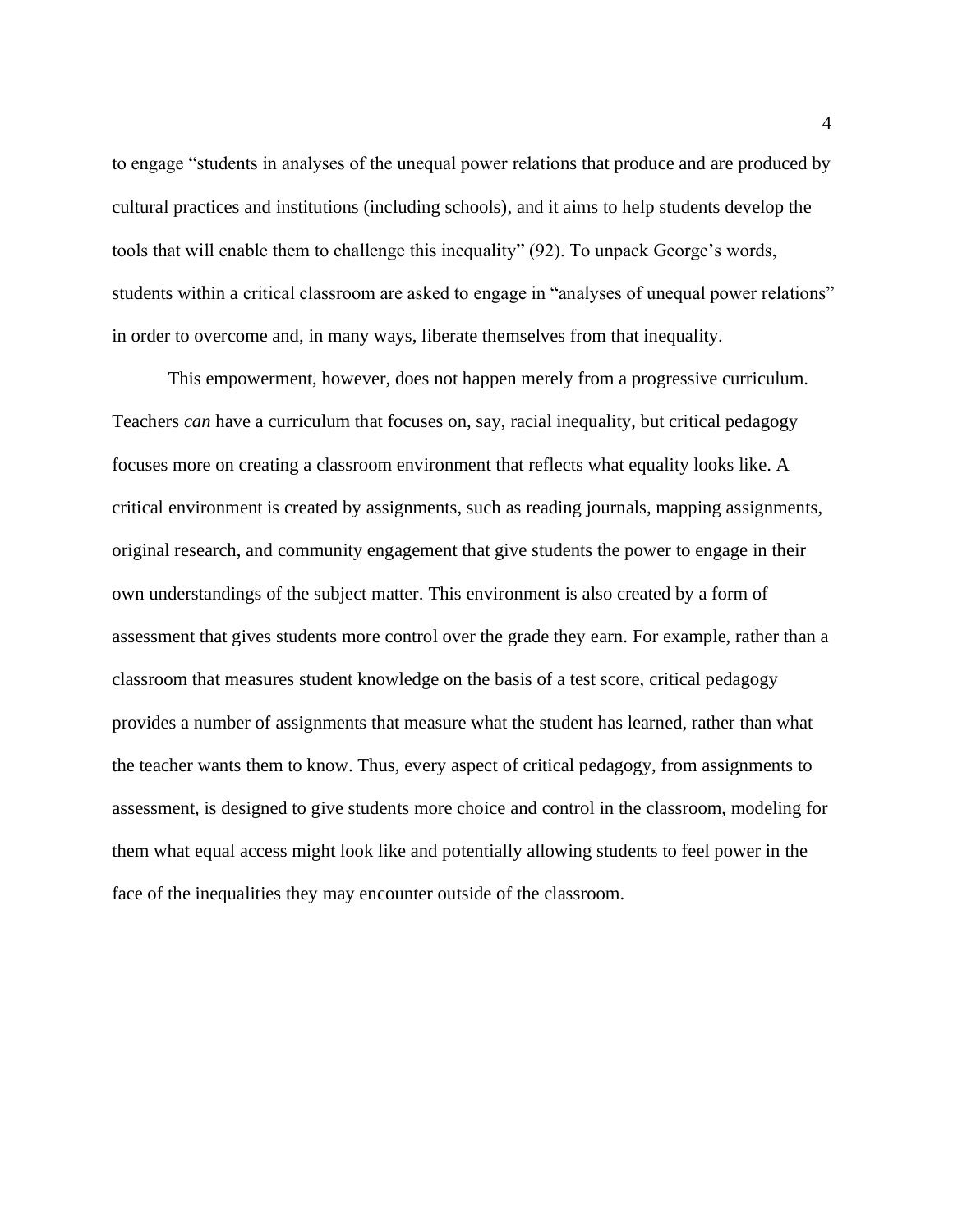to engage "students in analyses of the unequal power relations that produce and are produced by cultural practices and institutions (including schools), and it aims to help students develop the tools that will enable them to challenge this inequality" (92). To unpack George's words, students within a critical classroom are asked to engage in "analyses of unequal power relations" in order to overcome and, in many ways, liberate themselves from that inequality.

This empowerment, however, does not happen merely from a progressive curriculum. Teachers *can* have a curriculum that focuses on, say, racial inequality, but critical pedagogy focuses more on creating a classroom environment that reflects what equality looks like. A critical environment is created by assignments, such as reading journals, mapping assignments, original research, and community engagement that give students the power to engage in their own understandings of the subject matter. This environment is also created by a form of assessment that gives students more control over the grade they earn. For example, rather than a classroom that measures student knowledge on the basis of a test score, critical pedagogy provides a number of assignments that measure what the student has learned, rather than what the teacher wants them to know. Thus, every aspect of critical pedagogy, from assignments to assessment, is designed to give students more choice and control in the classroom, modeling for them what equal access might look like and potentially allowing students to feel power in the face of the inequalities they may encounter outside of the classroom.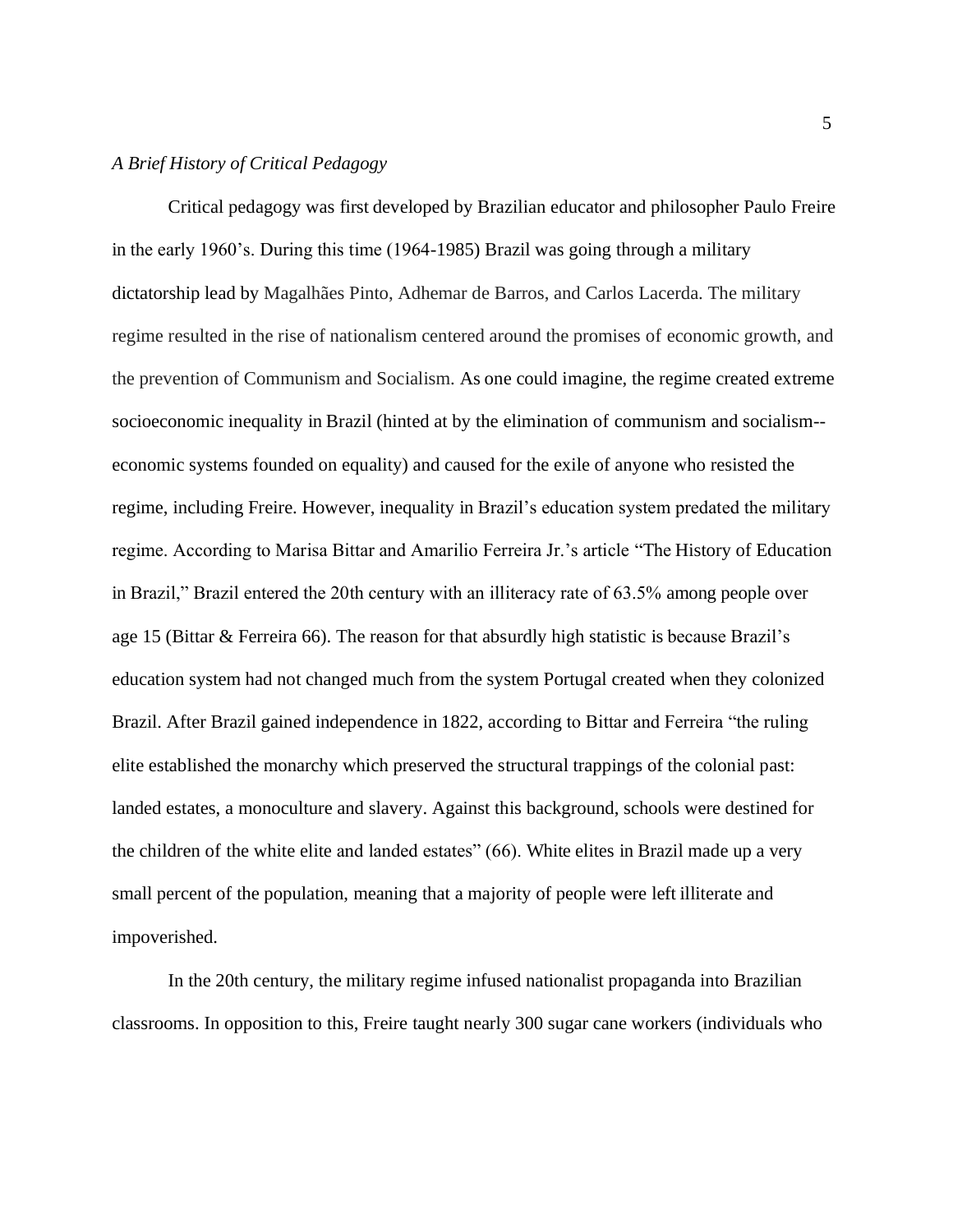*A Brief History of Critical Pedagogy*

Critical pedagogy was first developed by Brazilian educator and philosopher Paulo Freire in the early 1960's. During this time (1964-1985) Brazil was going through a military dictatorship lead by Magalhães Pinto, Adhemar de Barros, and Carlos Lacerda. The military regime resulted in the rise of nationalism centered around the promises of economic growth, and the prevention of Communism and Socialism. As one could imagine, the regime created extreme socioeconomic inequality in Brazil (hinted at by the elimination of communism and socialism--economic systems founded on equality) and caused for the exile of anyone who resisted the regime, including Freire. However, inequality in Brazil's education system predated the military regime. According to Marisa Bittar and Amarilio Ferreira Jr.'s article "The History of Education in Brazil," Brazil entered the 20th century with an illiteracy rate of 63.5% among people over age 15 (Bittar & Ferreira 66). The reason for that absurdly high statistic is because Brazil's education system had not changed much from the system Portugal created when they colonized Brazil. After Brazil gained independence in 1822, according to Bittar and Ferreira "the ruling elite established the monarchy which preserved the structural trappings of the colonial past: landed estates, a monoculture and slavery. Against this background, schools were destined for the children of the white elite and landed estates" (66). White elites in Brazil made up a very small percent of the population, meaning that a majority of people were left illiterate and impoverished.

In the 20th century, the military regime infused nationalist propaganda into Brazilian classrooms. In opposition to this, Freire taught nearly 300 sugar cane workers (individuals who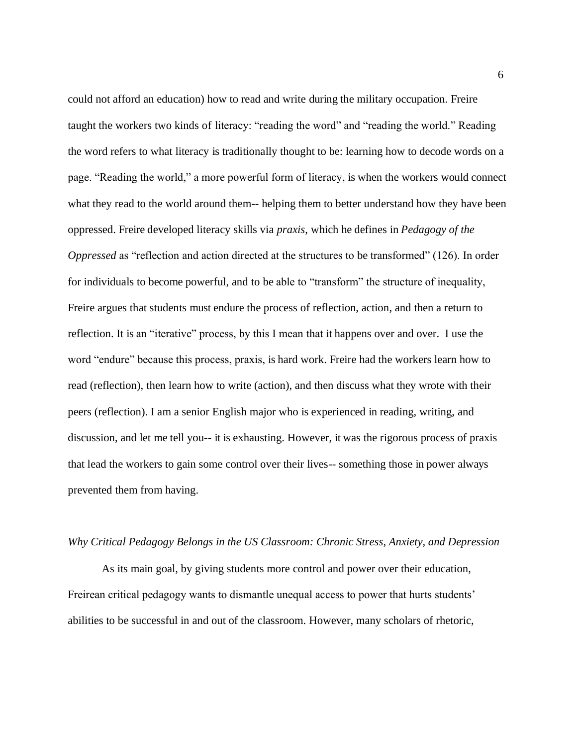could not afford an education) how to read and write during the military occupation. Freire taught the workers two kinds of literacy: "reading the word" and "reading the world." Reading the word refers to what literacy is traditionally thought to be: learning how to decode words on a page. "Reading the world," a more powerful form of literacy, is when the workers would connect what they read to the world around them-- helping them to better understand how they have been oppressed. Freire developed literacy skills via *praxis*, which he defines in *Pedagogy of the Oppressed* as "reflection and action directed at the structures to be transformed" (126). In order for individuals to become powerful, and to be able to "transform" the structure of inequality, Freire argues that students must endure the process of reflection, action, and then a return to reflection. It is an "iterative" process, by this I mean that it happens over and over. I use the word "endure" because this process, praxis, is hard work. Freire had the workers learn how to read (reflection), then learn how to write (action), and then discuss what they wrote with their peers (reflection). I am a senior English major who is experienced in reading, writing, and discussion, and let me tell you-- it is exhausting. However, it was the rigorous process of praxis that lead the workers to gain some control over their lives-- something those in power always prevented them from having.

*Why Critical Pedagogy Belongs in the US Classroom: Chronic Stress, Anxiety, and Depression*

As its main goal, by giving students more control and power over their education, Freirean critical pedagogy wants to dismantle unequal access to power that hurts students' abilities to be successful in and out of the classroom. However, many scholars of rhetoric,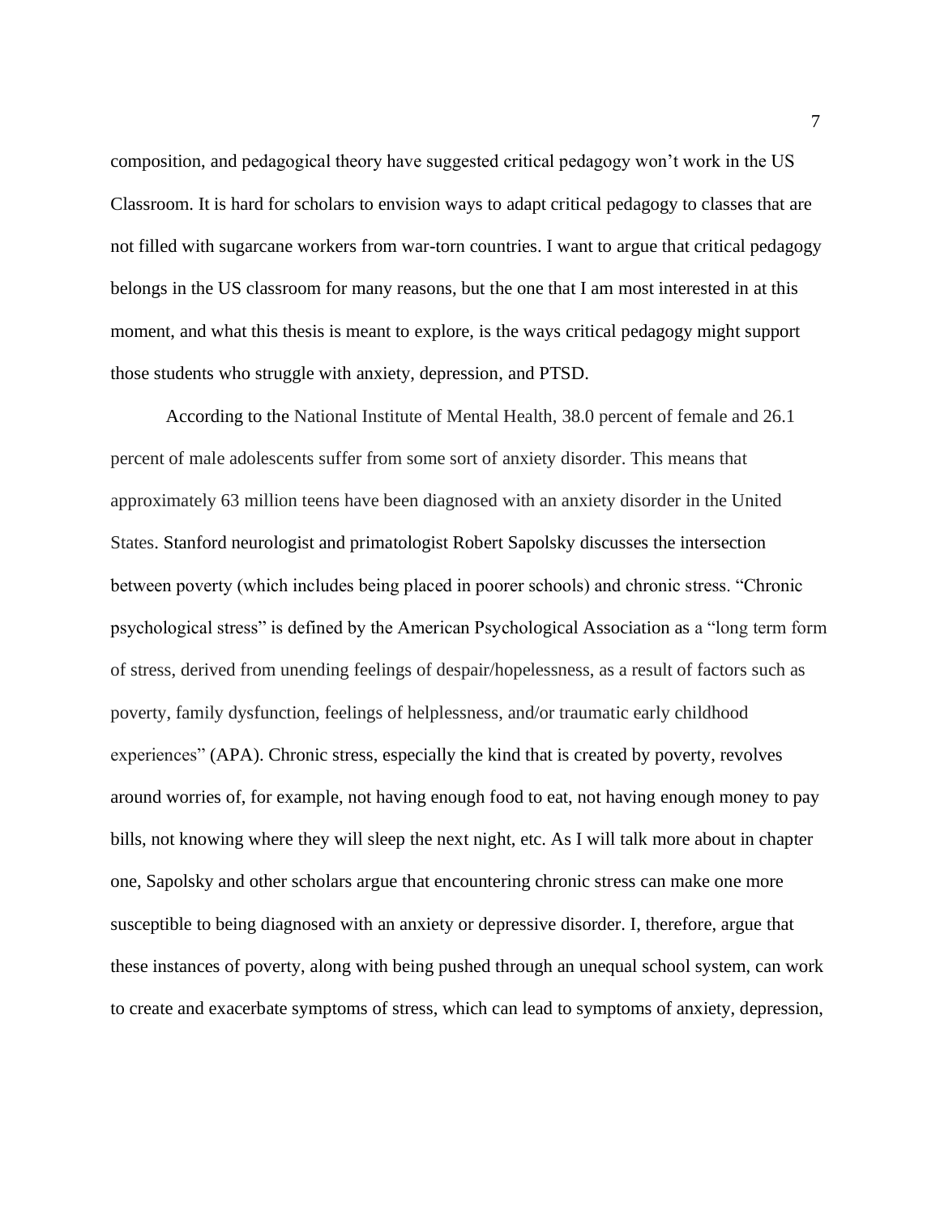composition, and pedagogical theory have suggested critical pedagogy won't work in the US Classroom. It is hard for scholars to envision ways to adapt critical pedagogy to classes that are not filled with sugarcane workers from war-torn countries. I want to argue that critical pedagogy belongs in the US classroom for many reasons, but the one that I am most interested in at this moment, and what this thesis is meant to explore, is the ways critical pedagogy might support those students who struggle with anxiety, depression, and PTSD.

According to the National Institute of Mental Health, 38.0 percent of female and 26.1 percent of male adolescents suffer from some sort of anxiety disorder. This means that approximately 63 million teens have been diagnosed with an anxiety disorder in the United States. Stanford neurologist and primatologist Robert Sapolsky discusses the intersection between poverty (which includes being placed in poorer schools) and chronic stress. "Chronic psychological stress" is defined by the American Psychological Association as a "long term form of stress, derived from unending feelings of despair/hopelessness, as a result of factors such as poverty, family dysfunction, feelings of helplessness, and/or traumatic early childhood experiences" (APA). Chronic stress, especially the kind that is created by poverty, revolves around worries of, for example, not having enough food to eat, not having enough money to pay bills, not knowing where they will sleep the next night, etc. As I will talk more about in chapter one, Sapolsky and other scholars argue that encountering chronic stress can make one more susceptible to being diagnosed with an anxiety or depressive disorder. I, therefore, argue that these instances of poverty, along with being pushed through an unequal school system, can work to create and exacerbate symptoms of stress, which can lead to symptoms of anxiety, depression,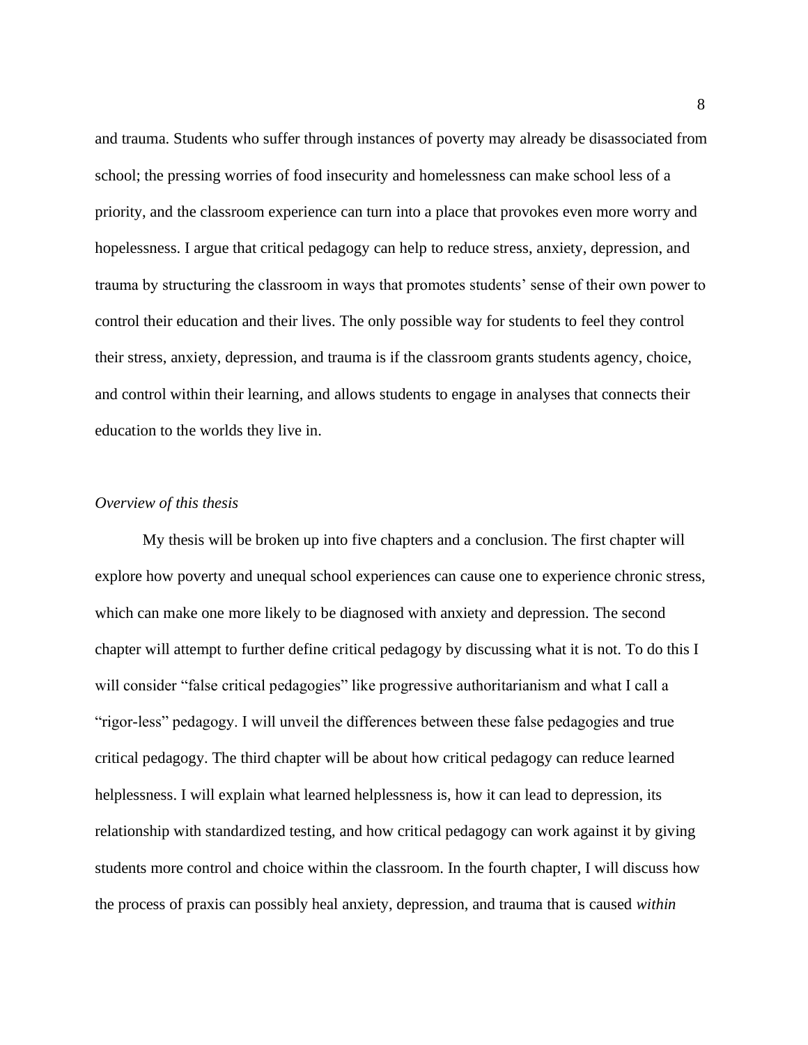and trauma. Students who suffer through instances of poverty may already be disassociated from school; the pressing worries of food insecurity and homelessness can make school less of a priority, and the classroom experience can turn into a place that provokes even more worry and hopelessness. I argue that critical pedagogy can help to reduce stress, anxiety, depression, and trauma by structuring the classroom in ways that promotes students' sense of their own power to control their education and their lives. The only possible way for students to feel they control their stress, anxiety, depression, and trauma is if the classroom grants students agency, choice, and control within their learning, and allows students to engage in analyses that connects their education to the worlds they live in.

### *Overview of this thesis*

My thesis will be broken up into five chapters and a conclusion. The first chapter will explore how poverty and unequal school experiences can cause one to experience chronic stress, which can make one more likely to be diagnosed with anxiety and depression. The second chapter will attempt to further define critical pedagogy by discussing what it is not. To do this I will consider "false critical pedagogies" like progressive authoritarianism and what I call a "rigor-less" pedagogy. I will unveil the differences between these false pedagogies and true critical pedagogy. The third chapter will be about how critical pedagogy can reduce learned helplessness. I will explain what learned helplessness is, how it can lead to depression, its relationship with standardized testing, and how critical pedagogy can work against it by giving students more control and choice within the classroom. In the fourth chapter, I will discuss how the process of praxis can possibly heal anxiety, depression, and trauma that is caused *within*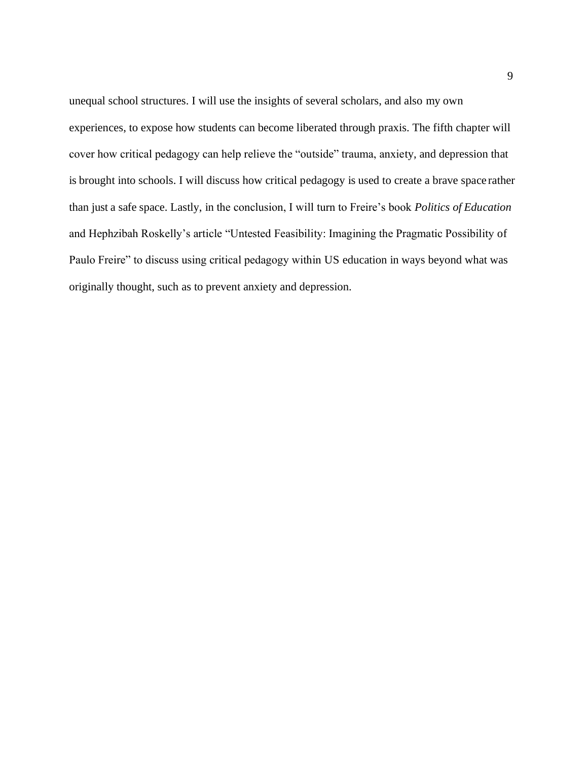unequal school structures. I will use the insights of several scholars, and also my own experiences, to expose how students can become liberated through praxis. The fifth chapter will cover how critical pedagogy can help relieve the "outside" trauma, anxiety, and depression that is brought into schools. I will discuss how critical pedagogy is used to create a brave space rather than just a safe space. Lastly, in the conclusion, I will turn to Freire's book *Politics of Education* and Hephzibah Roskelly's article "Untested Feasibility: Imagining the Pragmatic Possibility of Paulo Freire" to discuss using critical pedagogy within US education in ways beyond what was originally thought, such as to prevent anxiety and depression.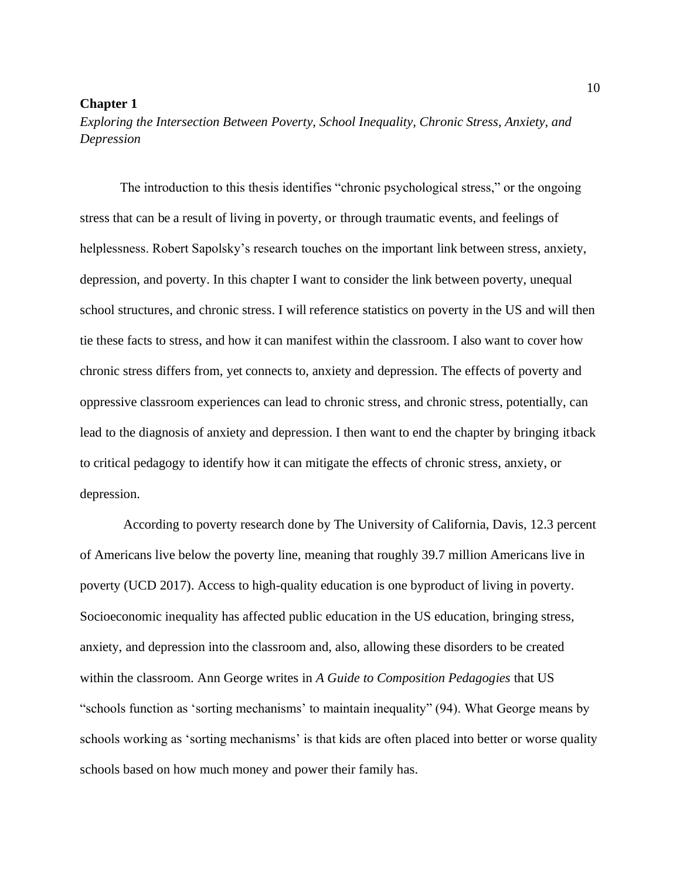# Chapter 1

*Exploring the Intersection Between Poverty, School Inequality, Chronic Stress, Anxiety, and Depression*

The introduction to this thesis identifies "chronic psychological stress," or the ongoing stress that can be a result of living in poverty, or through traumatic events, and feelings of helplessness. Robert Sapolsky's research touches on the important link between stress, anxiety, depression, and poverty. In this chapter I want to consider the link between poverty, unequal school structures, and chronic stress. I will reference statistics on poverty in the US and will then tie these facts to stress, and how it can manifest within the classroom. I also want to cover how chronic stress differs from, yet connects to, anxiety and depression. The effects of poverty and oppressive classroom experiences can lead to chronic stress, and chronic stress, potentially, can lead to the diagnosis of anxiety and depression. I then want to end the chapter by bringing itback to critical pedagogy to identify how it can mitigate the effects of chronic stress, anxiety, or depression.

According to poverty research done by The University of California, Davis, 12.3 percent of Americans live below the poverty line, meaning that roughly 39.7 million Americans live in poverty (UCD 2017). Access to high-quality education is one byproduct of living in poverty. Socioeconomic inequality has affected public education in the US education, bringing stress, anxiety, and depression into the classroom and, also, allowing these disorders to be created within the classroom. Ann George writes in *A Guide to Composition Pedagogies* that US "schools function as 'sorting mechanisms' to maintain inequality" (94). What George means by schools working as 'sorting mechanisms' is that kids are often placed into better or worse quality schools based on how much money and power their family has.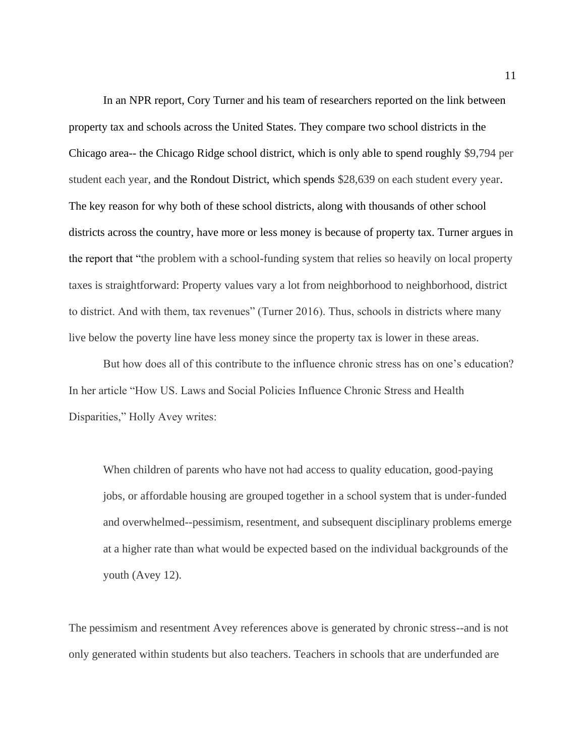In an NPR report, Cory Turner and his team of researchers reported on the link between property tax and schools across the United States. They compare two school districts in the Chicago area-- the Chicago Ridge school district, which is only able to spend roughly $9,794 per student each year, and the Rondout District, which spends $28,639 on each student every year. The key reason for why both of these school districts, along with thousands of other school districts across the country, have more or less money is because of property tax. Turner argues in the report that "the problem with a school-funding system that relies so heavily on local property taxes is straightforward: Property values vary a lot from neighborhood to neighborhood, district to district. And with them, tax revenues" (Turner 2016). Thus, schools in districts where many live below the poverty line have less money since the property tax is lower in these areas.

But how does all of this contribute to the influence chronic stress has on one's education? In her article "How US. Laws and Social Policies Influence Chronic Stress and Health Disparities," Holly Avey writes:

> When children of parents who have not had access to quality education, good-paying jobs, or affordable housing are grouped together in a school system that is under-funded and overwhelmed--pessimism, resentment, and subsequent disciplinary problems emerge at a higher rate than what would be expected based on the individual backgrounds of the youth (Avey 12).

The pessimism and resentment Avey references above is generated by chronic stress--and is not only generated within students but also teachers. Teachers in schools that are underfunded are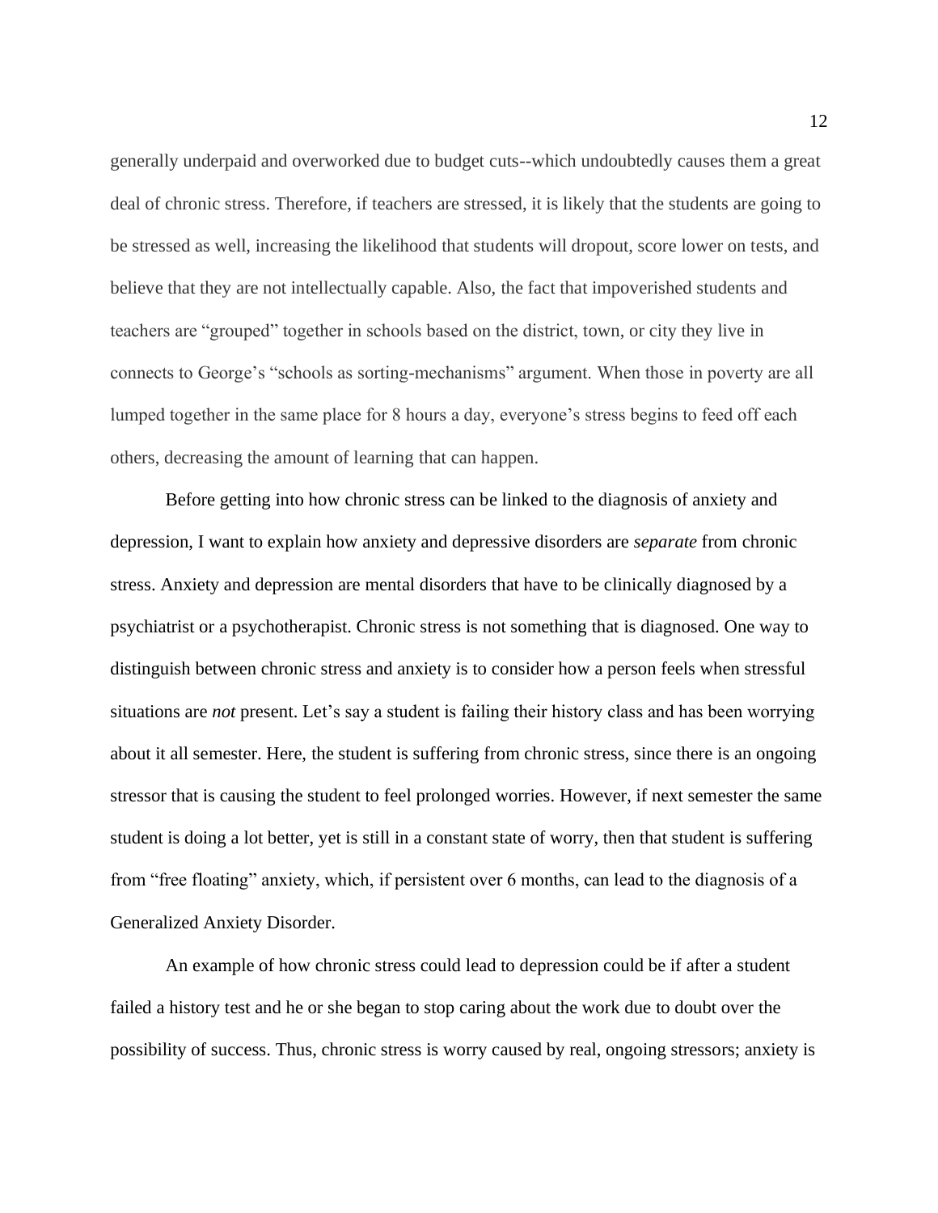generally underpaid and overworked due to budget cuts--which undoubtedly causes them a great deal of chronic stress. Therefore, if teachers are stressed, it is likely that the students are going to be stressed as well, increasing the likelihood that students will dropout, score lower on tests, and believe that they are not intellectually capable. Also, the fact that impoverished students and teachers are "grouped" together in schools based on the district, town, or city they live in connects to George's "schools as sorting-mechanisms" argument. When those in poverty are all lumped together in the same place for 8 hours a day, everyone's stress begins to feed off each others, decreasing the amount of learning that can happen.

Before getting into how chronic stress can be linked to the diagnosis of anxiety and depression, I want to explain how anxiety and depressive disorders are *separate* from chronic stress. Anxiety and depression are mental disorders that have to be clinically diagnosed by a psychiatrist or a psychotherapist. Chronic stress is not something that is diagnosed. One way to distinguish between chronic stress and anxiety is to consider how a person feels when stressful situations are *not* present. Let's say a student is failing their history class and has been worrying about it all semester. Here, the student is suffering from chronic stress, since there is an ongoing stressor that is causing the student to feel prolonged worries. However, if next semester the same student is doing a lot better, yet is still in a constant state of worry, then that student is suffering from "free floating" anxiety, which, if persistent over 6 months, can lead to the diagnosis of a Generalized Anxiety Disorder.

An example of how chronic stress could lead to depression could be if after a student failed a history test and he or she began to stop caring about the work due to doubt over the possibility of success. Thus, chronic stress is worry caused by real, ongoing stressors; anxiety is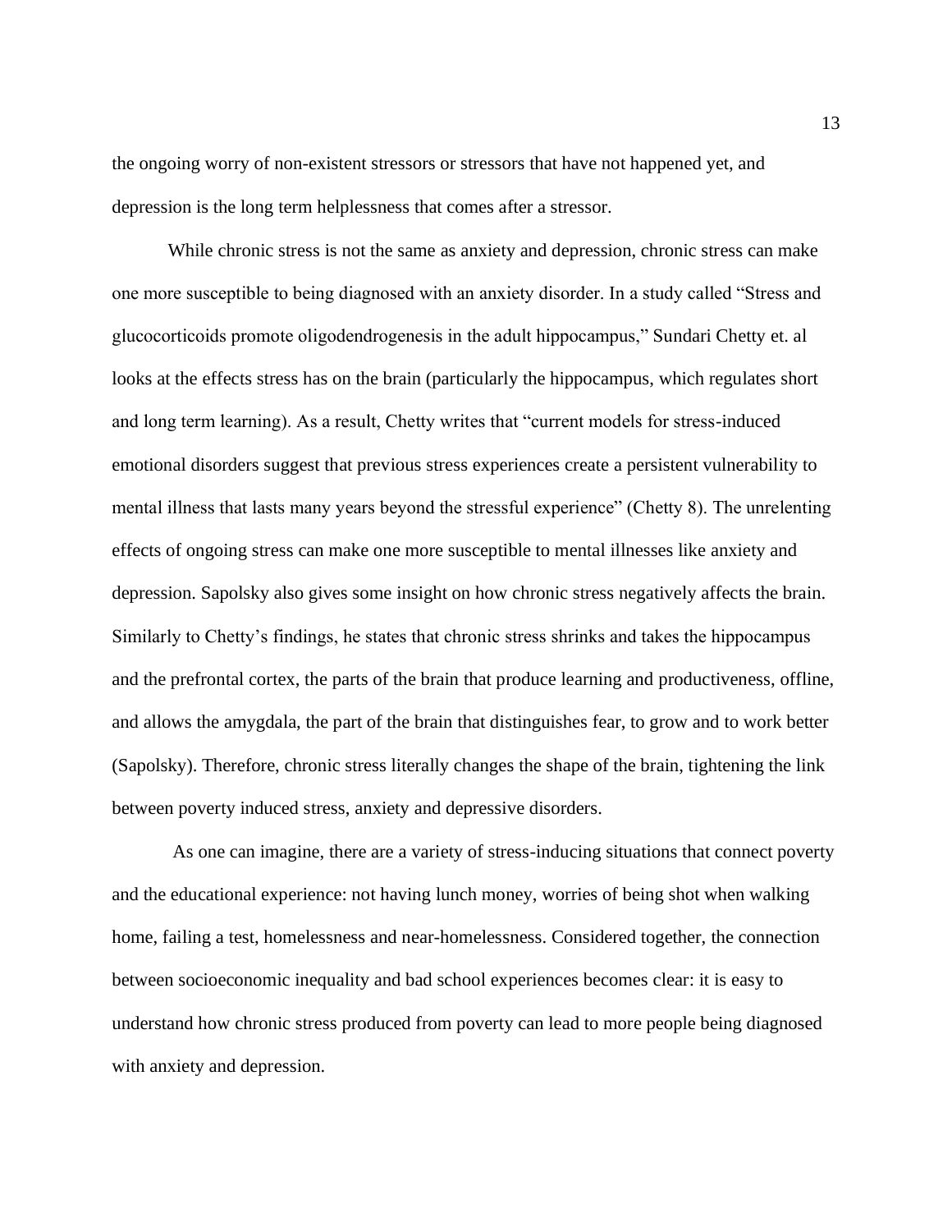the ongoing worry of non-existent stressors or stressors that have not happened yet, and depression is the long term helplessness that comes after a stressor.

While chronic stress is not the same as anxiety and depression, chronic stress can make one more susceptible to being diagnosed with an anxiety disorder. In a study called "Stress and glucocorticoids promote oligodendrogenesis in the adult hippocampus," Sundari Chetty et. al looks at the effects stress has on the brain (particularly the hippocampus, which regulates short and long term learning). As a result, Chetty writes that "current models for stress-induced emotional disorders suggest that previous stress experiences create a persistent vulnerability to mental illness that lasts many years beyond the stressful experience" (Chetty 8). The unrelenting effects of ongoing stress can make one more susceptible to mental illnesses like anxiety and depression. Sapolsky also gives some insight on how chronic stress negatively affects the brain. Similarly to Chetty's findings, he states that chronic stress shrinks and takes the hippocampus and the prefrontal cortex, the parts of the brain that produce learning and productiveness, offline, and allows the amygdala, the part of the brain that distinguishes fear, to grow and to work better (Sapolsky). Therefore, chronic stress literally changes the shape of the brain, tightening the link between poverty induced stress, anxiety and depressive disorders.

As one can imagine, there are a variety of stress-inducing situations that connect poverty and the educational experience: not having lunch money, worries of being shot when walking home, failing a test, homelessness and near-homelessness. Considered together, the connection between socioeconomic inequality and bad school experiences becomes clear: it is easy to understand how chronic stress produced from poverty can lead to more people being diagnosed with anxiety and depression.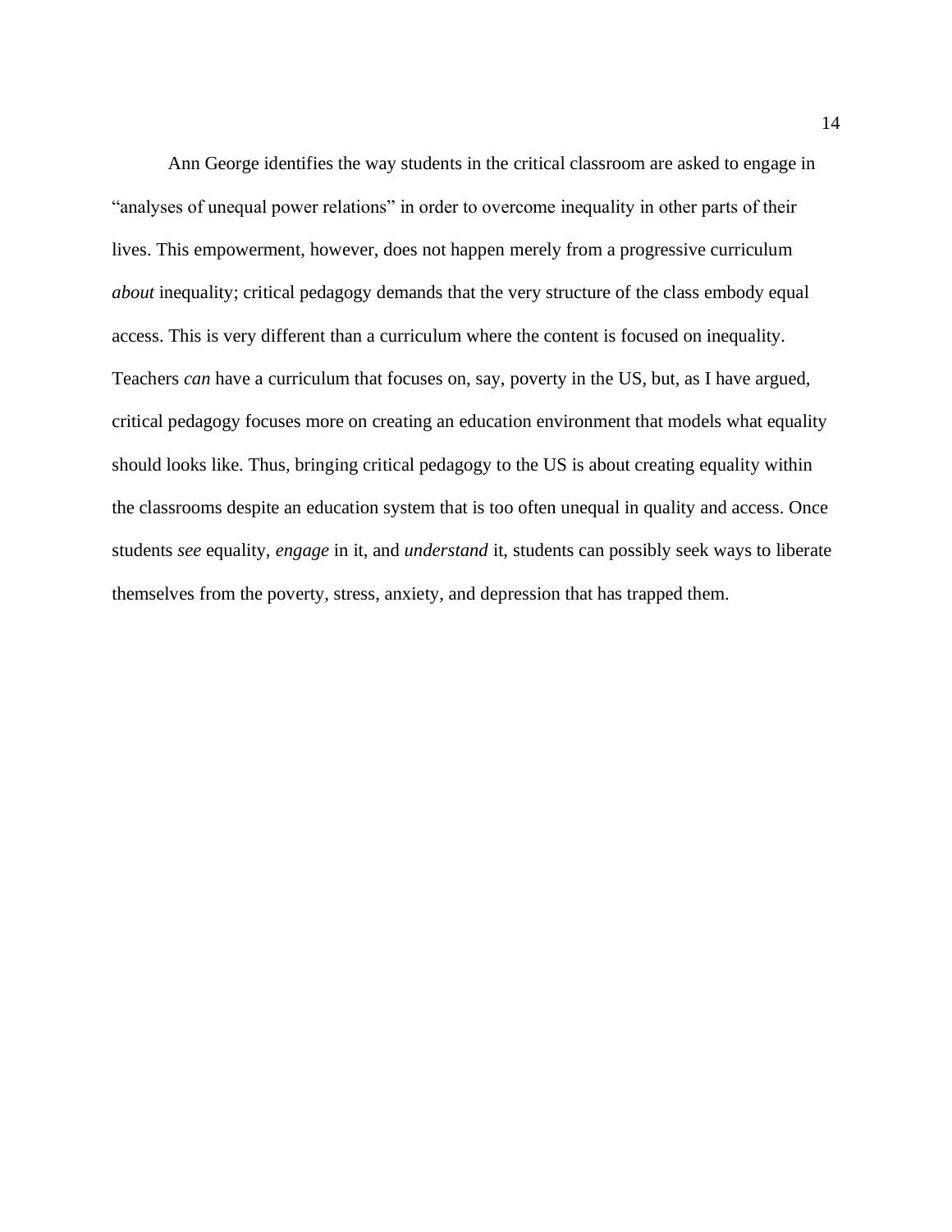Ann George identifies the way students in the critical classroom are asked to engage in "analyses of unequal power relations" in order to overcome inequality in other parts of their lives. This empowerment, however, does not happen merely from a progressive curriculum *about* inequality; critical pedagogy demands that the very structure of the class embody equal access. This is very different than a curriculum where the content is focused on inequality. Teachers *can* have a curriculum that focuses on, say, poverty in the US, but, as I have argued, critical pedagogy focuses more on creating an education environment that models what equality should looks like. Thus, bringing critical pedagogy to the US is about creating equality within the classrooms despite an education system that is too often unequal in quality and access. Once students *see* equality, *engage* in it, and *understand* it, students can possibly seek ways to liberate themselves from the poverty, stress, anxiety, and depression that has trapped them.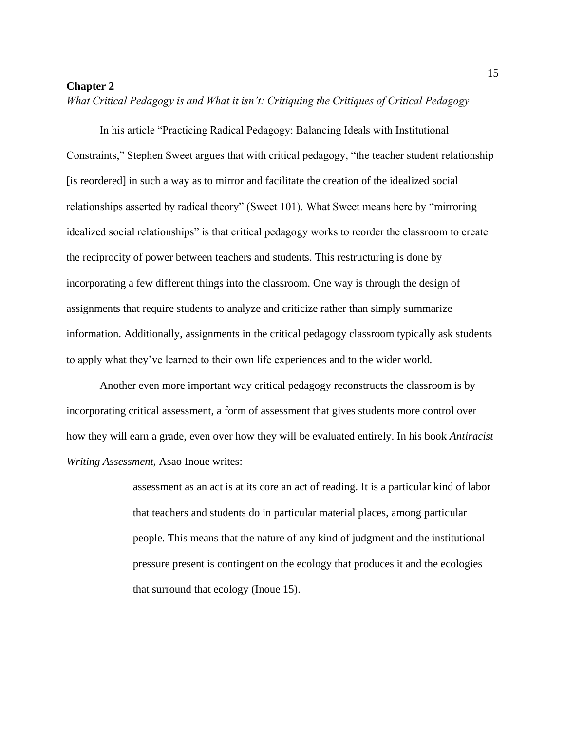## Chapter 2

*What Critical Pedagogy is and What it isn't: Critiquing the Critiques of Critical Pedagogy*

In his article "Practicing Radical Pedagogy: Balancing Ideals with Institutional Constraints," Stephen Sweet argues that with critical pedagogy, "the teacher student relationship [is reordered] in such a way as to mirror and facilitate the creation of the idealized social relationships asserted by radical theory" (Sweet 101). What Sweet means here by "mirroring idealized social relationships" is that critical pedagogy works to reorder the classroom to create the reciprocity of power between teachers and students. This restructuring is done by incorporating a few different things into the classroom. One way is through the design of assignments that require students to analyze and criticize rather than simply summarize information. Additionally, assignments in the critical pedagogy classroom typically ask students to apply what they've learned to their own life experiences and to the wider world.

Another even more important way critical pedagogy reconstructs the classroom is by incorporating critical assessment, a form of assessment that gives students more control over how they will earn a grade, even over how they will be evaluated entirely. In his book *Antiracist Writing Assessment,* Asao Inoue writes:

> assessment as an act is at its core an act of reading. It is a particular kind of labor that teachers and students do in particular material places, among particular people. This means that the nature of any kind of judgment and the institutional pressure present is contingent on the ecology that produces it and the ecologies that surround that ecology (Inoue 15).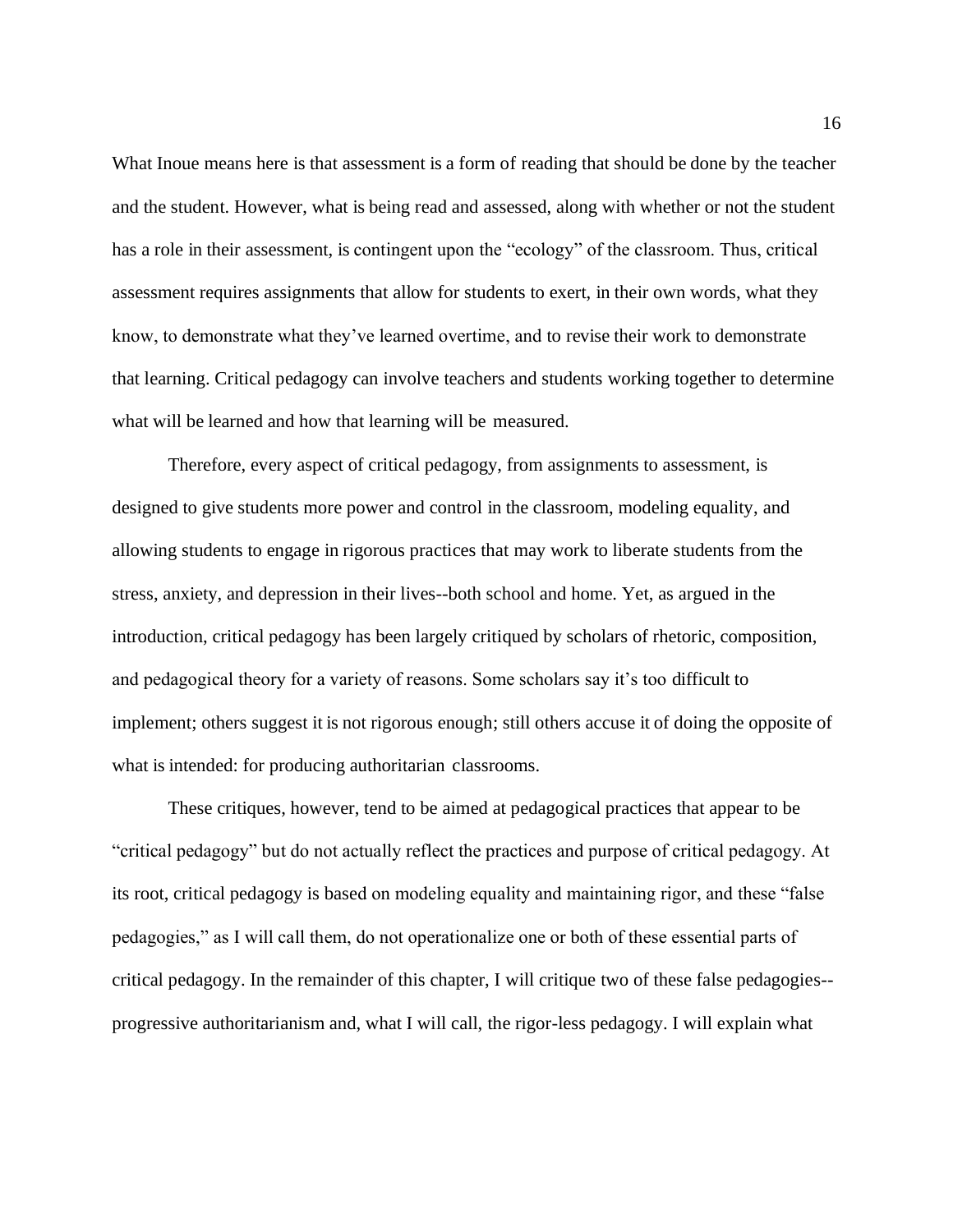What Inoue means here is that assessment is a form of reading that should be done by the teacher and the student. However, what is being read and assessed, along with whether or not the student has a role in their assessment, is contingent upon the "ecology" of the classroom. Thus, critical assessment requires assignments that allow for students to exert, in their own words, what they know, to demonstrate what they've learned overtime, and to revise their work to demonstrate that learning. Critical pedagogy can involve teachers and students working together to determine what will be learned and how that learning will be measured.

Therefore, every aspect of critical pedagogy, from assignments to assessment, is designed to give students more power and control in the classroom, modeling equality, and allowing students to engage in rigorous practices that may work to liberate students from the stress, anxiety, and depression in their lives--both school and home. Yet, as argued in the introduction, critical pedagogy has been largely critiqued by scholars of rhetoric, composition, and pedagogical theory for a variety of reasons. Some scholars say it's too difficult to implement; others suggest it is not rigorous enough; still others accuse it of doing the opposite of what is intended: for producing authoritarian classrooms.

These critiques, however, tend to be aimed at pedagogical practices that appear to be "critical pedagogy" but do not actually reflect the practices and purpose of critical pedagogy. At its root, critical pedagogy is based on modeling equality and maintaining rigor, and these "false pedagogies," as I will call them, do not operationalize one or both of these essential parts of critical pedagogy. In the remainder of this chapter, I will critique two of these false pedagogies--progressive authoritarianism and, what I will call, the rigor-less pedagogy. I will explain what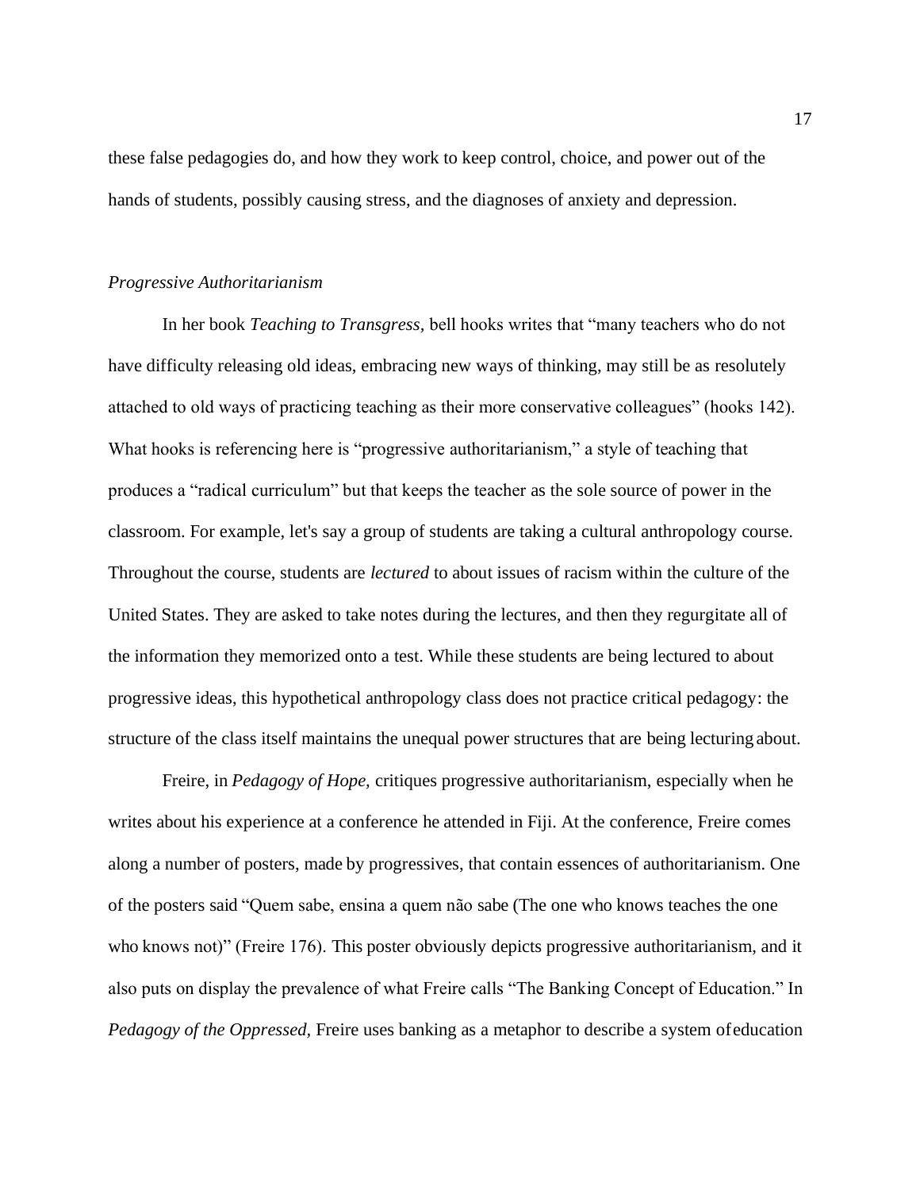these false pedagogies do, and how they work to keep control, choice, and power out of the hands of students, possibly causing stress, and the diagnoses of anxiety and depression.

*Progressive Authoritarianism*

In her book *Teaching to Transgress,* bell hooks writes that "many teachers who do not have difficulty releasing old ideas, embracing new ways of thinking, may still be as resolutely attached to old ways of practicing teaching as their more conservative colleagues" (hooks 142). What hooks is referencing here is "progressive authoritarianism," a style of teaching that produces a "radical curriculum" but that keeps the teacher as the sole source of power in the classroom. For example, let's say a group of students are taking a cultural anthropology course. Throughout the course, students are *lectured* to about issues of racism within the culture of the United States. They are asked to take notes during the lectures, and then they regurgitate all of the information they memorized onto a test. While these students are being lectured to about progressive ideas, this hypothetical anthropology class does not practice critical pedagogy: the structure of the class itself maintains the unequal power structures that are being lecturing about.

Freire, in *Pedagogy of Hope,* critiques progressive authoritarianism, especially when he writes about his experience at a conference he attended in Fiji. At the conference, Freire comes along a number of posters, made by progressives, that contain essences of authoritarianism. One of the posters said "Quem sabe, ensina a quem não sabe (The one who knows teaches the one who knows not)" (Freire 176). This poster obviously depicts progressive authoritarianism, and it also puts on display the prevalence of what Freire calls "The Banking Concept of Education." In *Pedagogy of the Oppressed,* Freire uses banking as a metaphor to describe a system of education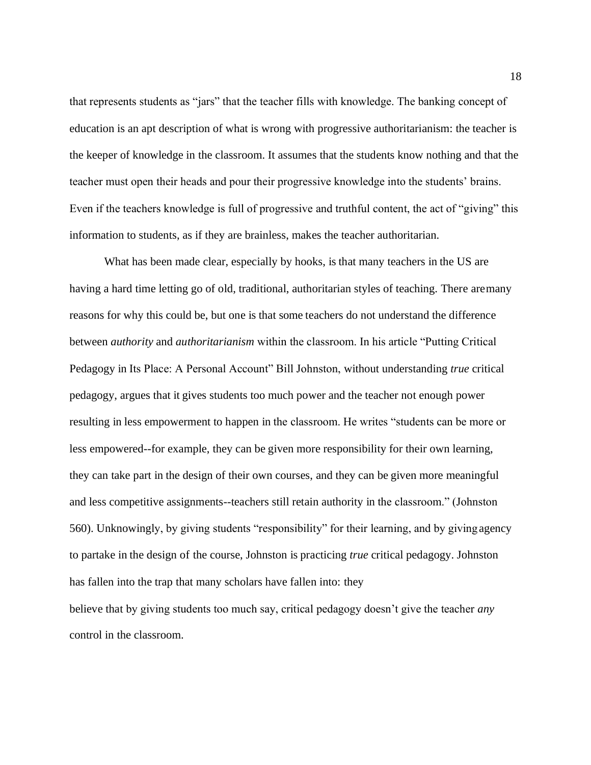that represents students as "jars" that the teacher fills with knowledge. The banking concept of education is an apt description of what is wrong with progressive authoritarianism: the teacher is the keeper of knowledge in the classroom. It assumes that the students know nothing and that the teacher must open their heads and pour their progressive knowledge into the students' brains. Even if the teachers knowledge is full of progressive and truthful content, the act of "giving" this information to students, as if they are brainless, makes the teacher authoritarian.

What has been made clear, especially by hooks, is that many teachers in the US are having a hard time letting go of old, traditional, authoritarian styles of teaching. There are many reasons for why this could be, but one is that some teachers do not understand the difference between *authority* and *authoritarianism* within the classroom. In his article "Putting Critical Pedagogy in Its Place: A Personal Account" Bill Johnston, without understanding *true* critical pedagogy, argues that it gives students too much power and the teacher not enough power resulting in less empowerment to happen in the classroom. He writes "students can be more or less empowered--for example, they can be given more responsibility for their own learning, they can take part in the design of their own courses, and they can be given more meaningful and less competitive assignments--teachers still retain authority in the classroom." (Johnston 560). Unknowingly, by giving students "responsibility" for their learning, and by giving agency to partake in the design of the course, Johnston is practicing *true* critical pedagogy. Johnston has fallen into the trap that many scholars have fallen into: they believe that by giving students too much say, critical pedagogy doesn't give the teacher *any* control in the classroom.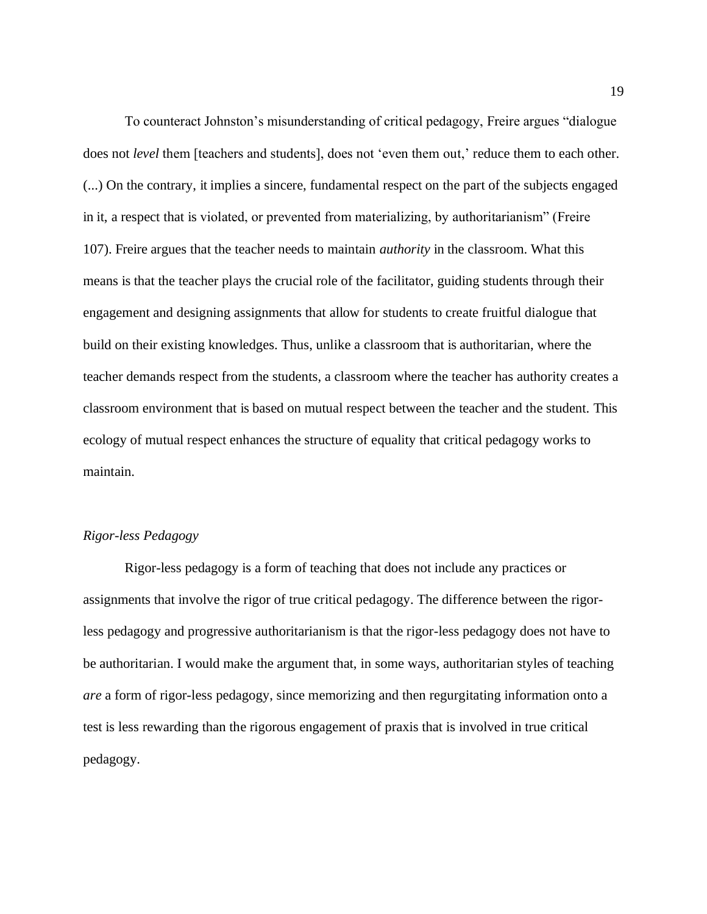To counteract Johnston's misunderstanding of critical pedagogy, Freire argues "dialogue does not *level* them [teachers and students], does not 'even them out,' reduce them to each other. (...) On the contrary, it implies a sincere, fundamental respect on the part of the subjects engaged in it, a respect that is violated, or prevented from materializing, by authoritarianism" (Freire 107). Freire argues that the teacher needs to maintain *authority* in the classroom. What this means is that the teacher plays the crucial role of the facilitator, guiding students through their engagement and designing assignments that allow for students to create fruitful dialogue that build on their existing knowledges. Thus, unlike a classroom that is authoritarian, where the teacher demands respect from the students, a classroom where the teacher has authority creates a classroom environment that is based on mutual respect between the teacher and the student. This ecology of mutual respect enhances the structure of equality that critical pedagogy works to maintain.

### *Rigor-less Pedagogy*

Rigor-less pedagogy is a form of teaching that does not include any practices or assignments that involve the rigor of true critical pedagogy. The difference between the rigor-less pedagogy and progressive authoritarianism is that the rigor-less pedagogy does not have to be authoritarian. I would make the argument that, in some ways, authoritarian styles of teaching *are* a form of rigor-less pedagogy, since memorizing and then regurgitating information onto a test is less rewarding than the rigorous engagement of praxis that is involved in true critical pedagogy.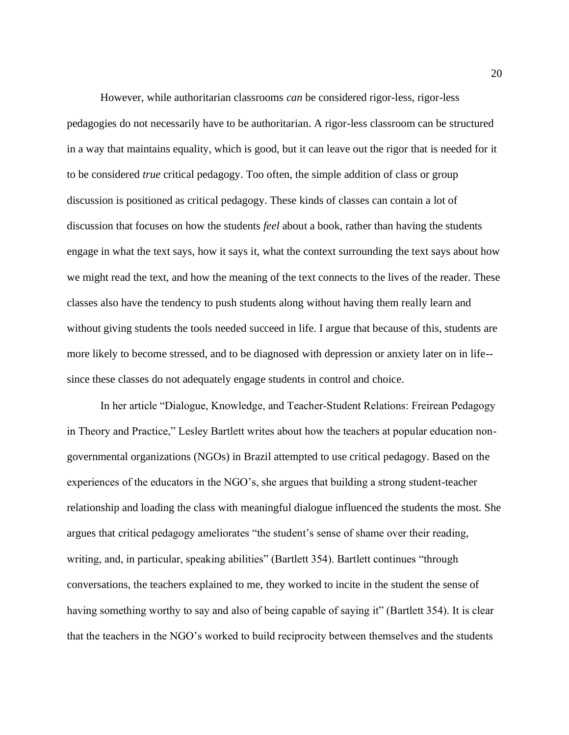However, while authoritarian classrooms *can* be considered rigor-less, rigor-less pedagogies do not necessarily have to be authoritarian. A rigor-less classroom can be structured in a way that maintains equality, which is good, but it can leave out the rigor that is needed for it to be considered *true* critical pedagogy. Too often, the simple addition of class or group discussion is positioned as critical pedagogy. These kinds of classes can contain a lot of discussion that focuses on how the students *feel* about a book, rather than having the students engage in what the text says, how it says it, what the context surrounding the text says about how we might read the text, and how the meaning of the text connects to the lives of the reader. These classes also have the tendency to push students along without having them really learn and without giving students the tools needed succeed in life. I argue that because of this, students are more likely to become stressed, and to be diagnosed with depression or anxiety later on in life--since these classes do not adequately engage students in control and choice.

In her article "Dialogue, Knowledge, and Teacher-Student Relations: Freirean Pedagogy in Theory and Practice," Lesley Bartlett writes about how the teachers at popular education non-governmental organizations (NGOs) in Brazil attempted to use critical pedagogy. Based on the experiences of the educators in the NGO's, she argues that building a strong student-teacher relationship and loading the class with meaningful dialogue influenced the students the most. She argues that critical pedagogy ameliorates "the student's sense of shame over their reading, writing, and, in particular, speaking abilities" (Bartlett 354). Bartlett continues "through conversations, the teachers explained to me, they worked to incite in the student the sense of having something worthy to say and also of being capable of saying it" (Bartlett 354). It is clear that the teachers in the NGO's worked to build reciprocity between themselves and the students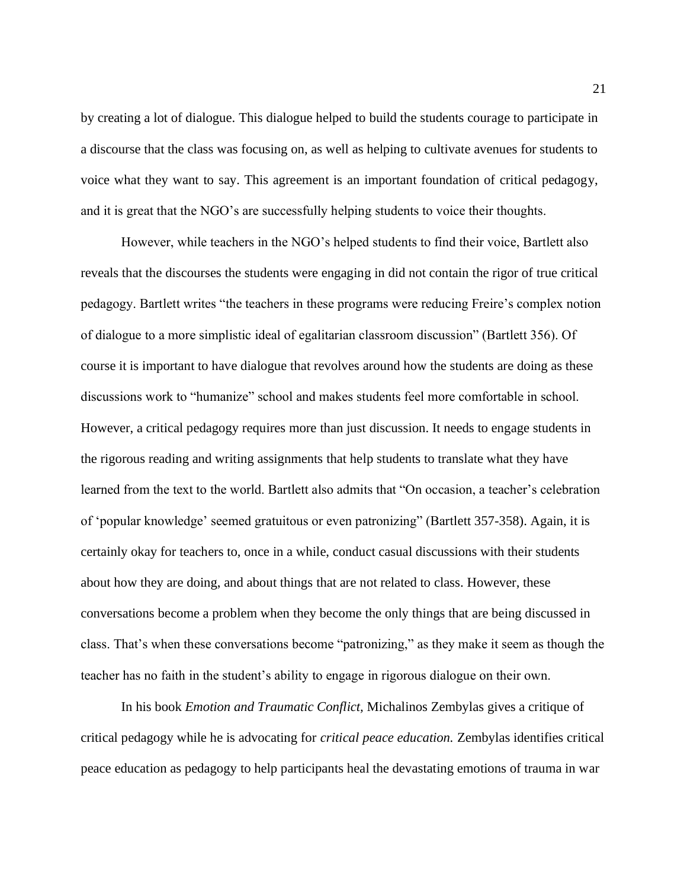by creating a lot of dialogue. This dialogue helped to build the students courage to participate in a discourse that the class was focusing on, as well as helping to cultivate avenues for students to voice what they want to say. This agreement is an important foundation of critical pedagogy, and it is great that the NGO's are successfully helping students to voice their thoughts.

However, while teachers in the NGO's helped students to find their voice, Bartlett also reveals that the discourses the students were engaging in did not contain the rigor of true critical pedagogy. Bartlett writes "the teachers in these programs were reducing Freire's complex notion of dialogue to a more simplistic ideal of egalitarian classroom discussion" (Bartlett 356). Of course it is important to have dialogue that revolves around how the students are doing as these discussions work to "humanize" school and makes students feel more comfortable in school. However, a critical pedagogy requires more than just discussion. It needs to engage students in the rigorous reading and writing assignments that help students to translate what they have learned from the text to the world. Bartlett also admits that "On occasion, a teacher's celebration of 'popular knowledge' seemed gratuitous or even patronizing" (Bartlett 357-358). Again, it is certainly okay for teachers to, once in a while, conduct casual discussions with their students about how they are doing, and about things that are not related to class. However, these conversations become a problem when they become the only things that are being discussed in class. That's when these conversations become "patronizing," as they make it seem as though the teacher has no faith in the student's ability to engage in rigorous dialogue on their own.

In his book *Emotion and Traumatic Conflict,* Michalinos Zembylas gives a critique of critical pedagogy while he is advocating for *critical peace education.* Zembylas identifies critical peace education as pedagogy to help participants heal the devastating emotions of trauma in war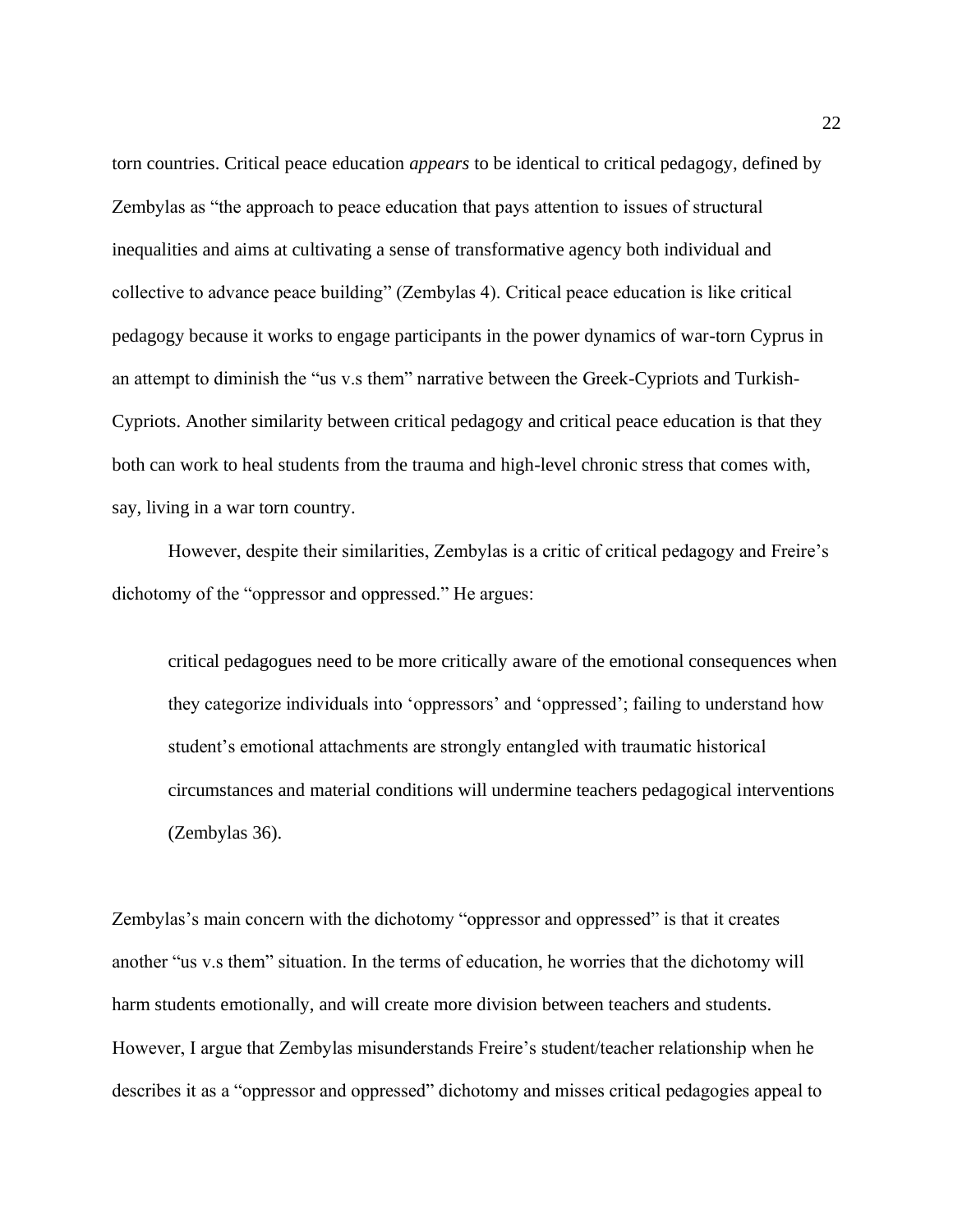torn countries. Critical peace education *appears* to be identical to critical pedagogy, defined by Zembylas as "the approach to peace education that pays attention to issues of structural inequalities and aims at cultivating a sense of transformative agency both individual and collective to advance peace building" (Zembylas 4). Critical peace education is like critical pedagogy because it works to engage participants in the power dynamics of war-torn Cyprus in an attempt to diminish the "us v.s them" narrative between the Greek-Cypriots and Turkish-Cypriots. Another similarity between critical pedagogy and critical peace education is that they both can work to heal students from the trauma and high-level chronic stress that comes with, say, living in a war torn country.

However, despite their similarities, Zembylas is a critic of critical pedagogy and Freire's dichotomy of the "oppressor and oppressed." He argues:

> critical pedagogues need to be more critically aware of the emotional consequences when they categorize individuals into 'oppressors' and 'oppressed'; failing to understand how student's emotional attachments are strongly entangled with traumatic historical circumstances and material conditions will undermine teachers pedagogical interventions (Zembylas 36).

Zembylas's main concern with the dichotomy "oppressor and oppressed" is that it creates another "us v.s them" situation. In the terms of education, he worries that the dichotomy will harm students emotionally, and will create more division between teachers and students. However, I argue that Zembylas misunderstands Freire's student/teacher relationship when he describes it as a "oppressor and oppressed" dichotomy and misses critical pedagogies appeal to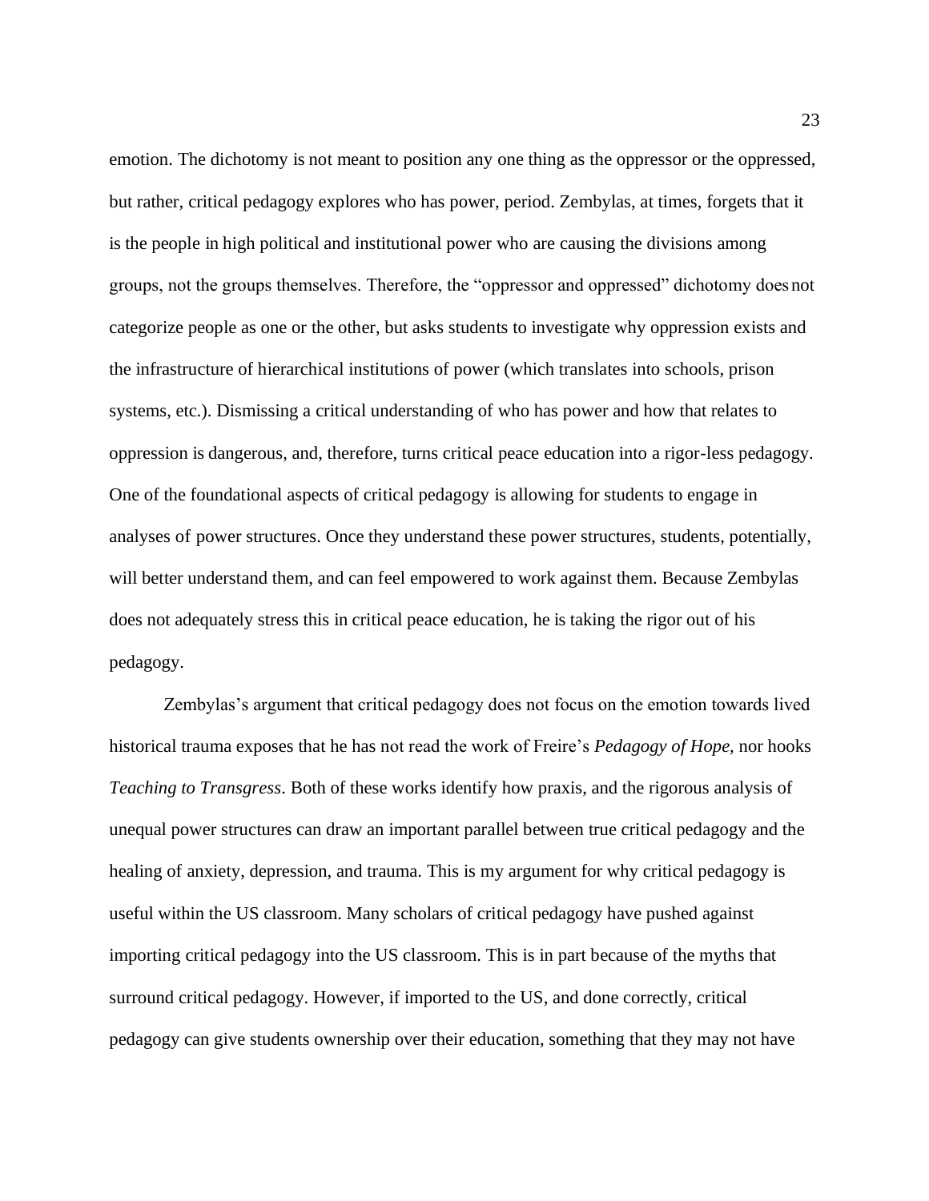emotion. The dichotomy is not meant to position any one thing as the oppressor or the oppressed, but rather, critical pedagogy explores who has power, period. Zembylas, at times, forgets that it is the people in high political and institutional power who are causing the divisions among groups, not the groups themselves. Therefore, the "oppressor and oppressed" dichotomy does not categorize people as one or the other, but asks students to investigate why oppression exists and the infrastructure of hierarchical institutions of power (which translates into schools, prison systems, etc.). Dismissing a critical understanding of who has power and how that relates to oppression is dangerous, and, therefore, turns critical peace education into a rigor-less pedagogy. One of the foundational aspects of critical pedagogy is allowing for students to engage in analyses of power structures. Once they understand these power structures, students, potentially, will better understand them, and can feel empowered to work against them. Because Zembylas does not adequately stress this in critical peace education, he is taking the rigor out of his pedagogy.

Zembylas's argument that critical pedagogy does not focus on the emotion towards lived historical trauma exposes that he has not read the work of Freire's *Pedagogy of Hope,* nor hooks *Teaching to Transgress*. Both of these works identify how praxis, and the rigorous analysis of unequal power structures can draw an important parallel between true critical pedagogy and the healing of anxiety, depression, and trauma. This is my argument for why critical pedagogy is useful within the US classroom. Many scholars of critical pedagogy have pushed against importing critical pedagogy into the US classroom. This is in part because of the myths that surround critical pedagogy. However, if imported to the US, and done correctly, critical pedagogy can give students ownership over their education, something that they may not have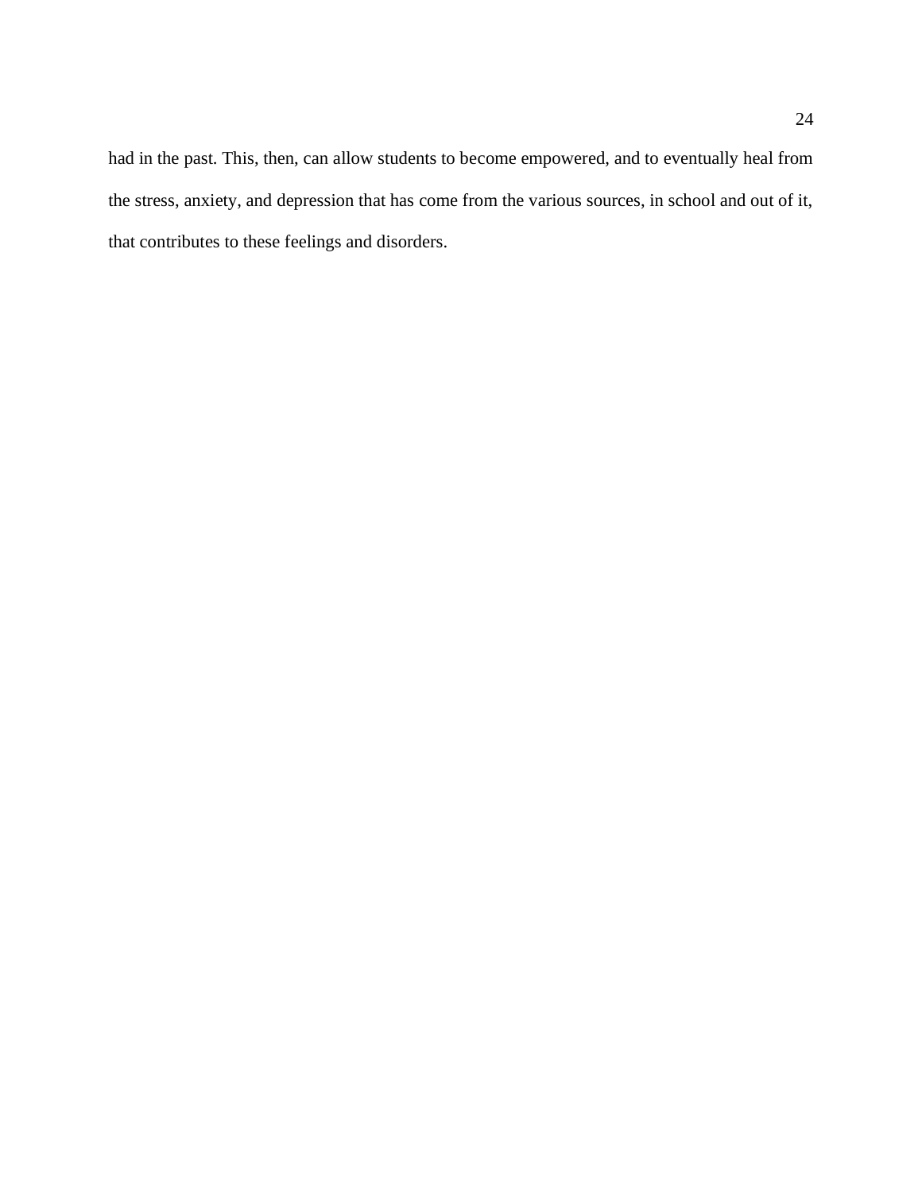had in the past. This, then, can allow students to become empowered, and to eventually heal from the stress, anxiety, and depression that has come from the various sources, in school and out of it, that contributes to these feelings and disorders.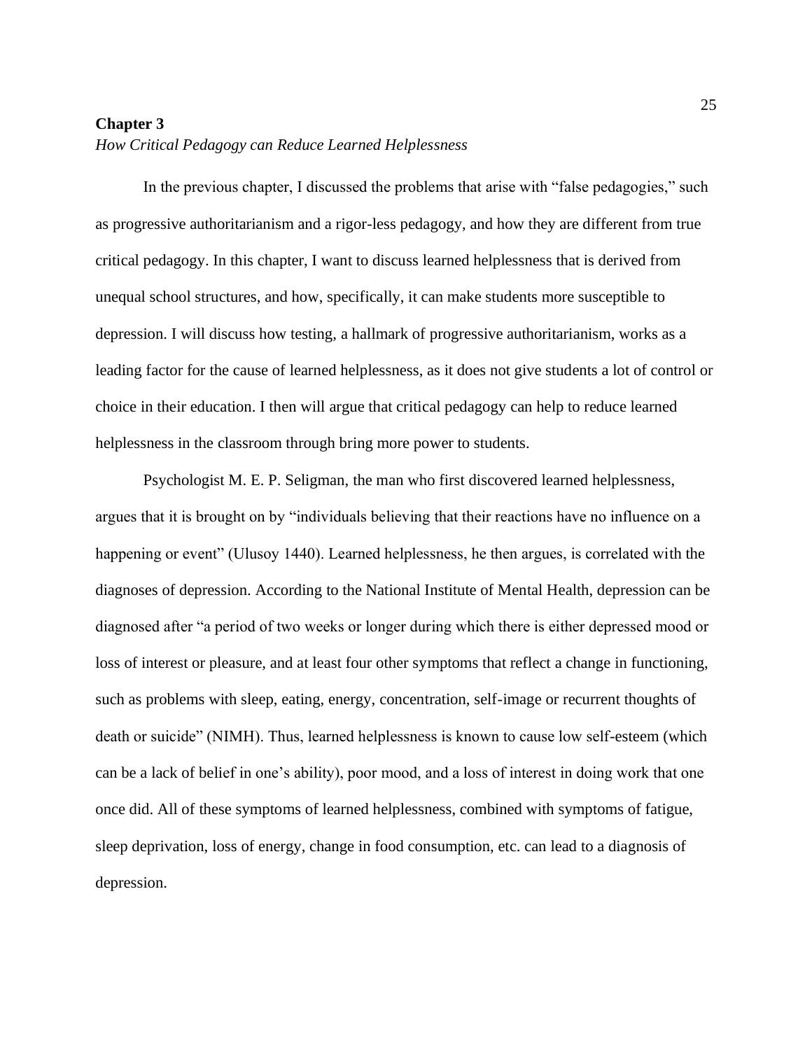## Chapter 3

*How Critical Pedagogy can Reduce Learned Helplessness*

In the previous chapter, I discussed the problems that arise with "false pedagogies," such as progressive authoritarianism and a rigor-less pedagogy, and how they are different from true critical pedagogy. In this chapter, I want to discuss learned helplessness that is derived from unequal school structures, and how, specifically, it can make students more susceptible to depression. I will discuss how testing, a hallmark of progressive authoritarianism, works as a leading factor for the cause of learned helplessness, as it does not give students a lot of control or choice in their education. I then will argue that critical pedagogy can help to reduce learned helplessness in the classroom through bring more power to students.

Psychologist M. E. P. Seligman, the man who first discovered learned helplessness, argues that it is brought on by "individuals believing that their reactions have no influence on a happening or event" (Ulusoy 1440). Learned helplessness, he then argues, is correlated with the diagnoses of depression. According to the National Institute of Mental Health, depression can be diagnosed after "a period of two weeks or longer during which there is either depressed mood or loss of interest or pleasure, and at least four other symptoms that reflect a change in functioning, such as problems with sleep, eating, energy, concentration, self-image or recurrent thoughts of death or suicide" (NIMH). Thus, learned helplessness is known to cause low self-esteem (which can be a lack of belief in one's ability), poor mood, and a loss of interest in doing work that one once did. All of these symptoms of learned helplessness, combined with symptoms of fatigue, sleep deprivation, loss of energy, change in food consumption, etc. can lead to a diagnosis of depression.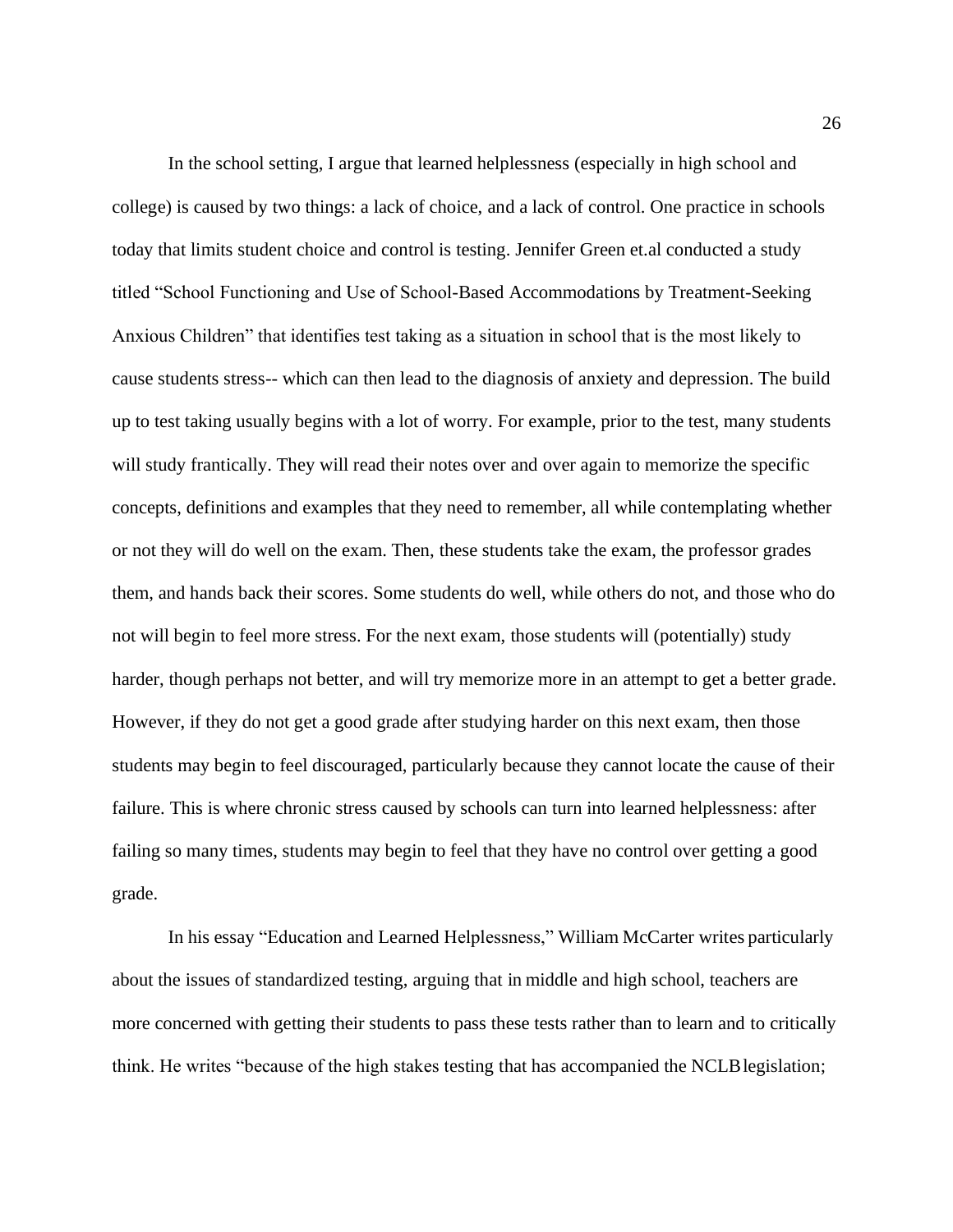In the school setting, I argue that learned helplessness (especially in high school and college) is caused by two things: a lack of choice, and a lack of control. One practice in schools today that limits student choice and control is testing. Jennifer Green et.al conducted a study titled "School Functioning and Use of School-Based Accommodations by Treatment-Seeking Anxious Children" that identifies test taking as a situation in school that is the most likely to cause students stress-- which can then lead to the diagnosis of anxiety and depression. The build up to test taking usually begins with a lot of worry. For example, prior to the test, many students will study frantically. They will read their notes over and over again to memorize the specific concepts, definitions and examples that they need to remember, all while contemplating whether or not they will do well on the exam. Then, these students take the exam, the professor grades them, and hands back their scores. Some students do well, while others do not, and those who do not will begin to feel more stress. For the next exam, those students will (potentially) study harder, though perhaps not better, and will try memorize more in an attempt to get a better grade. However, if they do not get a good grade after studying harder on this next exam, then those students may begin to feel discouraged, particularly because they cannot locate the cause of their failure. This is where chronic stress caused by schools can turn into learned helplessness: after failing so many times, students may begin to feel that they have no control over getting a good grade.

In his essay "Education and Learned Helplessness," William McCarter writes particularly about the issues of standardized testing, arguing that in middle and high school, teachers are more concerned with getting their students to pass these tests rather than to learn and to critically think. He writes "because of the high stakes testing that has accompanied the NCLB legislation;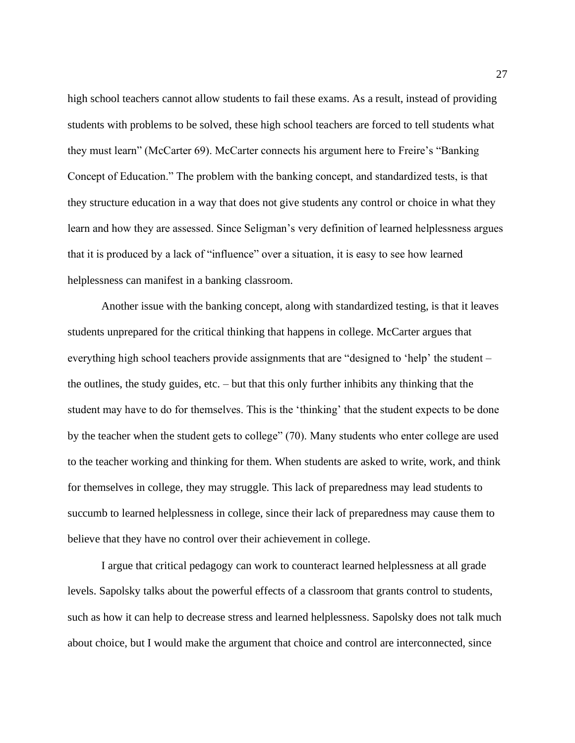high school teachers cannot allow students to fail these exams. As a result, instead of providing students with problems to be solved, these high school teachers are forced to tell students what they must learn" (McCarter 69). McCarter connects his argument here to Freire's "Banking Concept of Education." The problem with the banking concept, and standardized tests, is that they structure education in a way that does not give students any control or choice in what they learn and how they are assessed. Since Seligman's very definition of learned helplessness argues that it is produced by a lack of "influence" over a situation, it is easy to see how learned helplessness can manifest in a banking classroom.

Another issue with the banking concept, along with standardized testing, is that it leaves students unprepared for the critical thinking that happens in college. McCarter argues that everything high school teachers provide assignments that are "designed to 'help' the student – the outlines, the study guides, etc. – but that this only further inhibits any thinking that the student may have to do for themselves. This is the 'thinking' that the student expects to be done by the teacher when the student gets to college" (70). Many students who enter college are used to the teacher working and thinking for them. When students are asked to write, work, and think for themselves in college, they may struggle. This lack of preparedness may lead students to succumb to learned helplessness in college, since their lack of preparedness may cause them to believe that they have no control over their achievement in college.

I argue that critical pedagogy can work to counteract learned helplessness at all grade levels. Sapolsky talks about the powerful effects of a classroom that grants control to students, such as how it can help to decrease stress and learned helplessness. Sapolsky does not talk much about choice, but I would make the argument that choice and control are interconnected, since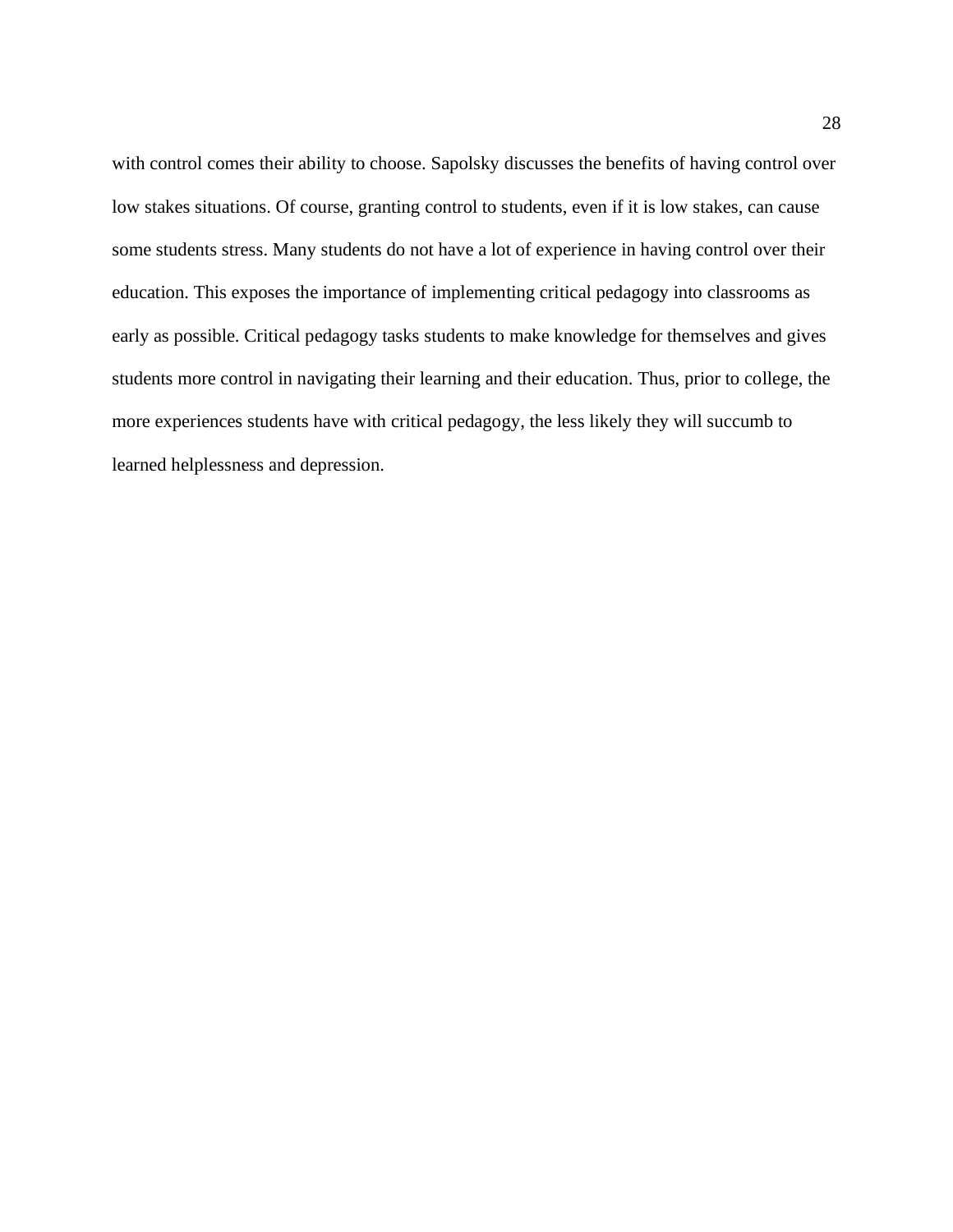with control comes their ability to choose. Sapolsky discusses the benefits of having control over low stakes situations. Of course, granting control to students, even if it is low stakes, can cause some students stress. Many students do not have a lot of experience in having control over their education. This exposes the importance of implementing critical pedagogy into classrooms as early as possible. Critical pedagogy tasks students to make knowledge for themselves and gives students more control in navigating their learning and their education. Thus, prior to college, the more experiences students have with critical pedagogy, the less likely they will succumb to learned helplessness and depression.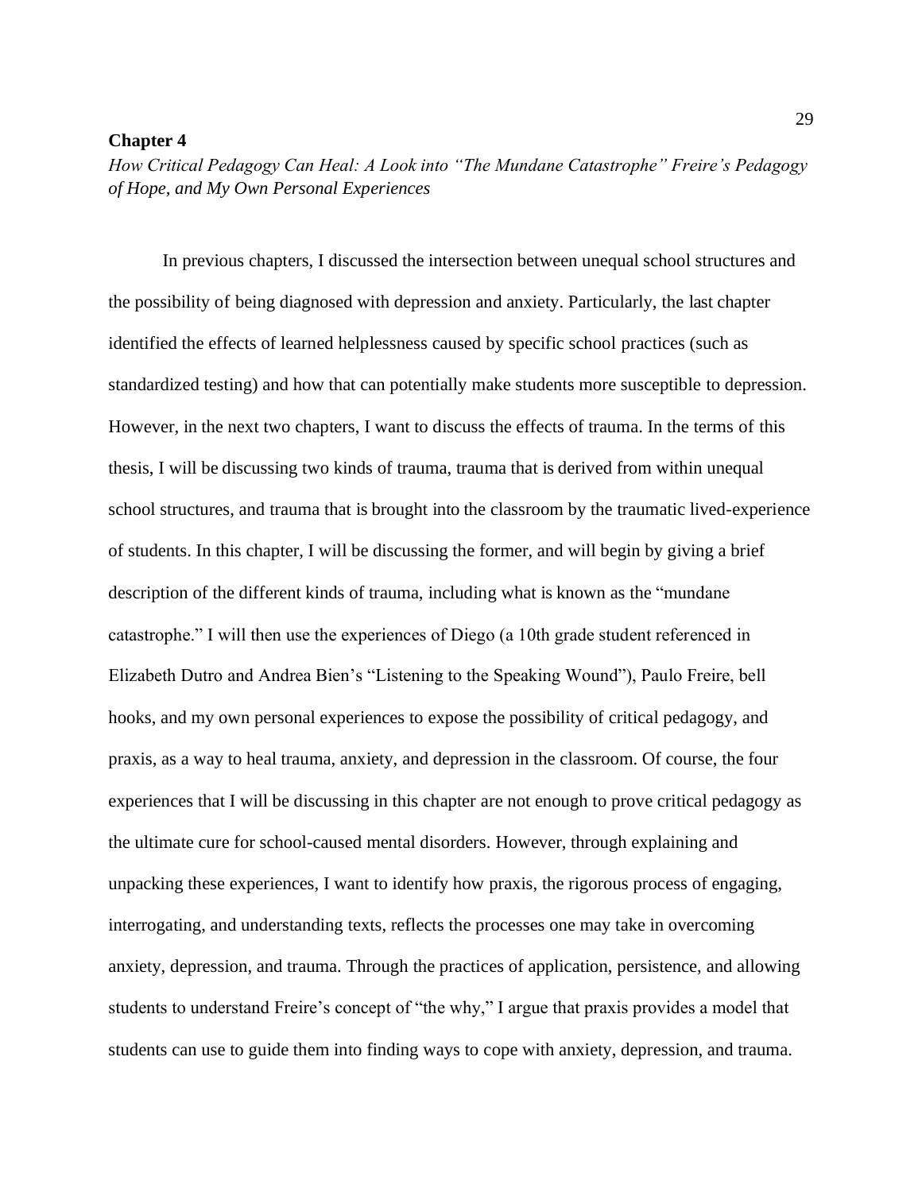# Chapter 4

*How Critical Pedagogy Can Heal: A Look into "The Mundane Catastrophe" Freire's Pedagogy of Hope, and My Own Personal Experiences*

In previous chapters, I discussed the intersection between unequal school structures and the possibility of being diagnosed with depression and anxiety. Particularly, the last chapter identified the effects of learned helplessness caused by specific school practices (such as standardized testing) and how that can potentially make students more susceptible to depression. However, in the next two chapters, I want to discuss the effects of trauma. In the terms of this thesis, I will be discussing two kinds of trauma, trauma that is derived from within unequal school structures, and trauma that is brought into the classroom by the traumatic lived-experience of students. In this chapter, I will be discussing the former, and will begin by giving a brief description of the different kinds of trauma, including what is known as the "mundane catastrophe." I will then use the experiences of Diego (a 10th grade student referenced in Elizabeth Dutro and Andrea Bien's "Listening to the Speaking Wound"), Paulo Freire, bell hooks, and my own personal experiences to expose the possibility of critical pedagogy, and praxis, as a way to heal trauma, anxiety, and depression in the classroom. Of course, the four experiences that I will be discussing in this chapter are not enough to prove critical pedagogy as the ultimate cure for school-caused mental disorders. However, through explaining and unpacking these experiences, I want to identify how praxis, the rigorous process of engaging, interrogating, and understanding texts, reflects the processes one may take in overcoming anxiety, depression, and trauma. Through the practices of application, persistence, and allowing students to understand Freire's concept of "the why," I argue that praxis provides a model that students can use to guide them into finding ways to cope with anxiety, depression, and trauma.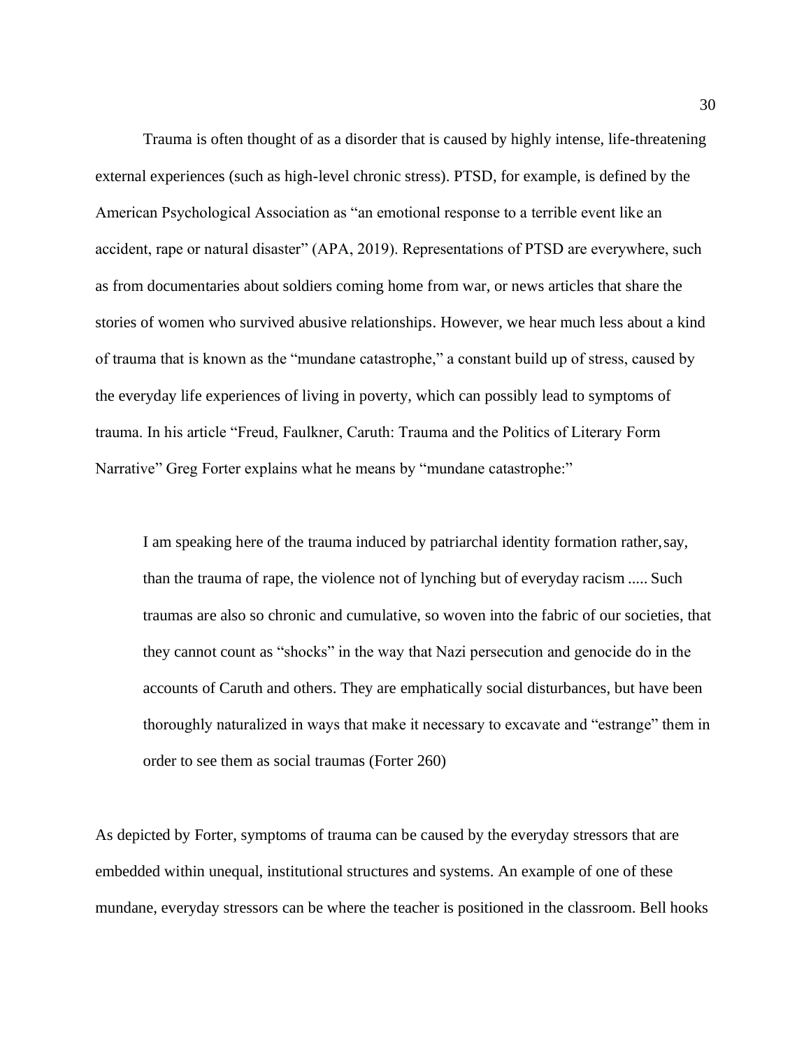Trauma is often thought of as a disorder that is caused by highly intense, life-threatening external experiences (such as high-level chronic stress). PTSD, for example, is defined by the American Psychological Association as "an emotional response to a terrible event like an accident, rape or natural disaster" (APA, 2019). Representations of PTSD are everywhere, such as from documentaries about soldiers coming home from war, or news articles that share the stories of women who survived abusive relationships. However, we hear much less about a kind of trauma that is known as the "mundane catastrophe," a constant build up of stress, caused by the everyday life experiences of living in poverty, which can possibly lead to symptoms of trauma. In his article "Freud, Faulkner, Caruth: Trauma and the Politics of Literary Form Narrative" Greg Forter explains what he means by "mundane catastrophe:"

> I am speaking here of the trauma induced by patriarchal identity formation rather, say, than the trauma of rape, the violence not of lynching but of everyday racism ..... Such traumas are also so chronic and cumulative, so woven into the fabric of our societies, that they cannot count as "shocks" in the way that Nazi persecution and genocide do in the accounts of Caruth and others. They are emphatically social disturbances, but have been thoroughly naturalized in ways that make it necessary to excavate and "estrange" them in order to see them as social traumas (Forter 260)

As depicted by Forter, symptoms of trauma can be caused by the everyday stressors that are embedded within unequal, institutional structures and systems. An example of one of these mundane, everyday stressors can be where the teacher is positioned in the classroom. Bell hooks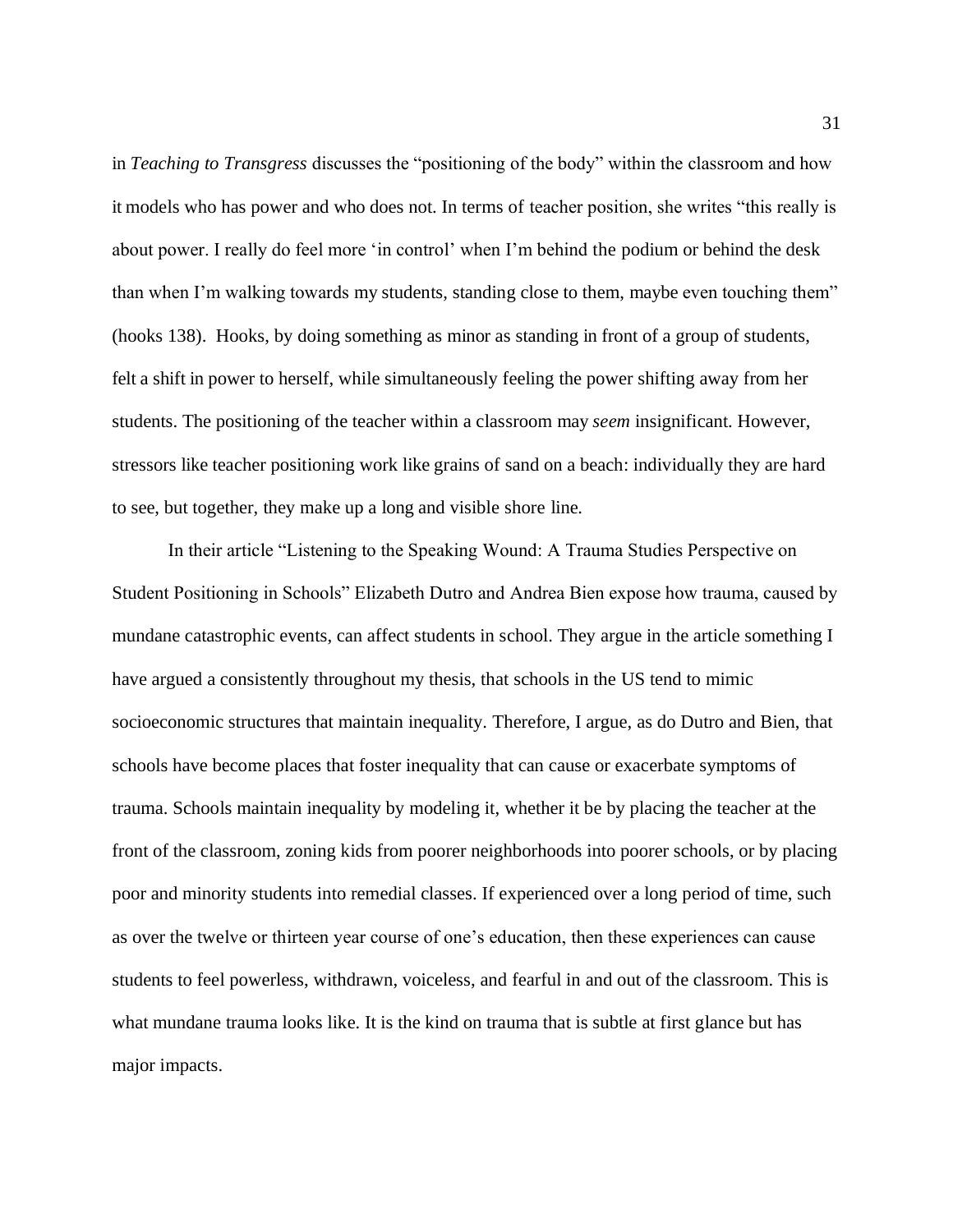in *Teaching to Transgress* discusses the "positioning of the body" within the classroom and how it models who has power and who does not. In terms of teacher position, she writes "this really is about power. I really do feel more 'in control' when I'm behind the podium or behind the desk than when I'm walking towards my students, standing close to them, maybe even touching them" (hooks 138). Hooks, by doing something as minor as standing in front of a group of students, felt a shift in power to herself, while simultaneously feeling the power shifting away from her students. The positioning of the teacher within a classroom may *seem* insignificant. However, stressors like teacher positioning work like grains of sand on a beach: individually they are hard to see, but together, they make up a long and visible shore line.

In their article "Listening to the Speaking Wound: A Trauma Studies Perspective on Student Positioning in Schools" Elizabeth Dutro and Andrea Bien expose how trauma, caused by mundane catastrophic events, can affect students in school. They argue in the article something I have argued a consistently throughout my thesis, that schools in the US tend to mimic socioeconomic structures that maintain inequality. Therefore, I argue, as do Dutro and Bien, that schools have become places that foster inequality that can cause or exacerbate symptoms of trauma. Schools maintain inequality by modeling it, whether it be by placing the teacher at the front of the classroom, zoning kids from poorer neighborhoods into poorer schools, or by placing poor and minority students into remedial classes. If experienced over a long period of time, such as over the twelve or thirteen year course of one's education, then these experiences can cause students to feel powerless, withdrawn, voiceless, and fearful in and out of the classroom. This is what mundane trauma looks like. It is the kind on trauma that is subtle at first glance but has major impacts.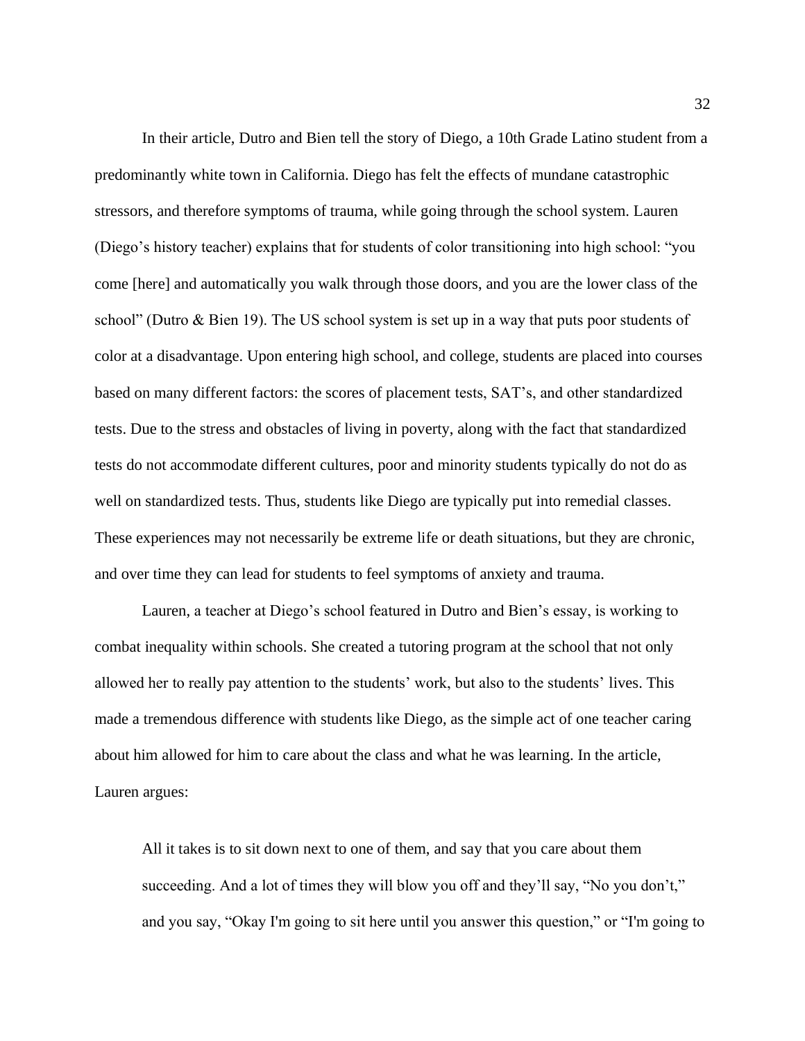In their article, Dutro and Bien tell the story of Diego, a 10th Grade Latino student from a predominantly white town in California. Diego has felt the effects of mundane catastrophic stressors, and therefore symptoms of trauma, while going through the school system. Lauren (Diego's history teacher) explains that for students of color transitioning into high school: "you come [here] and automatically you walk through those doors, and you are the lower class of the school" (Dutro & Bien 19). The US school system is set up in a way that puts poor students of color at a disadvantage. Upon entering high school, and college, students are placed into courses based on many different factors: the scores of placement tests, SAT's, and other standardized tests. Due to the stress and obstacles of living in poverty, along with the fact that standardized tests do not accommodate different cultures, poor and minority students typically do not do as well on standardized tests. Thus, students like Diego are typically put into remedial classes. These experiences may not necessarily be extreme life or death situations, but they are chronic, and over time they can lead for students to feel symptoms of anxiety and trauma.

Lauren, a teacher at Diego's school featured in Dutro and Bien's essay, is working to combat inequality within schools. She created a tutoring program at the school that not only allowed her to really pay attention to the students' work, but also to the students' lives. This made a tremendous difference with students like Diego, as the simple act of one teacher caring about him allowed for him to care about the class and what he was learning. In the article, Lauren argues:

> All it takes is to sit down next to one of them, and say that you care about them succeeding. And a lot of times they will blow you off and they'll say, "No you don't," and you say, "Okay I'm going to sit here until you answer this question," or "I'm going to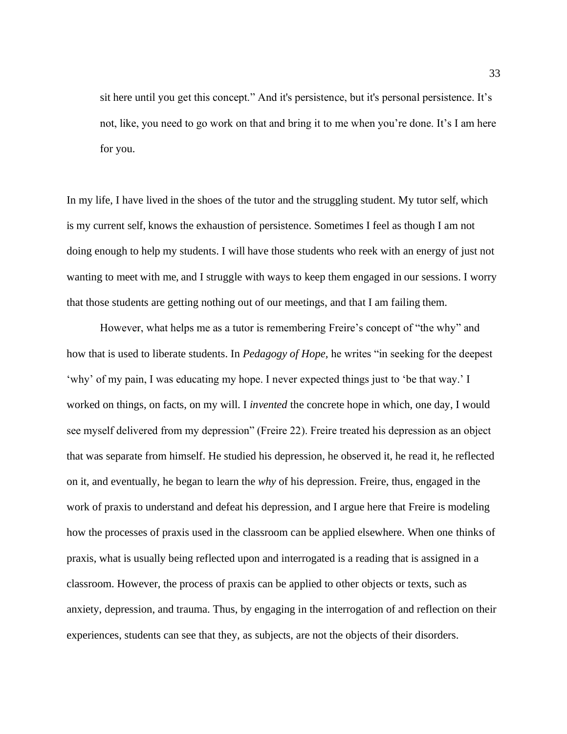> sit here until you get this concept." And it's persistence, but it's personal persistence. It's not, like, you need to go work on that and bring it to me when you're done. It's I am here for you.

In my life, I have lived in the shoes of the tutor and the struggling student. My tutor self, which is my current self, knows the exhaustion of persistence. Sometimes I feel as though I am not doing enough to help my students. I will have those students who reek with an energy of just not wanting to meet with me, and I struggle with ways to keep them engaged in our sessions. I worry that those students are getting nothing out of our meetings, and that I am failing them.

However, what helps me as a tutor is remembering Freire's concept of "the why" and how that is used to liberate students. In *Pedagogy of Hope,* he writes "in seeking for the deepest 'why' of my pain, I was educating my hope. I never expected things just to 'be that way.' I worked on things, on facts, on my will. I *invented* the concrete hope in which, one day, I would see myself delivered from my depression" (Freire 22). Freire treated his depression as an object that was separate from himself. He studied his depression, he observed it, he read it, he reflected on it, and eventually, he began to learn the *why* of his depression. Freire, thus, engaged in the work of praxis to understand and defeat his depression, and I argue here that Freire is modeling how the processes of praxis used in the classroom can be applied elsewhere. When one thinks of praxis, what is usually being reflected upon and interrogated is a reading that is assigned in a classroom. However, the process of praxis can be applied to other objects or texts, such as anxiety, depression, and trauma. Thus, by engaging in the interrogation of and reflection on their experiences, students can see that they, as subjects, are not the objects of their disorders.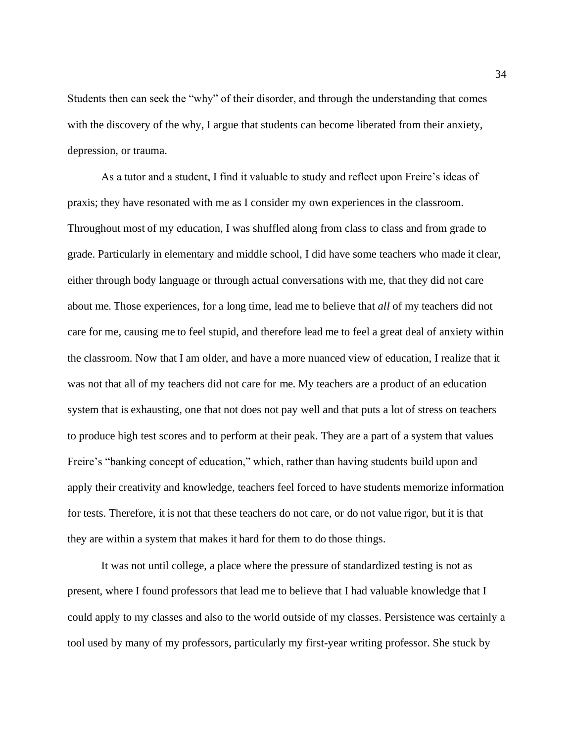Students then can seek the "why" of their disorder, and through the understanding that comes with the discovery of the why, I argue that students can become liberated from their anxiety, depression, or trauma.

As a tutor and a student, I find it valuable to study and reflect upon Freire's ideas of praxis; they have resonated with me as I consider my own experiences in the classroom. Throughout most of my education, I was shuffled along from class to class and from grade to grade. Particularly in elementary and middle school, I did have some teachers who made it clear, either through body language or through actual conversations with me, that they did not care about me. Those experiences, for a long time, lead me to believe that *all* of my teachers did not care for me, causing me to feel stupid, and therefore lead me to feel a great deal of anxiety within the classroom. Now that I am older, and have a more nuanced view of education, I realize that it was not that all of my teachers did not care for me. My teachers are a product of an education system that is exhausting, one that not does not pay well and that puts a lot of stress on teachers to produce high test scores and to perform at their peak. They are a part of a system that values Freire's "banking concept of education," which, rather than having students build upon and apply their creativity and knowledge, teachers feel forced to have students memorize information for tests. Therefore, it is not that these teachers do not care, or do not value rigor, but it is that they are within a system that makes it hard for them to do those things.

It was not until college, a place where the pressure of standardized testing is not as present, where I found professors that lead me to believe that I had valuable knowledge that I could apply to my classes and also to the world outside of my classes. Persistence was certainly a tool used by many of my professors, particularly my first-year writing professor. She stuck by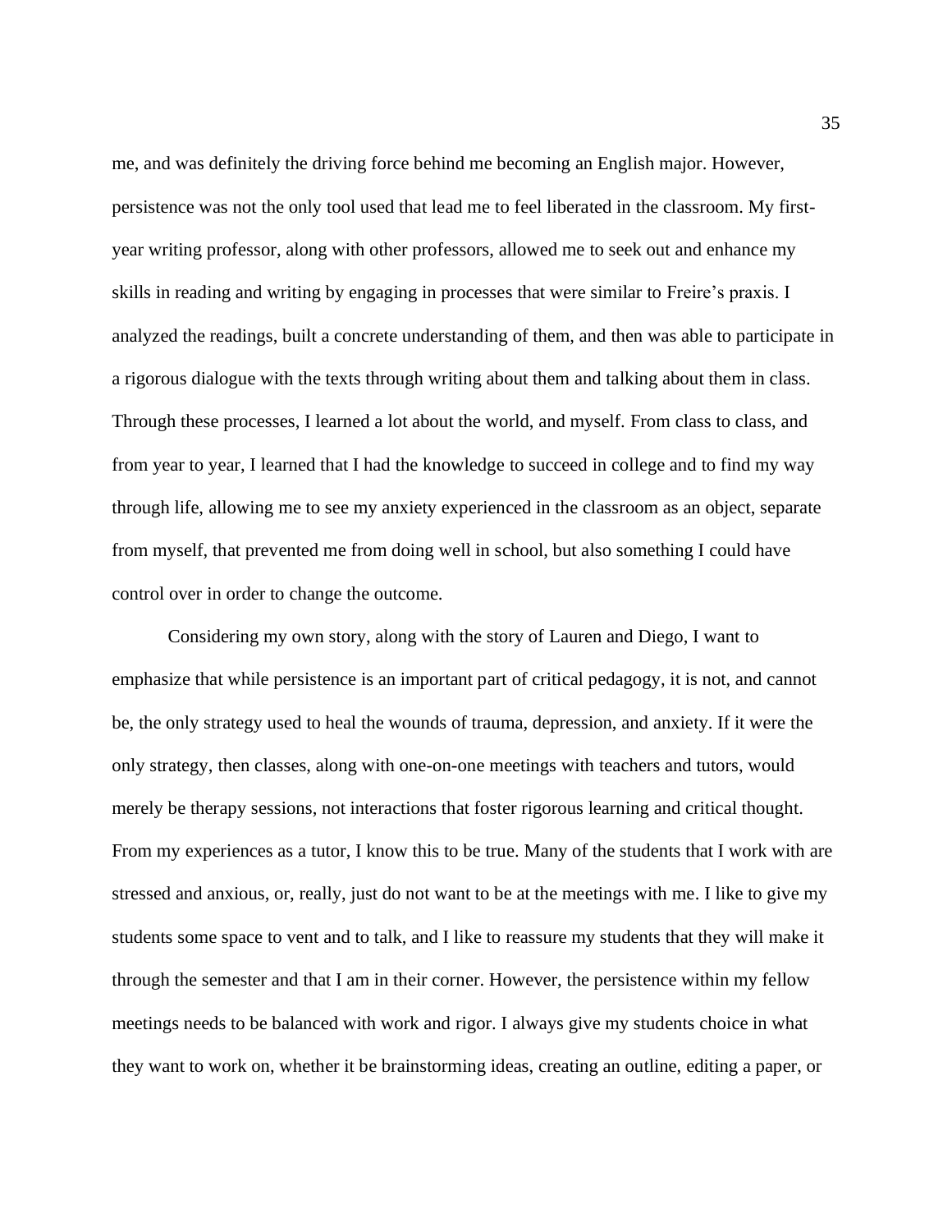me, and was definitely the driving force behind me becoming an English major. However, persistence was not the only tool used that lead me to feel liberated in the classroom. My first-year writing professor, along with other professors, allowed me to seek out and enhance my skills in reading and writing by engaging in processes that were similar to Freire's praxis. I analyzed the readings, built a concrete understanding of them, and then was able to participate in a rigorous dialogue with the texts through writing about them and talking about them in class. Through these processes, I learned a lot about the world, and myself. From class to class, and from year to year, I learned that I had the knowledge to succeed in college and to find my way through life, allowing me to see my anxiety experienced in the classroom as an object, separate from myself, that prevented me from doing well in school, but also something I could have control over in order to change the outcome.

Considering my own story, along with the story of Lauren and Diego, I want to emphasize that while persistence is an important part of critical pedagogy, it is not, and cannot be, the only strategy used to heal the wounds of trauma, depression, and anxiety. If it were the only strategy, then classes, along with one-on-one meetings with teachers and tutors, would merely be therapy sessions, not interactions that foster rigorous learning and critical thought. From my experiences as a tutor, I know this to be true. Many of the students that I work with are stressed and anxious, or, really, just do not want to be at the meetings with me. I like to give my students some space to vent and to talk, and I like to reassure my students that they will make it through the semester and that I am in their corner. However, the persistence within my fellow meetings needs to be balanced with work and rigor. I always give my students choice in what they want to work on, whether it be brainstorming ideas, creating an outline, editing a paper, or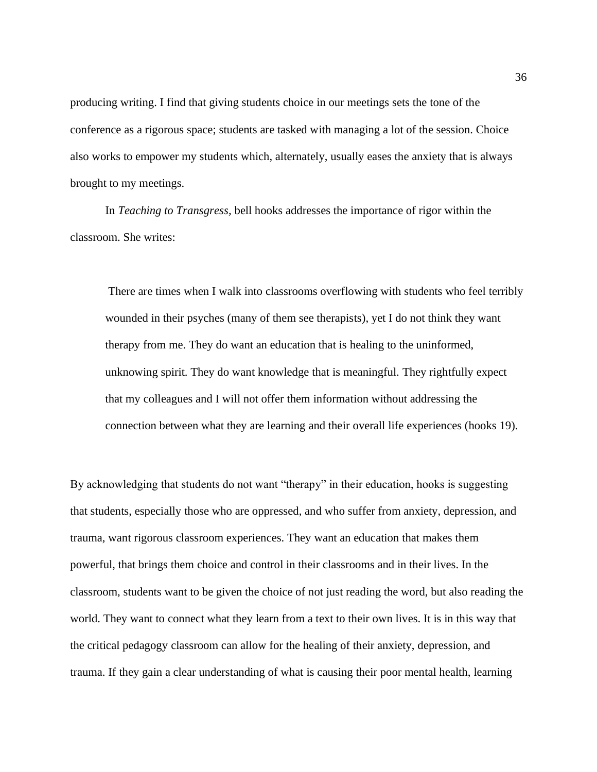producing writing. I find that giving students choice in our meetings sets the tone of the conference as a rigorous space; students are tasked with managing a lot of the session. Choice also works to empower my students which, alternately, usually eases the anxiety that is always brought to my meetings.

In *Teaching to Transgress*, bell hooks addresses the importance of rigor within the classroom. She writes:

> There are times when I walk into classrooms overflowing with students who feel terribly wounded in their psyches (many of them see therapists), yet I do not think they want therapy from me. They do want an education that is healing to the uninformed, unknowing spirit. They do want knowledge that is meaningful. They rightfully expect that my colleagues and I will not offer them information without addressing the connection between what they are learning and their overall life experiences (hooks 19).

By acknowledging that students do not want "therapy" in their education, hooks is suggesting that students, especially those who are oppressed, and who suffer from anxiety, depression, and trauma, want rigorous classroom experiences. They want an education that makes them powerful, that brings them choice and control in their classrooms and in their lives. In the classroom, students want to be given the choice of not just reading the word, but also reading the world. They want to connect what they learn from a text to their own lives. It is in this way that the critical pedagogy classroom can allow for the healing of their anxiety, depression, and trauma. If they gain a clear understanding of what is causing their poor mental health, learning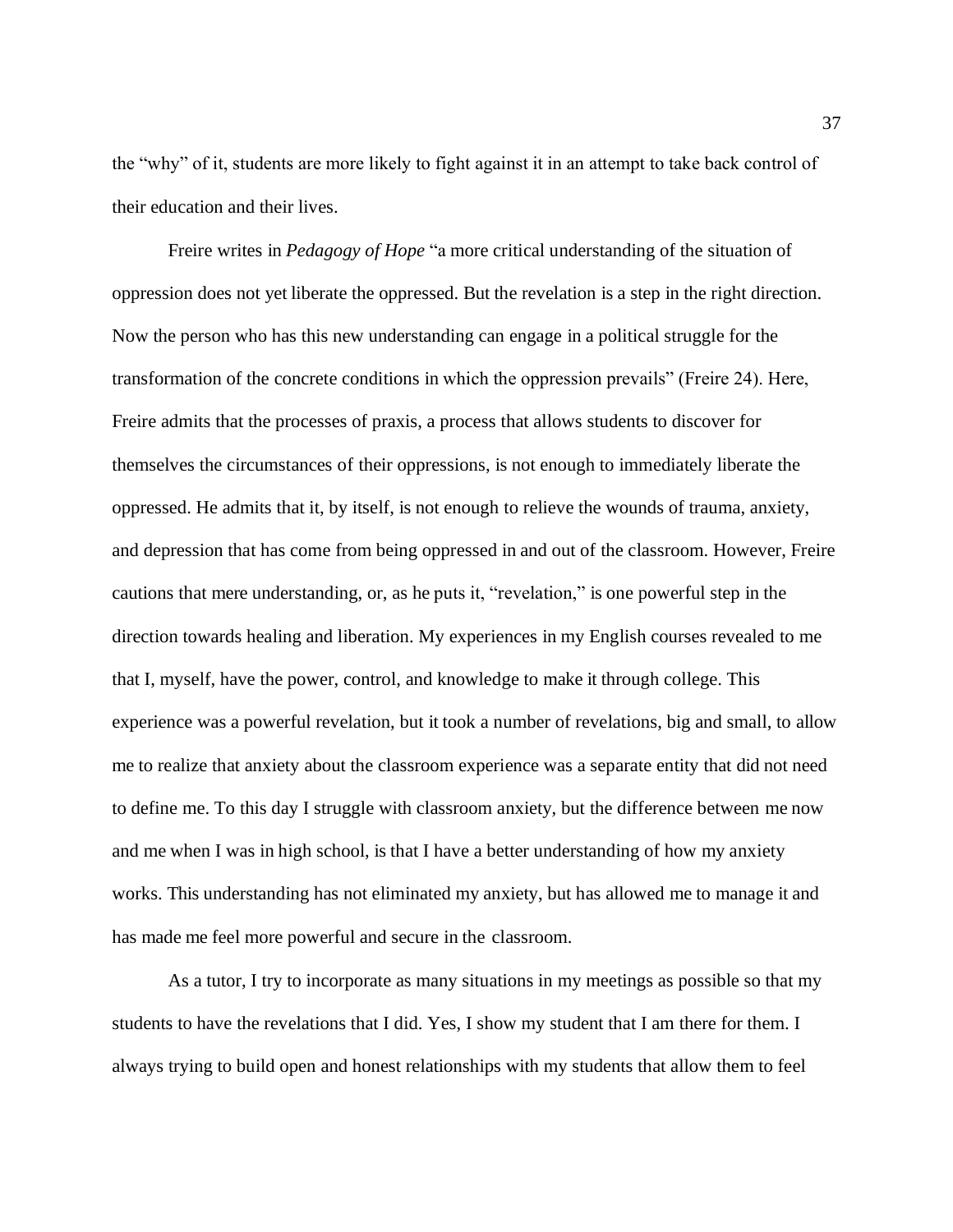the "why" of it, students are more likely to fight against it in an attempt to take back control of their education and their lives.

Freire writes in *Pedagogy of Hope* "a more critical understanding of the situation of oppression does not yet liberate the oppressed. But the revelation is a step in the right direction. Now the person who has this new understanding can engage in a political struggle for the transformation of the concrete conditions in which the oppression prevails" (Freire 24). Here, Freire admits that the processes of praxis, a process that allows students to discover for themselves the circumstances of their oppressions, is not enough to immediately liberate the oppressed. He admits that it, by itself, is not enough to relieve the wounds of trauma, anxiety, and depression that has come from being oppressed in and out of the classroom. However, Freire cautions that mere understanding, or, as he puts it, "revelation," is one powerful step in the direction towards healing and liberation. My experiences in my English courses revealed to me that I, myself, have the power, control, and knowledge to make it through college. This experience was a powerful revelation, but it took a number of revelations, big and small, to allow me to realize that anxiety about the classroom experience was a separate entity that did not need to define me. To this day I struggle with classroom anxiety, but the difference between me now and me when I was in high school, is that I have a better understanding of how my anxiety works. This understanding has not eliminated my anxiety, but has allowed me to manage it and has made me feel more powerful and secure in the classroom.

As a tutor, I try to incorporate as many situations in my meetings as possible so that my students to have the revelations that I did. Yes, I show my student that I am there for them. I always trying to build open and honest relationships with my students that allow them to feel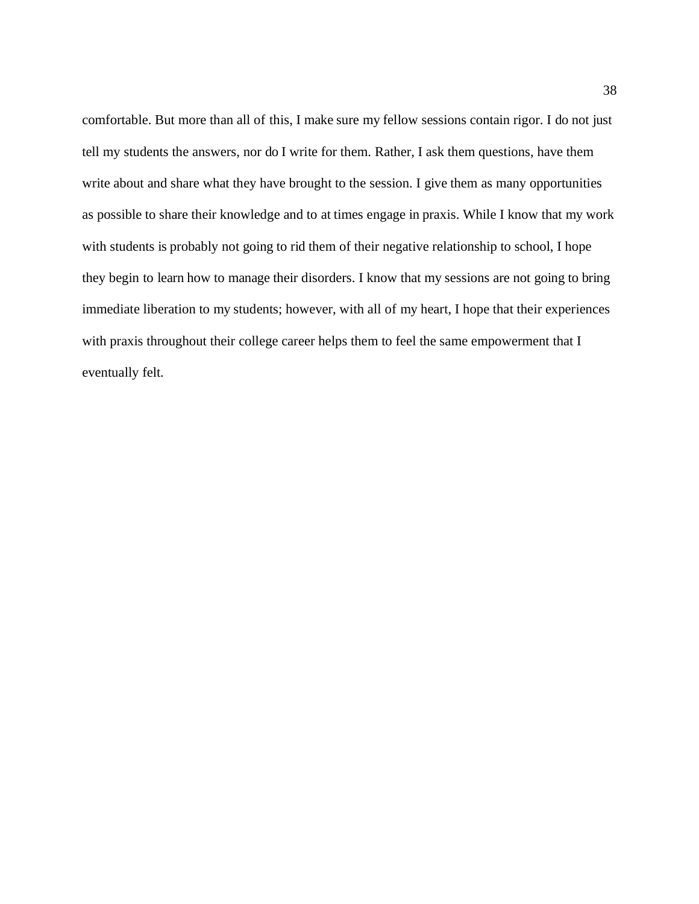comfortable. But more than all of this, I make sure my fellow sessions contain rigor. I do not just tell my students the answers, nor do I write for them. Rather, I ask them questions, have them write about and share what they have brought to the session. I give them as many opportunities as possible to share their knowledge and to at times engage in praxis. While I know that my work with students is probably not going to rid them of their negative relationship to school, I hope they begin to learn how to manage their disorders. I know that my sessions are not going to bring immediate liberation to my students; however, with all of my heart, I hope that their experiences with praxis throughout their college career helps them to feel the same empowerment that I eventually felt.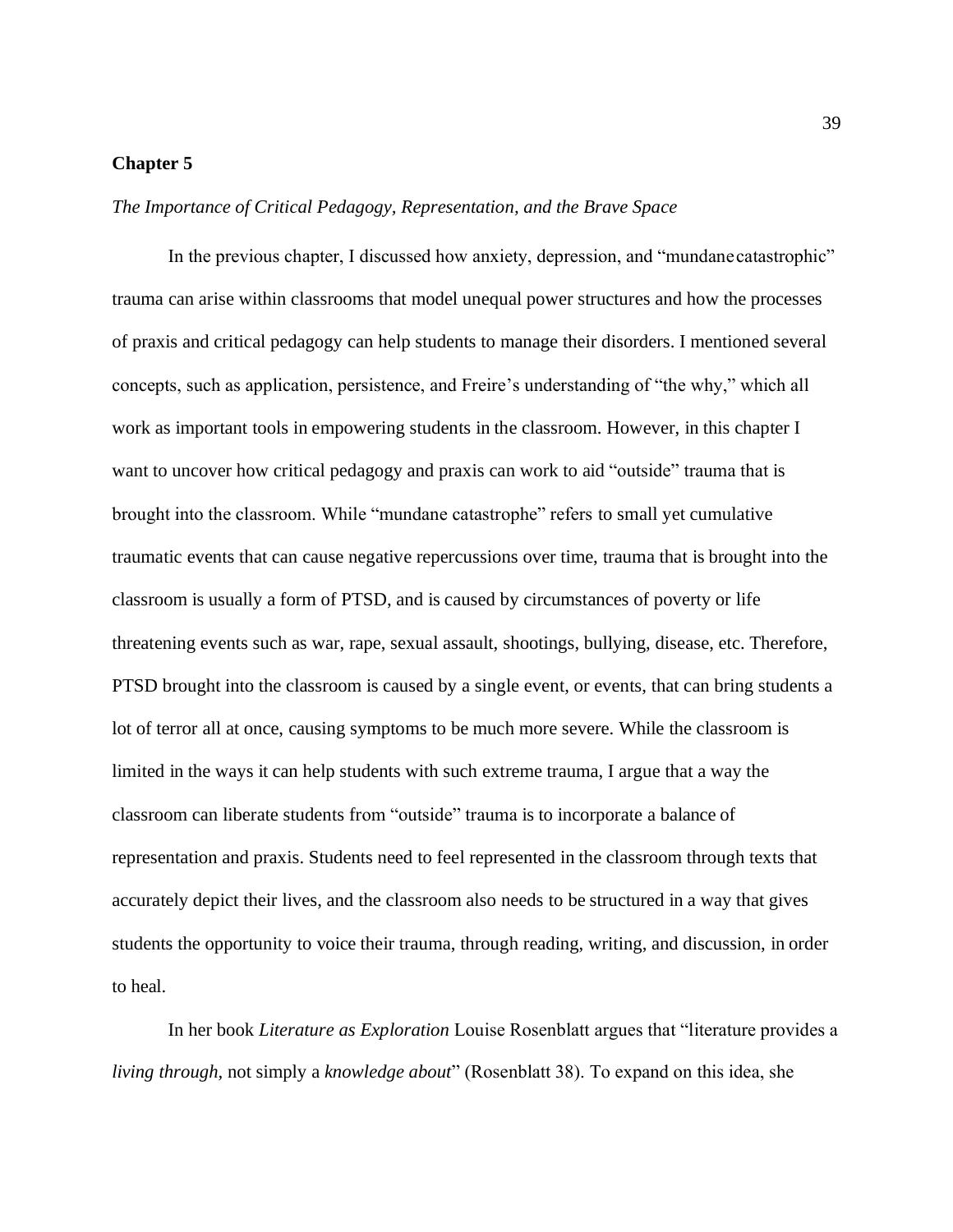**Chapter 5**

*The Importance of Critical Pedagogy, Representation, and the Brave Space*

In the previous chapter, I discussed how anxiety, depression, and "mundane catastrophic" trauma can arise within classrooms that model unequal power structures and how the processes of praxis and critical pedagogy can help students to manage their disorders. I mentioned several concepts, such as application, persistence, and Freire's understanding of "the why," which all work as important tools in empowering students in the classroom. However, in this chapter I want to uncover how critical pedagogy and praxis can work to aid "outside" trauma that is brought into the classroom. While "mundane catastrophe" refers to small yet cumulative traumatic events that can cause negative repercussions over time, trauma that is brought into the classroom is usually a form of PTSD, and is caused by circumstances of poverty or life threatening events such as war, rape, sexual assault, shootings, bullying, disease, etc. Therefore, PTSD brought into the classroom is caused by a single event, or events, that can bring students a lot of terror all at once, causing symptoms to be much more severe. While the classroom is limited in the ways it can help students with such extreme trauma, I argue that a way the classroom can liberate students from "outside" trauma is to incorporate a balance of representation and praxis. Students need to feel represented in the classroom through texts that accurately depict their lives, and the classroom also needs to be structured in a way that gives students the opportunity to voice their trauma, through reading, writing, and discussion, in order to heal.

In her book *Literature as Exploration* Louise Rosenblatt argues that "literature provides a *living through,* not simply a *knowledge about*" (Rosenblatt 38). To expand on this idea, she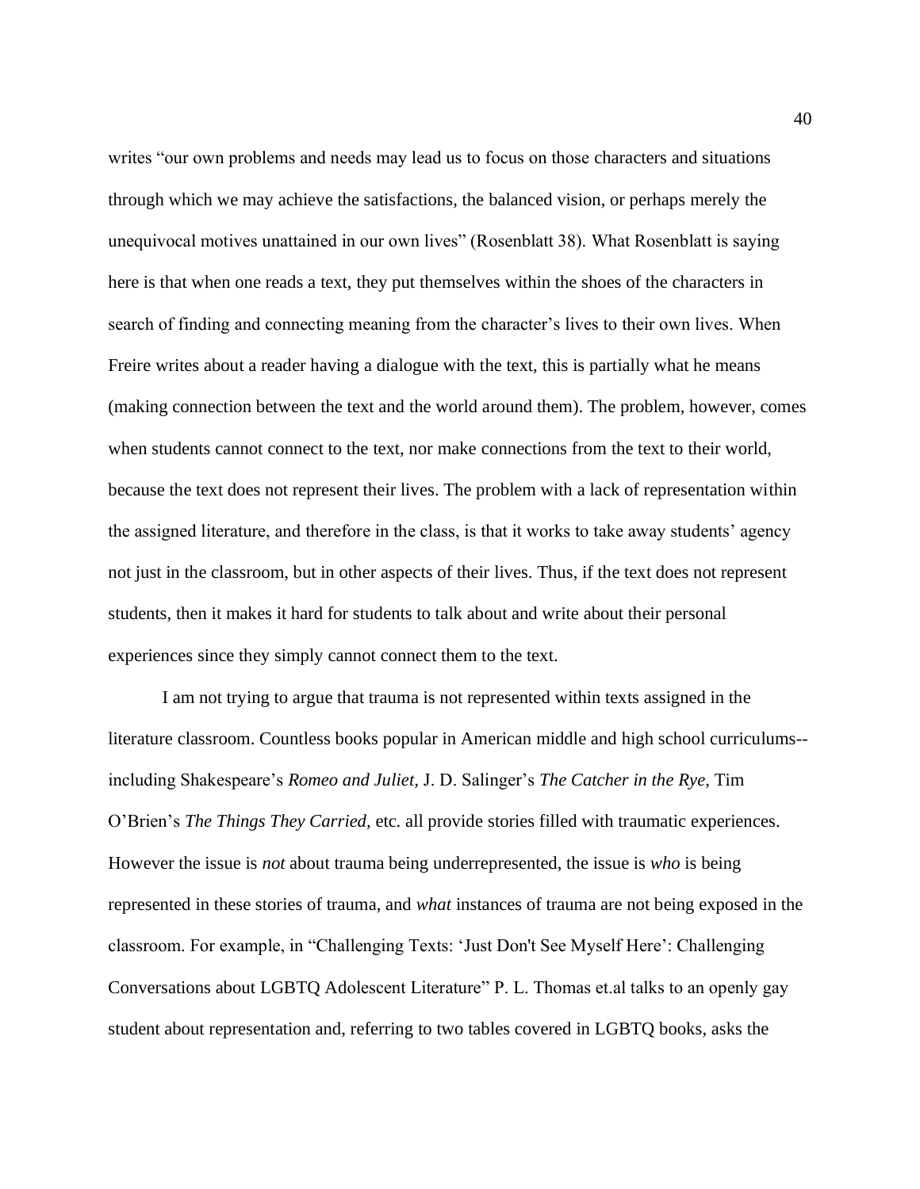writes "our own problems and needs may lead us to focus on those characters and situations through which we may achieve the satisfactions, the balanced vision, or perhaps merely the unequivocal motives unattained in our own lives" (Rosenblatt 38). What Rosenblatt is saying here is that when one reads a text, they put themselves within the shoes of the characters in search of finding and connecting meaning from the character's lives to their own lives. When Freire writes about a reader having a dialogue with the text, this is partially what he means (making connection between the text and the world around them). The problem, however, comes when students cannot connect to the text, nor make connections from the text to their world, because the text does not represent their lives. The problem with a lack of representation within the assigned literature, and therefore in the class, is that it works to take away students' agency not just in the classroom, but in other aspects of their lives. Thus, if the text does not represent students, then it makes it hard for students to talk about and write about their personal experiences since they simply cannot connect them to the text.

I am not trying to argue that trauma is not represented within texts assigned in the literature classroom. Countless books popular in American middle and high school curriculums--including Shakespeare's *Romeo and Juliet,* J. D. Salinger's *The Catcher in the Rye,* Tim O'Brien's *The Things They Carried,* etc. all provide stories filled with traumatic experiences. However the issue is *not* about trauma being underrepresented, the issue is *who* is being represented in these stories of trauma, and *what* instances of trauma are not being exposed in the classroom. For example, in "Challenging Texts: 'Just Don't See Myself Here': Challenging Conversations about LGBTQ Adolescent Literature" P. L. Thomas et.al talks to an openly gay student about representation and, referring to two tables covered in LGBTQ books, asks the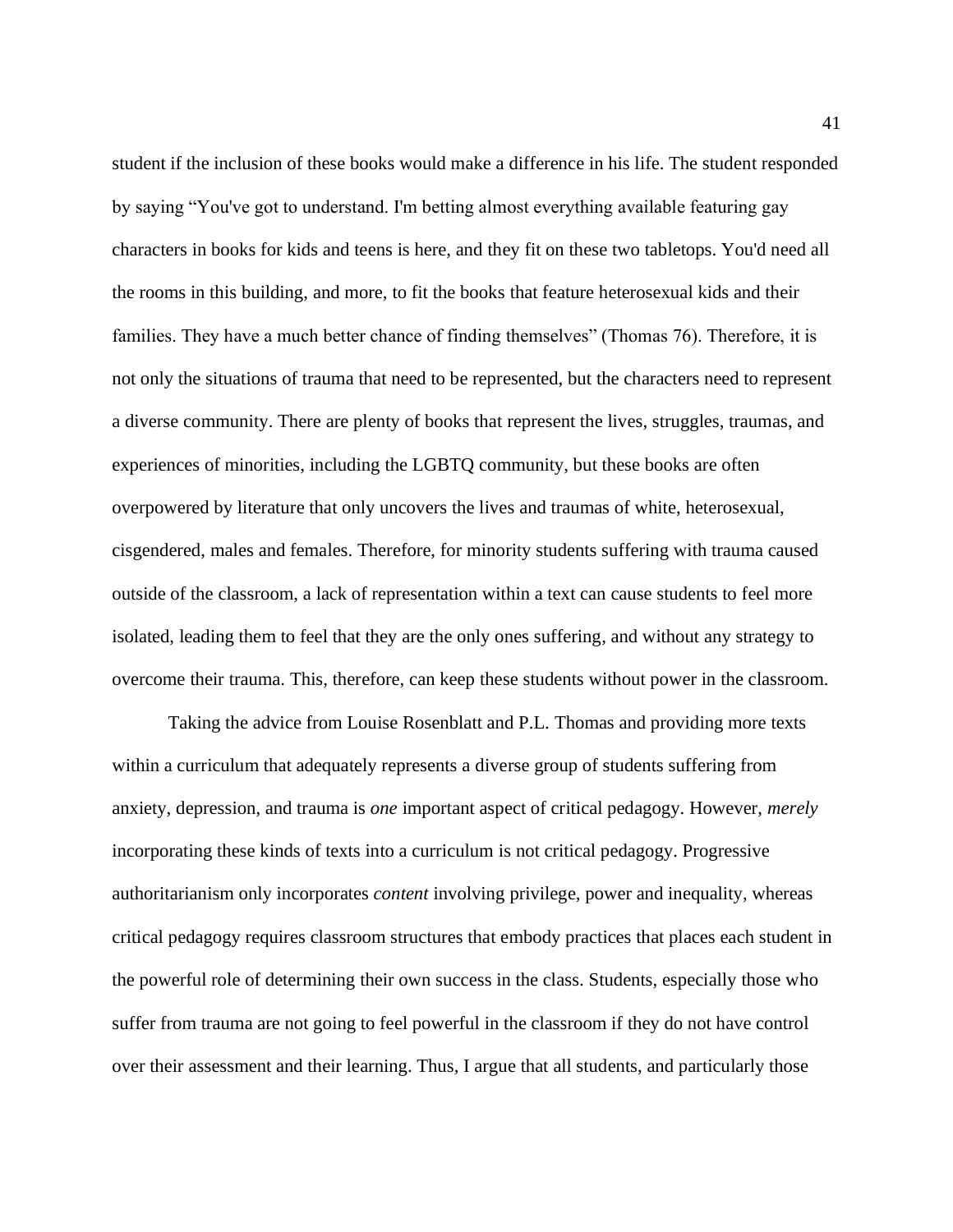student if the inclusion of these books would make a difference in his life. The student responded by saying "You've got to understand. I'm betting almost everything available featuring gay characters in books for kids and teens is here, and they fit on these two tabletops. You'd need all the rooms in this building, and more, to fit the books that feature heterosexual kids and their families. They have a much better chance of finding themselves" (Thomas 76). Therefore, it is not only the situations of trauma that need to be represented, but the characters need to represent a diverse community. There are plenty of books that represent the lives, struggles, traumas, and experiences of minorities, including the LGBTQ community, but these books are often overpowered by literature that only uncovers the lives and traumas of white, heterosexual, cisgendered, males and females. Therefore, for minority students suffering with trauma caused outside of the classroom, a lack of representation within a text can cause students to feel more isolated, leading them to feel that they are the only ones suffering, and without any strategy to overcome their trauma. This, therefore, can keep these students without power in the classroom.

Taking the advice from Louise Rosenblatt and P.L. Thomas and providing more texts within a curriculum that adequately represents a diverse group of students suffering from anxiety, depression, and trauma is *one* important aspect of critical pedagogy. However, *merely* incorporating these kinds of texts into a curriculum is not critical pedagogy. Progressive authoritarianism only incorporates *content* involving privilege, power and inequality, whereas critical pedagogy requires classroom structures that embody practices that places each student in the powerful role of determining their own success in the class. Students, especially those who suffer from trauma are not going to feel powerful in the classroom if they do not have control over their assessment and their learning. Thus, I argue that all students, and particularly those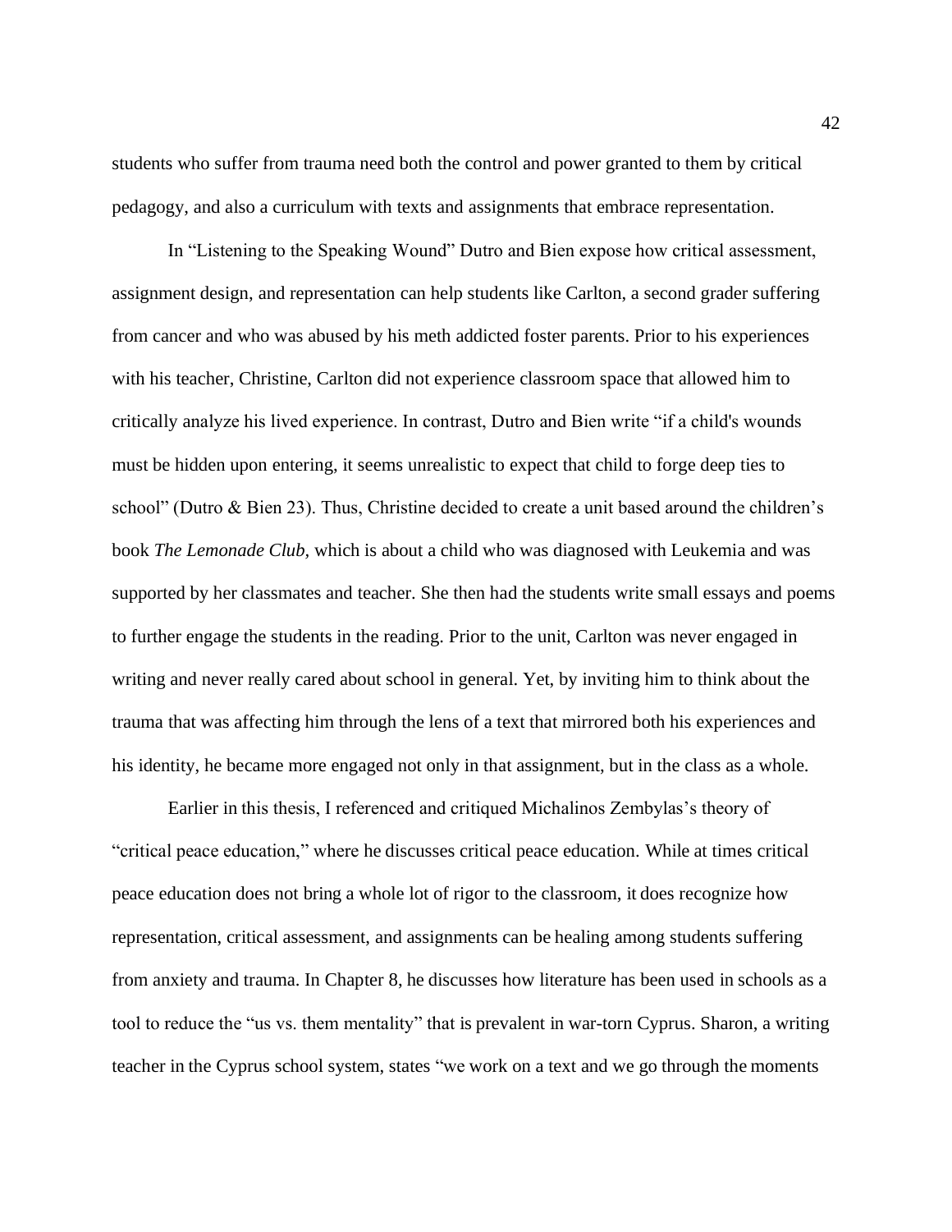students who suffer from trauma need both the control and power granted to them by critical pedagogy, and also a curriculum with texts and assignments that embrace representation.

In "Listening to the Speaking Wound" Dutro and Bien expose how critical assessment, assignment design, and representation can help students like Carlton, a second grader suffering from cancer and who was abused by his meth addicted foster parents. Prior to his experiences with his teacher, Christine, Carlton did not experience classroom space that allowed him to critically analyze his lived experience. In contrast, Dutro and Bien write "if a child's wounds must be hidden upon entering, it seems unrealistic to expect that child to forge deep ties to school" (Dutro & Bien 23). Thus, Christine decided to create a unit based around the children's book *The Lemonade Club,* which is about a child who was diagnosed with Leukemia and was supported by her classmates and teacher. She then had the students write small essays and poems to further engage the students in the reading. Prior to the unit, Carlton was never engaged in writing and never really cared about school in general. Yet, by inviting him to think about the trauma that was affecting him through the lens of a text that mirrored both his experiences and his identity, he became more engaged not only in that assignment, but in the class as a whole.

Earlier in this thesis, I referenced and critiqued Michalinos Zembylas's theory of "critical peace education," where he discusses critical peace education. While at times critical peace education does not bring a whole lot of rigor to the classroom, it does recognize how representation, critical assessment, and assignments can be healing among students suffering from anxiety and trauma. In Chapter 8, he discusses how literature has been used in schools as a tool to reduce the "us vs. them mentality" that is prevalent in war-torn Cyprus. Sharon, a writing teacher in the Cyprus school system, states "we work on a text and we go through the moments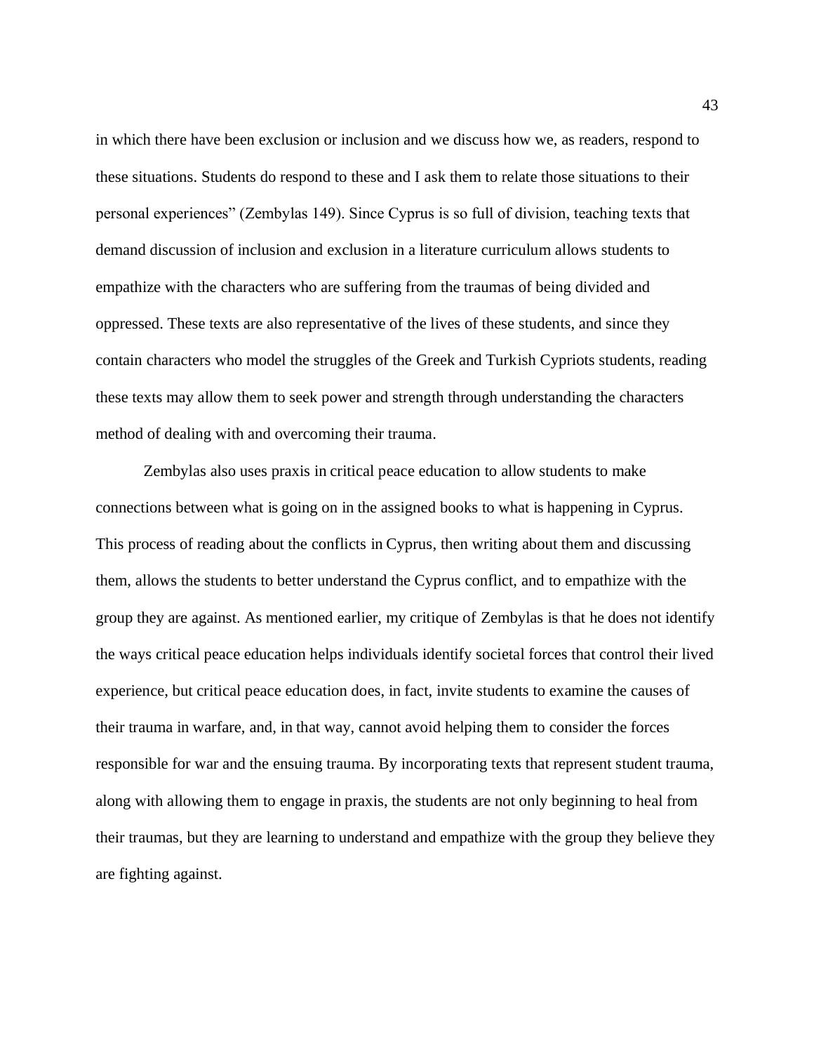in which there have been exclusion or inclusion and we discuss how we, as readers, respond to these situations. Students do respond to these and I ask them to relate those situations to their personal experiences" (Zembylas 149). Since Cyprus is so full of division, teaching texts that demand discussion of inclusion and exclusion in a literature curriculum allows students to empathize with the characters who are suffering from the traumas of being divided and oppressed. These texts are also representative of the lives of these students, and since they contain characters who model the struggles of the Greek and Turkish Cypriots students, reading these texts may allow them to seek power and strength through understanding the characters method of dealing with and overcoming their trauma.

Zembylas also uses praxis in critical peace education to allow students to make connections between what is going on in the assigned books to what is happening in Cyprus. This process of reading about the conflicts in Cyprus, then writing about them and discussing them, allows the students to better understand the Cyprus conflict, and to empathize with the group they are against. As mentioned earlier, my critique of Zembylas is that he does not identify the ways critical peace education helps individuals identify societal forces that control their lived experience, but critical peace education does, in fact, invite students to examine the causes of their trauma in warfare, and, in that way, cannot avoid helping them to consider the forces responsible for war and the ensuing trauma. By incorporating texts that represent student trauma, along with allowing them to engage in praxis, the students are not only beginning to heal from their traumas, but they are learning to understand and empathize with the group they believe they are fighting against.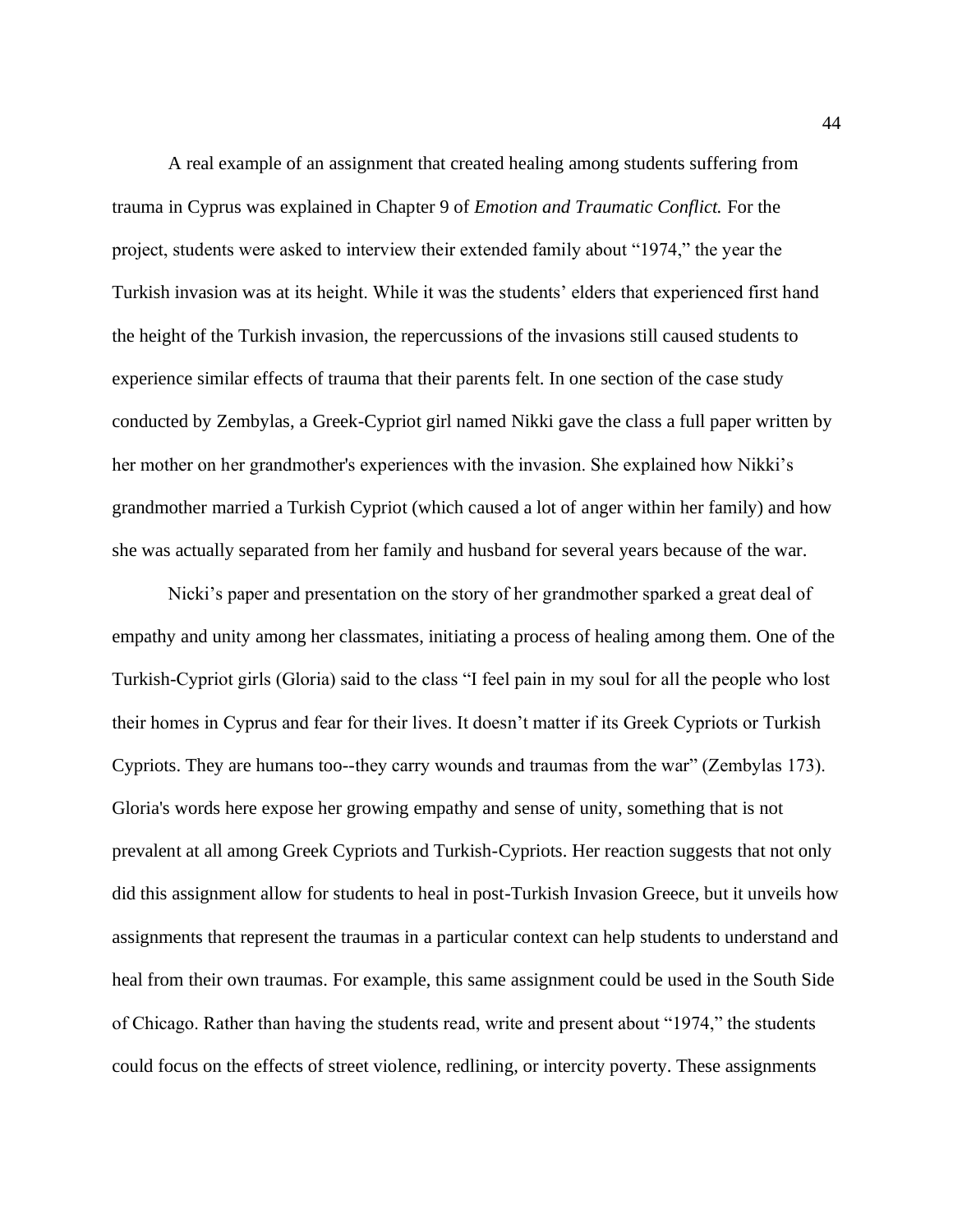A real example of an assignment that created healing among students suffering from trauma in Cyprus was explained in Chapter 9 of *Emotion and Traumatic Conflict.* For the project, students were asked to interview their extended family about "1974," the year the Turkish invasion was at its height. While it was the students' elders that experienced first hand the height of the Turkish invasion, the repercussions of the invasions still caused students to experience similar effects of trauma that their parents felt. In one section of the case study conducted by Zembylas, a Greek-Cypriot girl named Nikki gave the class a full paper written by her mother on her grandmother's experiences with the invasion. She explained how Nikki's grandmother married a Turkish Cypriot (which caused a lot of anger within her family) and how she was actually separated from her family and husband for several years because of the war.

Nicki's paper and presentation on the story of her grandmother sparked a great deal of empathy and unity among her classmates, initiating a process of healing among them. One of the Turkish-Cypriot girls (Gloria) said to the class "I feel pain in my soul for all the people who lost their homes in Cyprus and fear for their lives. It doesn't matter if its Greek Cypriots or Turkish Cypriots. They are humans too--they carry wounds and traumas from the war" (Zembylas 173). Gloria's words here expose her growing empathy and sense of unity, something that is not prevalent at all among Greek Cypriots and Turkish-Cypriots. Her reaction suggests that not only did this assignment allow for students to heal in post-Turkish Invasion Greece, but it unveils how assignments that represent the traumas in a particular context can help students to understand and heal from their own traumas. For example, this same assignment could be used in the South Side of Chicago. Rather than having the students read, write and present about "1974," the students could focus on the effects of street violence, redlining, or intercity poverty. These assignments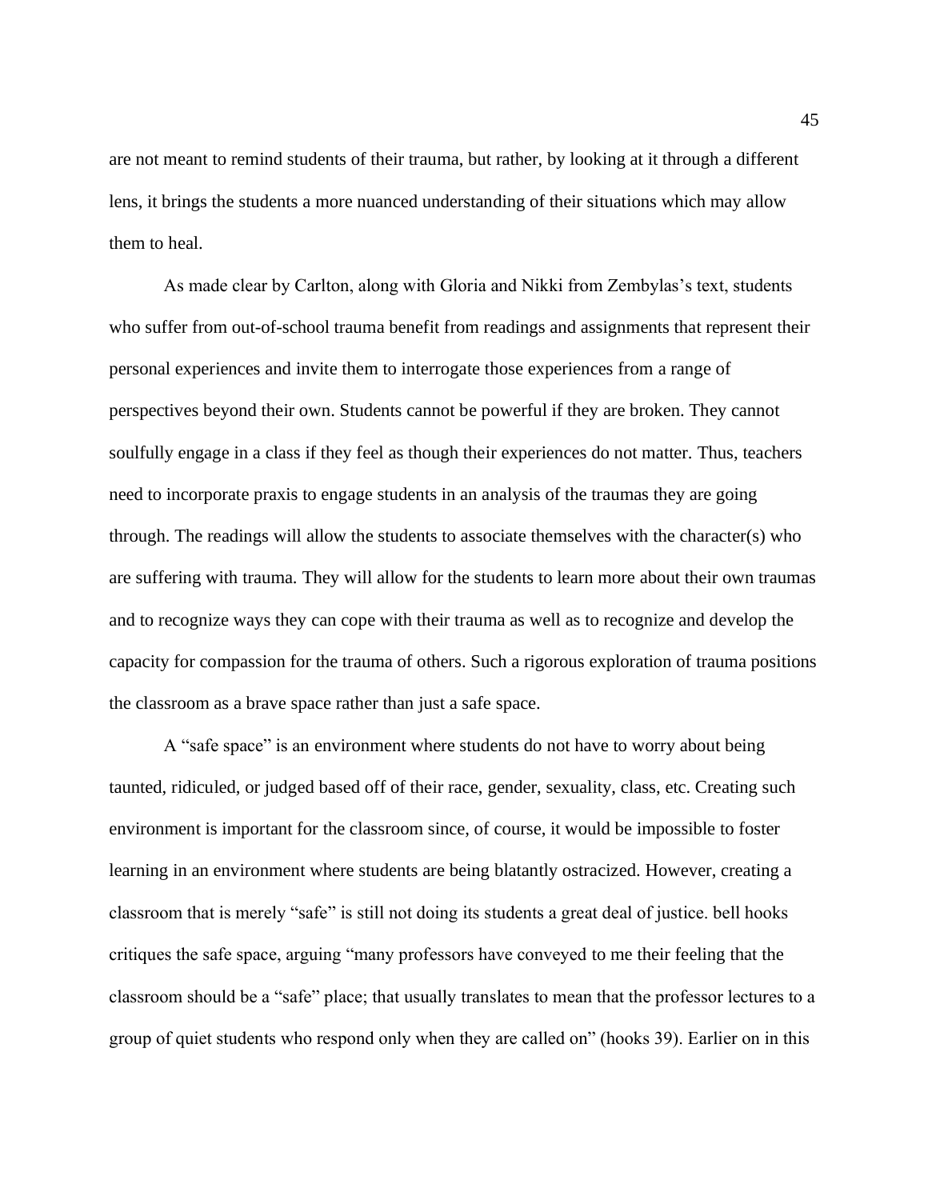are not meant to remind students of their trauma, but rather, by looking at it through a different lens, it brings the students a more nuanced understanding of their situations which may allow them to heal.

As made clear by Carlton, along with Gloria and Nikki from Zembylas's text, students who suffer from out-of-school trauma benefit from readings and assignments that represent their personal experiences and invite them to interrogate those experiences from a range of perspectives beyond their own. Students cannot be powerful if they are broken. They cannot soulfully engage in a class if they feel as though their experiences do not matter. Thus, teachers need to incorporate praxis to engage students in an analysis of the traumas they are going through. The readings will allow the students to associate themselves with the character(s) who are suffering with trauma. They will allow for the students to learn more about their own traumas and to recognize ways they can cope with their trauma as well as to recognize and develop the capacity for compassion for the trauma of others. Such a rigorous exploration of trauma positions the classroom as a brave space rather than just a safe space.

A "safe space" is an environment where students do not have to worry about being taunted, ridiculed, or judged based off of their race, gender, sexuality, class, etc. Creating such environment is important for the classroom since, of course, it would be impossible to foster learning in an environment where students are being blatantly ostracized. However, creating a classroom that is merely "safe" is still not doing its students a great deal of justice. bell hooks critiques the safe space, arguing "many professors have conveyed to me their feeling that the classroom should be a "safe" place; that usually translates to mean that the professor lectures to a group of quiet students who respond only when they are called on" (hooks 39). Earlier on in this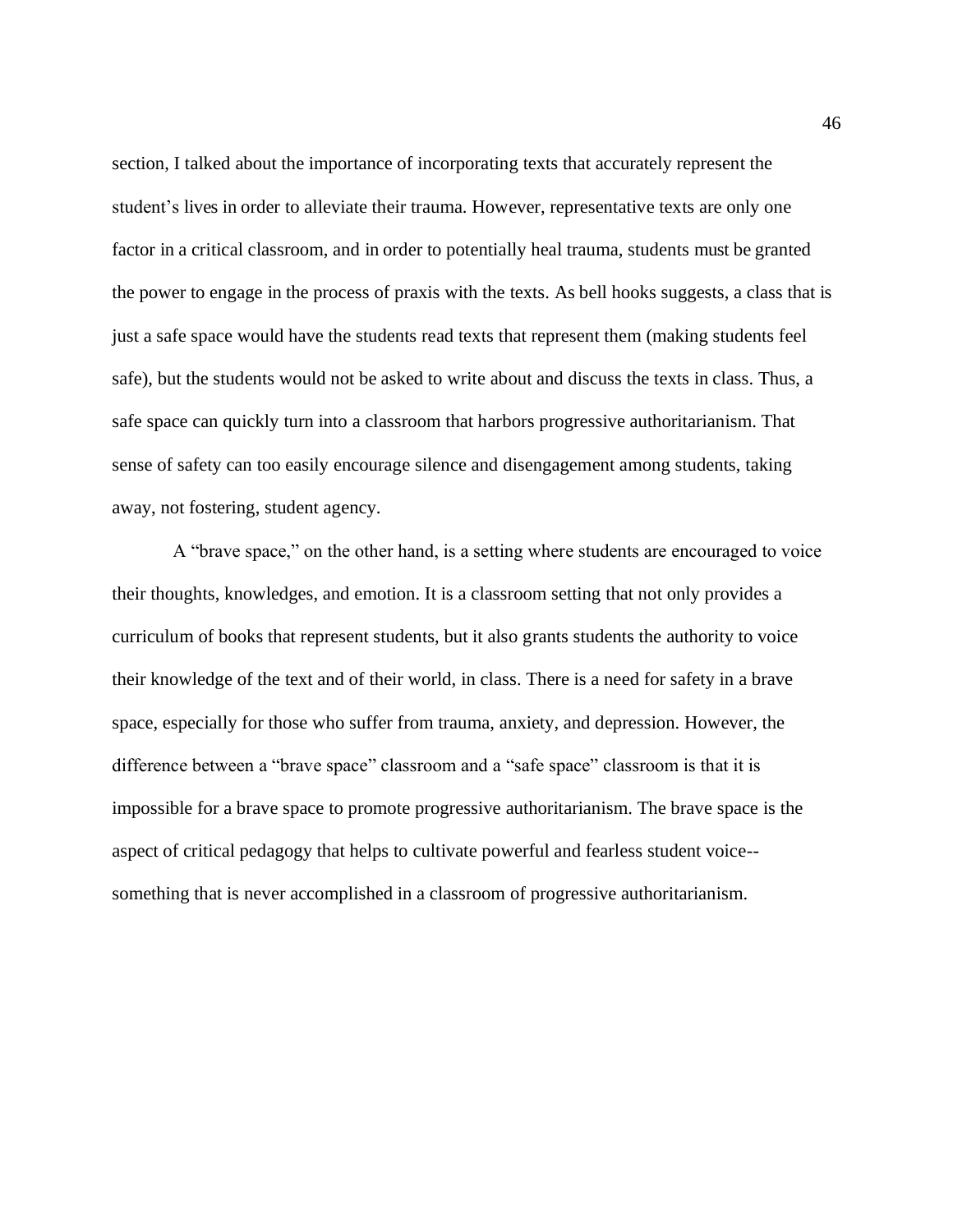section, I talked about the importance of incorporating texts that accurately represent the student's lives in order to alleviate their trauma. However, representative texts are only one factor in a critical classroom, and in order to potentially heal trauma, students must be granted the power to engage in the process of praxis with the texts. As bell hooks suggests, a class that is just a safe space would have the students read texts that represent them (making students feel safe), but the students would not be asked to write about and discuss the texts in class. Thus, a safe space can quickly turn into a classroom that harbors progressive authoritarianism. That sense of safety can too easily encourage silence and disengagement among students, taking away, not fostering, student agency.

A "brave space," on the other hand, is a setting where students are encouraged to voice their thoughts, knowledges, and emotion. It is a classroom setting that not only provides a curriculum of books that represent students, but it also grants students the authority to voice their knowledge of the text and of their world, in class. There is a need for safety in a brave space, especially for those who suffer from trauma, anxiety, and depression. However, the difference between a "brave space" classroom and a "safe space" classroom is that it is impossible for a brave space to promote progressive authoritarianism. The brave space is the aspect of critical pedagogy that helps to cultivate powerful and fearless student voice--something that is never accomplished in a classroom of progressive authoritarianism.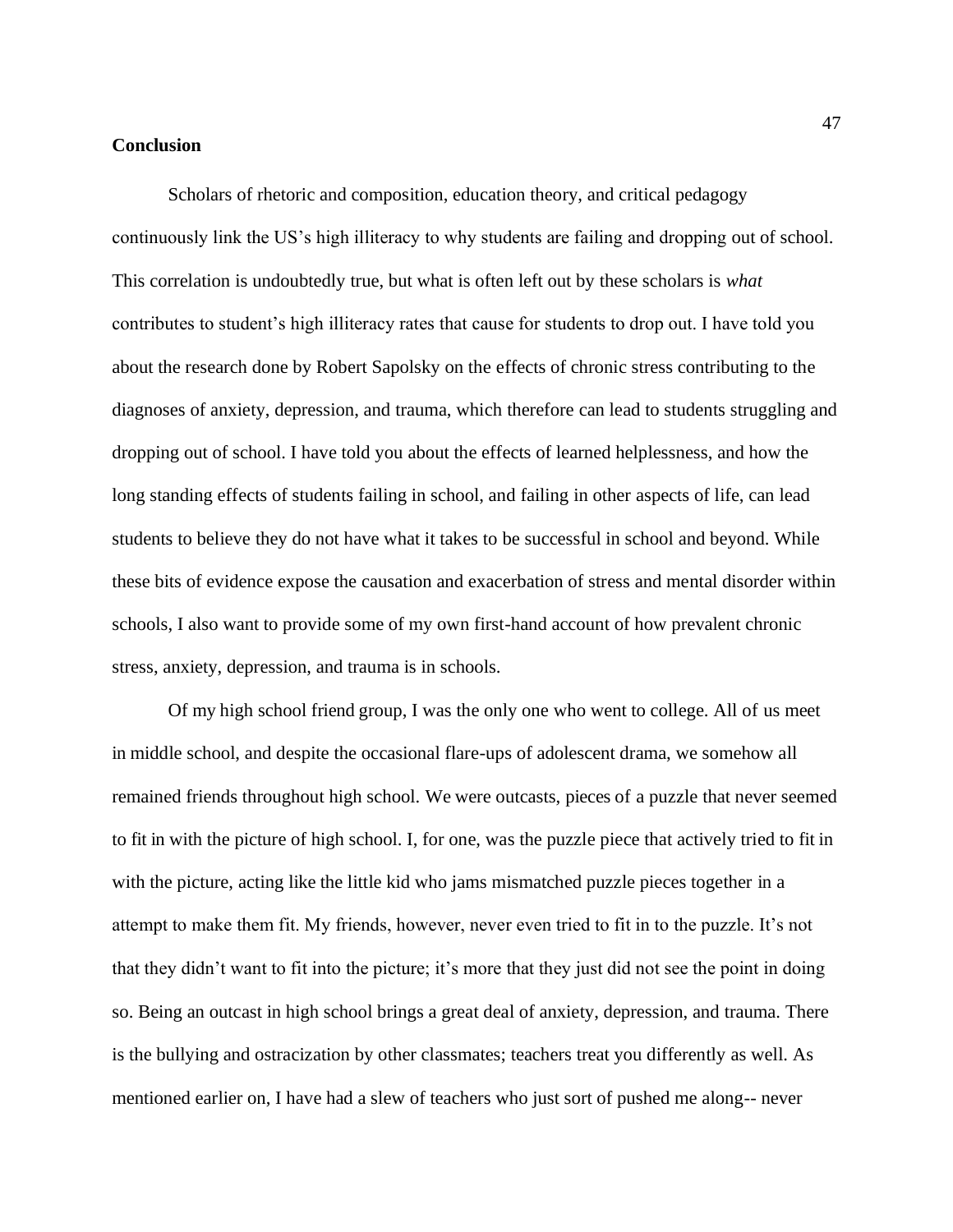**Conclusion**

Scholars of rhetoric and composition, education theory, and critical pedagogy continuously link the US's high illiteracy to why students are failing and dropping out of school. This correlation is undoubtedly true, but what is often left out by these scholars is *what* contributes to student's high illiteracy rates that cause for students to drop out. I have told you about the research done by Robert Sapolsky on the effects of chronic stress contributing to the diagnoses of anxiety, depression, and trauma, which therefore can lead to students struggling and dropping out of school. I have told you about the effects of learned helplessness, and how the long standing effects of students failing in school, and failing in other aspects of life, can lead students to believe they do not have what it takes to be successful in school and beyond. While these bits of evidence expose the causation and exacerbation of stress and mental disorder within schools, I also want to provide some of my own first-hand account of how prevalent chronic stress, anxiety, depression, and trauma is in schools.

Of my high school friend group, I was the only one who went to college. All of us meet in middle school, and despite the occasional flare-ups of adolescent drama, we somehow all remained friends throughout high school. We were outcasts, pieces of a puzzle that never seemed to fit in with the picture of high school. I, for one, was the puzzle piece that actively tried to fit in with the picture, acting like the little kid who jams mismatched puzzle pieces together in a attempt to make them fit. My friends, however, never even tried to fit in to the puzzle. It's not that they didn't want to fit into the picture; it's more that they just did not see the point in doing so. Being an outcast in high school brings a great deal of anxiety, depression, and trauma. There is the bullying and ostracization by other classmates; teachers treat you differently as well. As mentioned earlier on, I have had a slew of teachers who just sort of pushed me along-- never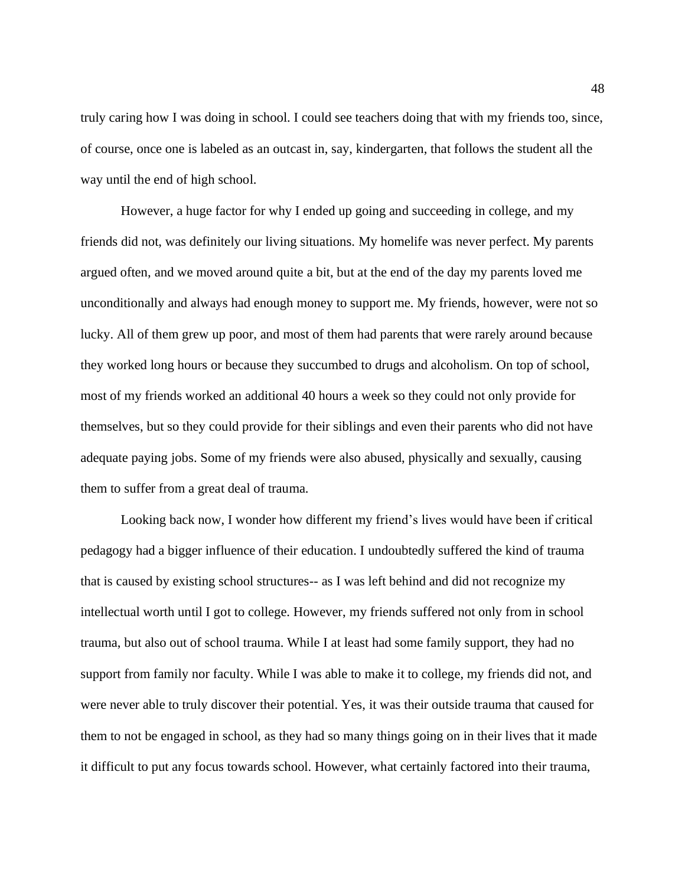truly caring how I was doing in school. I could see teachers doing that with my friends too, since, of course, once one is labeled as an outcast in, say, kindergarten, that follows the student all the way until the end of high school.

However, a huge factor for why I ended up going and succeeding in college, and my friends did not, was definitely our living situations. My homelife was never perfect. My parents argued often, and we moved around quite a bit, but at the end of the day my parents loved me unconditionally and always had enough money to support me. My friends, however, were not so lucky. All of them grew up poor, and most of them had parents that were rarely around because they worked long hours or because they succumbed to drugs and alcoholism. On top of school, most of my friends worked an additional 40 hours a week so they could not only provide for themselves, but so they could provide for their siblings and even their parents who did not have adequate paying jobs. Some of my friends were also abused, physically and sexually, causing them to suffer from a great deal of trauma.

Looking back now, I wonder how different my friend's lives would have been if critical pedagogy had a bigger influence of their education. I undoubtedly suffered the kind of trauma that is caused by existing school structures-- as I was left behind and did not recognize my intellectual worth until I got to college. However, my friends suffered not only from in school trauma, but also out of school trauma. While I at least had some family support, they had no support from family nor faculty. While I was able to make it to college, my friends did not, and were never able to truly discover their potential. Yes, it was their outside trauma that caused for them to not be engaged in school, as they had so many things going on in their lives that it made it difficult to put any focus towards school. However, what certainly factored into their trauma,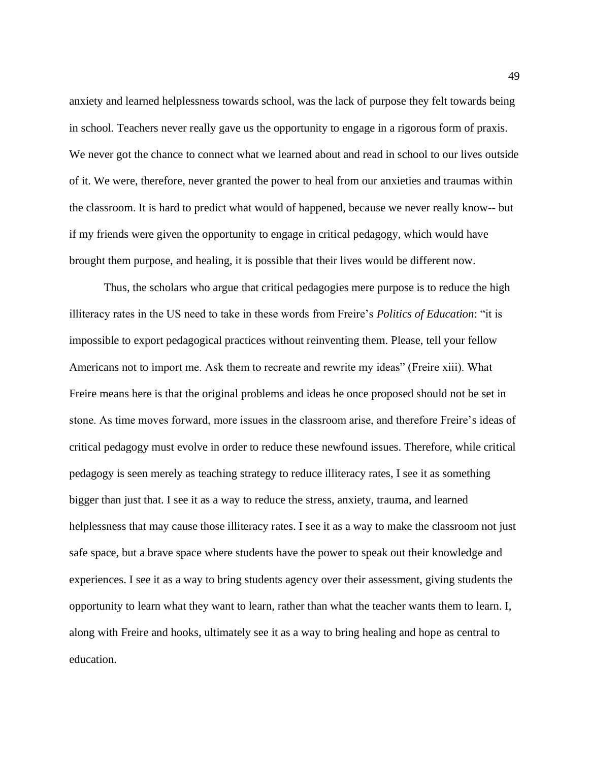anxiety and learned helplessness towards school, was the lack of purpose they felt towards being in school. Teachers never really gave us the opportunity to engage in a rigorous form of praxis. We never got the chance to connect what we learned about and read in school to our lives outside of it. We were, therefore, never granted the power to heal from our anxieties and traumas within the classroom. It is hard to predict what would of happened, because we never really know-- but if my friends were given the opportunity to engage in critical pedagogy, which would have brought them purpose, and healing, it is possible that their lives would be different now.

Thus, the scholars who argue that critical pedagogies mere purpose is to reduce the high illiteracy rates in the US need to take in these words from Freire's *Politics of Education*: "it is impossible to export pedagogical practices without reinventing them. Please, tell your fellow Americans not to import me. Ask them to recreate and rewrite my ideas" (Freire xiii). What Freire means here is that the original problems and ideas he once proposed should not be set in stone. As time moves forward, more issues in the classroom arise, and therefore Freire's ideas of critical pedagogy must evolve in order to reduce these newfound issues. Therefore, while critical pedagogy is seen merely as teaching strategy to reduce illiteracy rates, I see it as something bigger than just that. I see it as a way to reduce the stress, anxiety, trauma, and learned helplessness that may cause those illiteracy rates. I see it as a way to make the classroom not just safe space, but a brave space where students have the power to speak out their knowledge and experiences. I see it as a way to bring students agency over their assessment, giving students the opportunity to learn what they want to learn, rather than what the teacher wants them to learn. I, along with Freire and hooks, ultimately see it as a way to bring healing and hope as central to education.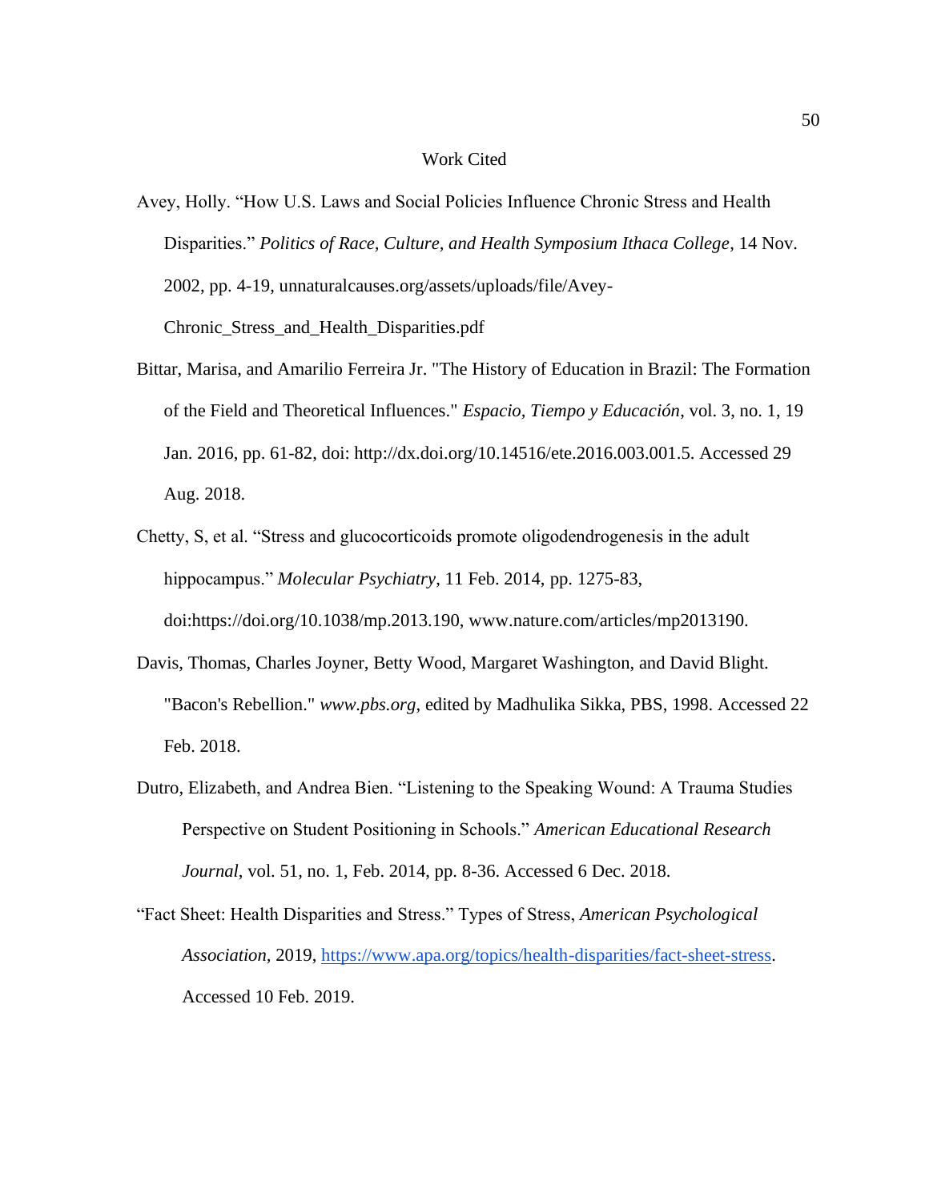# Work Cited

Avey, Holly. “How U.S. Laws and Social Policies Influence Chronic Stress and Health Disparities.” *Politics of Race, Culture, and Health Symposium Ithaca College*, 14 Nov. 2002, pp. 4-19, unnaturalcauses.org/assets/uploads/file/Avey-Chronic_Stress_and_Health_Disparities.pdf

Bittar, Marisa, and Amarilio Ferreira Jr. "The History of Education in Brazil: The Formation of the Field and Theoretical Influences." *Espacio, Tiempo y Educación*, vol. 3, no. 1, 19 Jan. 2016, pp. 61-82, doi: http://dx.doi.org/10.14516/ete.2016.003.001.5. Accessed 29 Aug. 2018.

Chetty, S, et al. “Stress and glucocorticoids promote oligodendrogenesis in the adult hippocampus.” *Molecular Psychiatry*, 11 Feb. 2014, pp. 1275-83, doi:https://doi.org/10.1038/mp.2013.190, www.nature.com/articles/mp2013190.

Davis, Thomas, Charles Joyner, Betty Wood, Margaret Washington, and David Blight. "Bacon's Rebellion." *www.pbs.org*, edited by Madhulika Sikka, PBS, 1998. Accessed 22 Feb. 2018.

Dutro, Elizabeth, and Andrea Bien. “Listening to the Speaking Wound: A Trauma Studies Perspective on Student Positioning in Schools.” *American Educational Research Journal*, vol. 51, no. 1, Feb. 2014, pp. 8-36. Accessed 6 Dec. 2018.

“Fact Sheet: Health Disparities and Stress.” Types of Stress, *American Psychological Association,* 2019, [https://www.apa.org/topics/health-disparities/fact-sheet-stress](https://www.apa.org/topics/health-disparities/fact-sheet-stress). Accessed 10 Feb. 2019.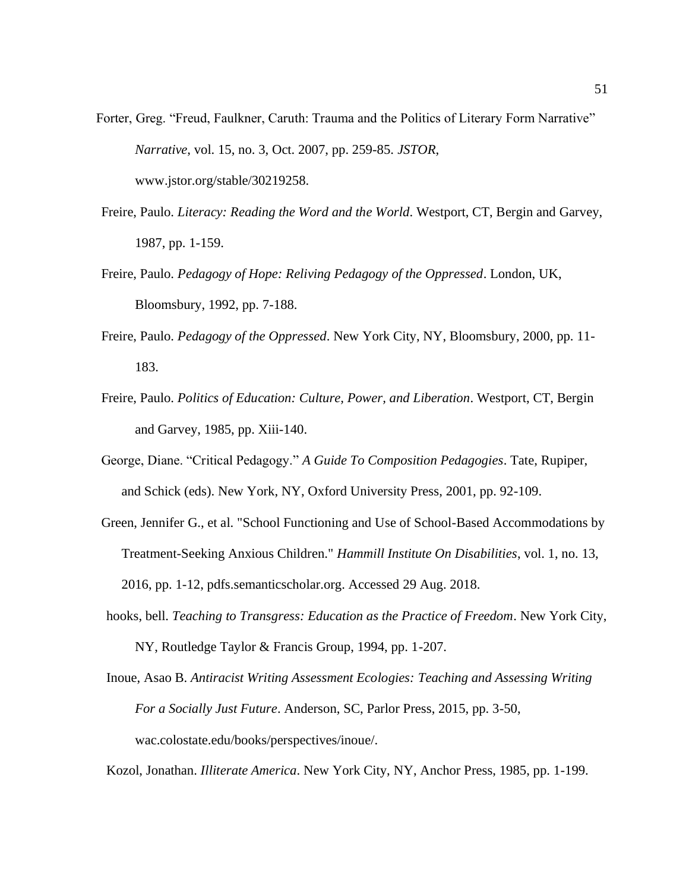Forter, Greg. "Freud, Faulkner, Caruth: Trauma and the Politics of Literary Form Narrative" *Narrative*, vol. 15, no. 3, Oct. 2007, pp. 259-85. *JSTOR*, www.jstor.org/stable/30219258.

Freire, Paulo. *Literacy: Reading the Word and the World*. Westport, CT, Bergin and Garvey, 1987, pp. 1-159.

Freire, Paulo. *Pedagogy of Hope: Reliving Pedagogy of the Oppressed*. London, UK, Bloomsbury, 1992, pp. 7-188.

Freire, Paulo. *Pedagogy of the Oppressed*. New York City, NY, Bloomsbury, 2000, pp. 11-183.

Freire, Paulo. *Politics of Education: Culture, Power, and Liberation*. Westport, CT, Bergin and Garvey, 1985, pp. Xiii-140.

George, Diane. "Critical Pedagogy." *A Guide To Composition Pedagogies*. Tate, Rupiper, and Schick (eds). New York, NY, Oxford University Press, 2001, pp. 92-109.

Green, Jennifer G., et al. "School Functioning and Use of School-Based Accommodations by Treatment-Seeking Anxious Children." *Hammill Institute On Disabilities*, vol. 1, no. 13, 2016, pp. 1-12, pdfs.semanticscholar.org. Accessed 29 Aug. 2018.

hooks, bell. *Teaching to Transgress: Education as the Practice of Freedom*. New York City, NY, Routledge Taylor & Francis Group, 1994, pp. 1-207.

Inoue, Asao B. *Antiracist Writing Assessment Ecologies: Teaching and Assessing Writing For a Socially Just Future*. Anderson, SC, Parlor Press, 2015, pp. 3-50, wac.colostate.edu/books/perspectives/inoue/.

Kozol, Jonathan. *Illiterate America*. New York City, NY, Anchor Press, 1985, pp. 1-199.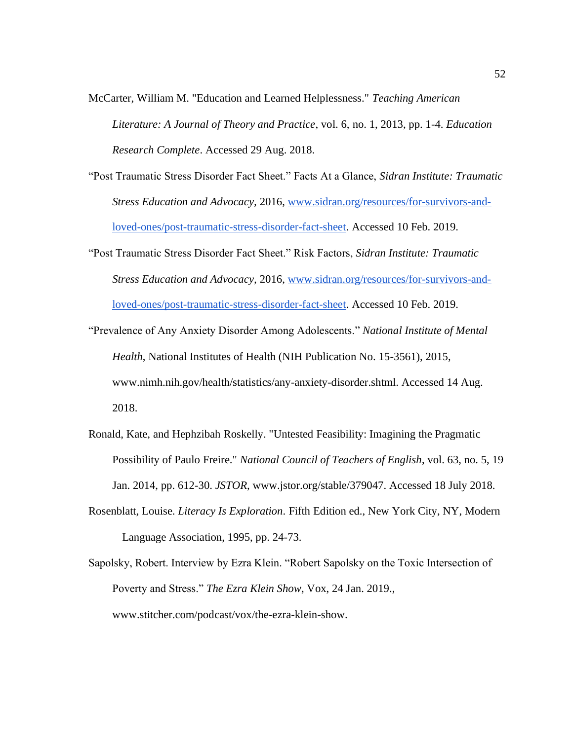McCarter, William M. "Education and Learned Helplessness." *Teaching American Literature: A Journal of Theory and Practice*, vol. 6, no. 1, 2013, pp. 1-4. *Education Research Complete*. Accessed 29 Aug. 2018.

"Post Traumatic Stress Disorder Fact Sheet." Facts At a Glance, *Sidran Institute: Traumatic Stress Education and Advocacy*, 2016, [www.sidran.org/resources/for-survivors-and-loved-ones/post-traumatic-stress-disorder-fact-sheet](www.sidran.org/resources/for-survivors-and-loved-ones/post-traumatic-stress-disorder-fact-sheet). Accessed 10 Feb. 2019.

"Post Traumatic Stress Disorder Fact Sheet." Risk Factors, *Sidran Institute: Traumatic Stress Education and Advocacy*, 2016, [www.sidran.org/resources/for-survivors-and-loved-ones/post-traumatic-stress-disorder-fact-sheet](www.sidran.org/resources/for-survivors-and-loved-ones/post-traumatic-stress-disorder-fact-sheet). Accessed 10 Feb. 2019.

"Prevalence of Any Anxiety Disorder Among Adolescents." *National Institute of Mental Health*, National Institutes of Health (NIH Publication No. 15-3561), 2015, www.nimh.nih.gov/health/statistics/any-anxiety-disorder.shtml. Accessed 14 Aug. 2018.

Ronald, Kate, and Hephzibah Roskelly. "Untested Feasibility: Imagining the Pragmatic Possibility of Paulo Freire." *National Council of Teachers of English*, vol. 63, no. 5, 19 Jan. 2014, pp. 612-30. *JSTOR*, www.jstor.org/stable/379047. Accessed 18 July 2018.

Rosenblatt, Louise. *Literacy Is Exploration*. Fifth Edition ed., New York City, NY, Modern Language Association, 1995, pp. 24-73.

Sapolsky, Robert. Interview by Ezra Klein. "Robert Sapolsky on the Toxic Intersection of Poverty and Stress." *The Ezra Klein Show*, Vox, 24 Jan. 2019., www.stitcher.com/podcast/vox/the-ezra-klein-show.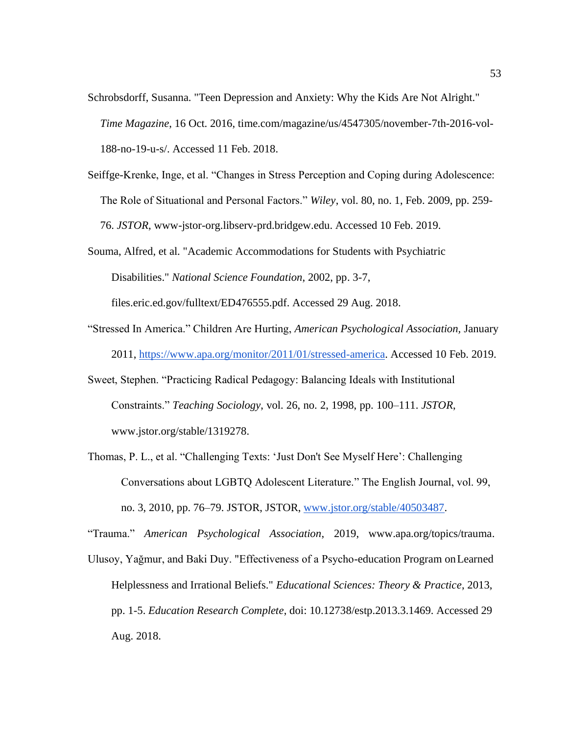Schrobsdorff, Susanna. "Teen Depression and Anxiety: Why the Kids Are Not Alright." *Time Magazine*, 16 Oct. 2016, time.com/magazine/us/4547305/november-7th-2016-vol-188-no-19-u-s/. Accessed 11 Feb. 2018.

Seiffge-Krenke, Inge, et al. "Changes in Stress Perception and Coping during Adolescence: The Role of Situational and Personal Factors." *Wiley*, vol. 80, no. 1, Feb. 2009, pp. 259-76. *JSTOR*, www-jstor-org.libserv-prd.bridgew.edu. Accessed 10 Feb. 2019.

Souma, Alfred, et al. "Academic Accommodations for Students with Psychiatric Disabilities." *National Science Foundation*, 2002, pp. 3-7, files.eric.ed.gov/fulltext/ED476555.pdf. Accessed 29 Aug. 2018.

"Stressed In America." Children Are Hurting, *American Psychological Association*, January 2011, https://www.apa.org/monitor/2011/01/stressed-america. Accessed 10 Feb. 2019.

Sweet, Stephen. "Practicing Radical Pedagogy: Balancing Ideals with Institutional Constraints." *Teaching Sociology*, vol. 26, no. 2, 1998, pp. 100–111. *JSTOR*, www.jstor.org/stable/1319278.

Thomas, P. L., et al. "Challenging Texts: 'Just Don't See Myself Here': Challenging Conversations about LGBTQ Adolescent Literature." The English Journal, vol. 99, no. 3, 2010, pp. 76–79. JSTOR, JSTOR, www.jstor.org/stable/40503487.

"Trauma." *American Psychological Association*, 2019, www.apa.org/topics/trauma.

Ulusoy, Yağmur, and Baki Duy. "Effectiveness of a Psycho-education Program on Learned Helplessness and Irrational Beliefs." *Educational Sciences: Theory & Practice*, 2013, pp. 1-5. *Education Research Complete*, doi: 10.12738/estp.2013.3.1469. Accessed 29 Aug. 2018.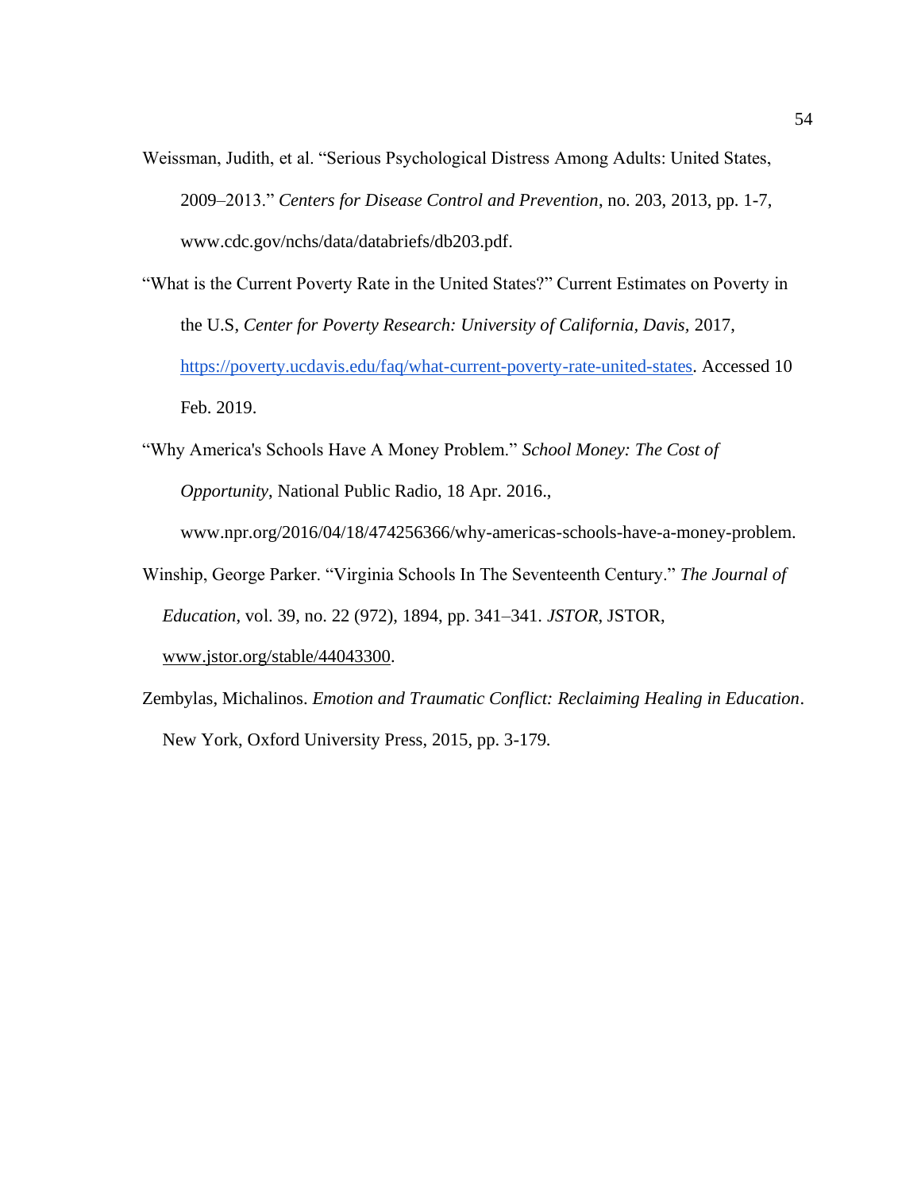Weissman, Judith, et al. “Serious Psychological Distress Among Adults: United States, 2009–2013.” *Centers for Disease Control and Prevention*, no. 203, 2013, pp. 1-7, www.cdc.gov/nchs/data/databriefs/db203.pdf.

“What is the Current Poverty Rate in the United States?” Current Estimates on Poverty in the U.S, *Center for Poverty Research: University of California, Davis*, 2017, https://poverty.ucdavis.edu/faq/what-current-poverty-rate-united-states. Accessed 10 Feb. 2019.

“Why America's Schools Have A Money Problem.” *School Money: The Cost of Opportunity*, National Public Radio, 18 Apr. 2016., www.npr.org/2016/04/18/474256366/why-americas-schools-have-a-money-problem.

Winship, George Parker. “Virginia Schools In The Seventeenth Century.” *The Journal of Education*, vol. 39, no. 22 (972), 1894, pp. 341–341. *JSTOR*, JSTOR, www.jstor.org/stable/44043300.

Zembylas, Michalinos. *Emotion and Traumatic Conflict: Reclaiming Healing in Education*. New York, Oxford University Press, 2015, pp. 3-179.